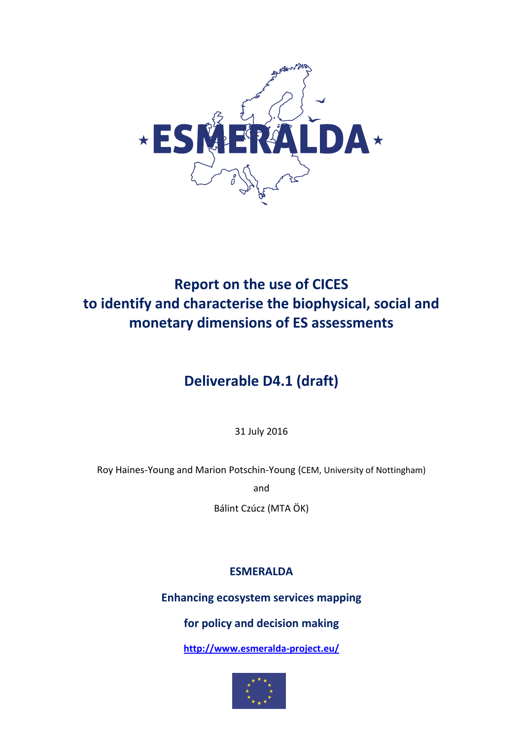# Report on the use of CICES to identify and characterise the biophysical, social and monetary dimensions of ES assessments

## Deliverable D4.1 (draft)

31 July 2016

Roy Haines-Young and Marion Potschin-Young (CEM, University of Nottingham)

and

Bálint Czúcz (MTA ÖK)

**ESMERALDA**

**Enhancing ecosystem services mapping**

**for policy and decision making**

**http://www.esmeralda-project.eu/**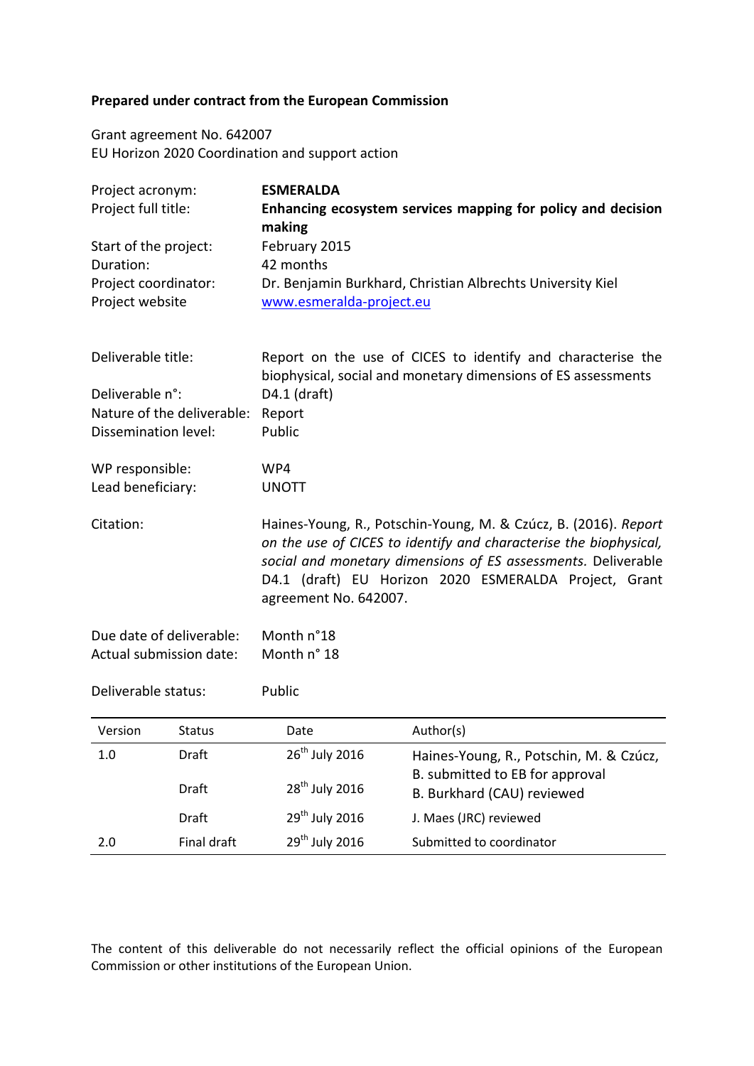**Prepared under contract from the European Commission**

Grant agreement No. 642007
EU Horizon 2020 Coordination and support action

| | |
|---|---|
| Project acronym: | **ESMERALDA** |
| Project full title: | **Enhancing ecosystem services mapping for policy and decision making** |
| Start of the project: | February 2015 |
| Duration: | 42 months |
| Project coordinator: | Dr. Benjamin Burkhard, Christian Albrechts University Kiel |
| Project website | www.esmeralda-project.eu |

| | |
|---|---|
| Deliverable title: | Report on the use of CICES to identify and characterise the biophysical, social and monetary dimensions of ES assessments |
| Deliverable n°: | D4.1 (draft) |
| Nature of the deliverable: | Report |
| Dissemination level: | Public |
| WP responsible: | WP4 |
| Lead beneficiary: | UNOTT |
| Citation: | Haines-Young, R., Potschin-Young, M. & Czúcz, B. (2016). *Report on the use of CICES to identify and characterise the biophysical, social and monetary dimensions of ES assessments.* Deliverable D4.1 (draft) EU Horizon 2020 ESMERALDA Project, Grant agreement No. 642007. |
| Due date of deliverable: | Month n°18 |
| Actual submission date: | Month n° 18 |
| Deliverable status: | Public |

| Version | Status | Date | Author(s) |
|---|---|---|---|
| 1.0 | Draft | 26th July 2016 | Haines-Young, R., Potschin, M. & Czúcz, B. submitted to EB for approval |
| | Draft | 28th July 2016 | B. Burkhard (CAU) reviewed |
| | Draft | 29th July 2016 | J. Maes (JRC) reviewed |
| 2.0 | Final draft | 29th July 2016 | Submitted to coordinator |

The content of this deliverable do not necessarily reflect the official opinions of the European Commission or other institutions of the European Union.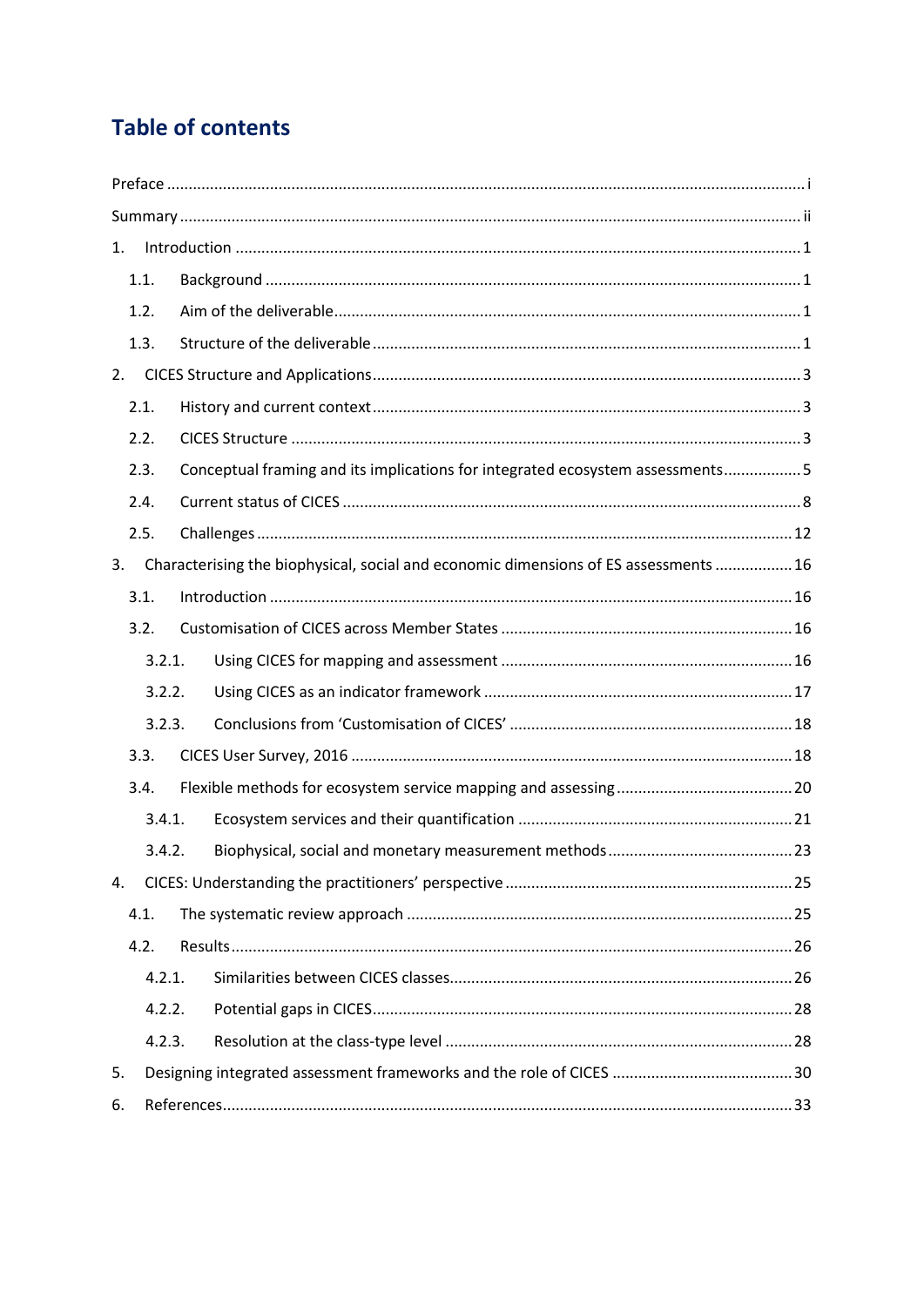# Table of contents

Preface ..... i

Summary ..... ii

1. Introduction ..... 1
   - 1.1. Background ..... 1
   - 1.2. Aim of the deliverable ..... 1
   - 1.3. Structure of the deliverable ..... 1
2. CICES Structure and Applications ..... 3
   - 2.1. History and current context ..... 3
   - 2.2. CICES Structure ..... 3
   - 2.3. Conceptual framing and its implications for integrated ecosystem assessments ..... 5
   - 2.4. Current status of CICES ..... 8
   - 2.5. Challenges ..... 12
3. Characterising the biophysical, social and economic dimensions of ES assessments ..... 16
   - 3.1. Introduction ..... 16
   - 3.2. Customisation of CICES across Member States ..... 16
     - 3.2.1. Using CICES for mapping and assessment ..... 16
     - 3.2.2. Using CICES as an indicator framework ..... 17
     - 3.2.3. Conclusions from 'Customisation of CICES' ..... 18
   - 3.3. CICES User Survey, 2016 ..... 18
   - 3.4. Flexible methods for ecosystem service mapping and assessing ..... 20
     - 3.4.1. Ecosystem services and their quantification ..... 21
     - 3.4.2. Biophysical, social and monetary measurement methods ..... 23
4. CICES: Understanding the practitioners' perspective ..... 25
   - 4.1. The systematic review approach ..... 25
   - 4.2. Results ..... 26
     - 4.2.1. Similarities between CICES classes ..... 26
     - 4.2.2. Potential gaps in CICES ..... 28
     - 4.2.3. Resolution at the class-type level ..... 28
5. Designing integrated assessment frameworks and the role of CICES ..... 30
6. References ..... 33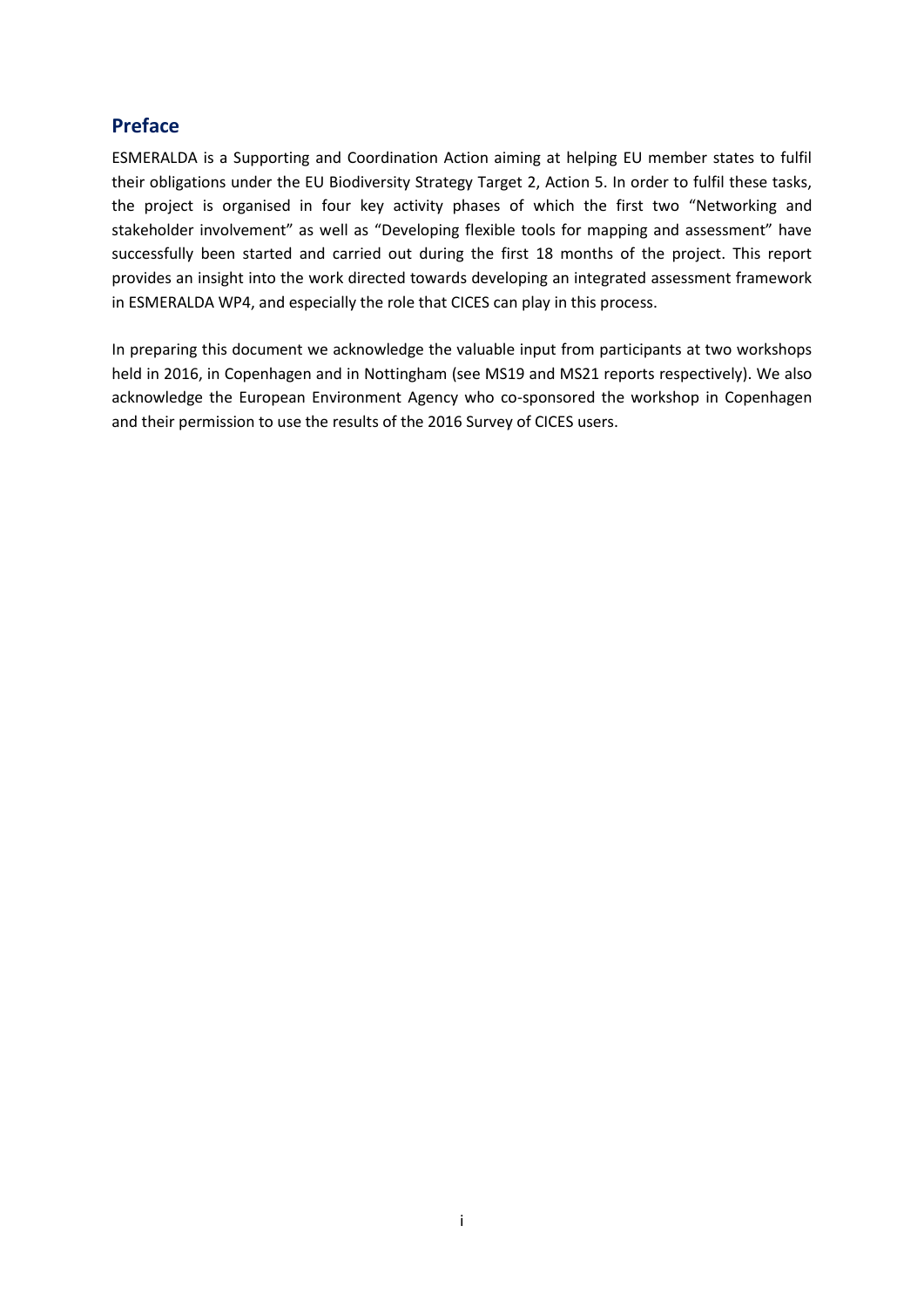## Preface

ESMERALDA is a Supporting and Coordination Action aiming at helping EU member states to fulfil their obligations under the EU Biodiversity Strategy Target 2, Action 5. In order to fulfil these tasks, the project is organised in four key activity phases of which the first two "Networking and stakeholder involvement" as well as "Developing flexible tools for mapping and assessment" have successfully been started and carried out during the first 18 months of the project. This report provides an insight into the work directed towards developing an integrated assessment framework in ESMERALDA WP4, and especially the role that CICES can play in this process.

In preparing this document we acknowledge the valuable input from participants at two workshops held in 2016, in Copenhagen and in Nottingham (see MS19 and MS21 reports respectively). We also acknowledge the European Environment Agency who co-sponsored the workshop in Copenhagen and their permission to use the results of the 2016 Survey of CICES users.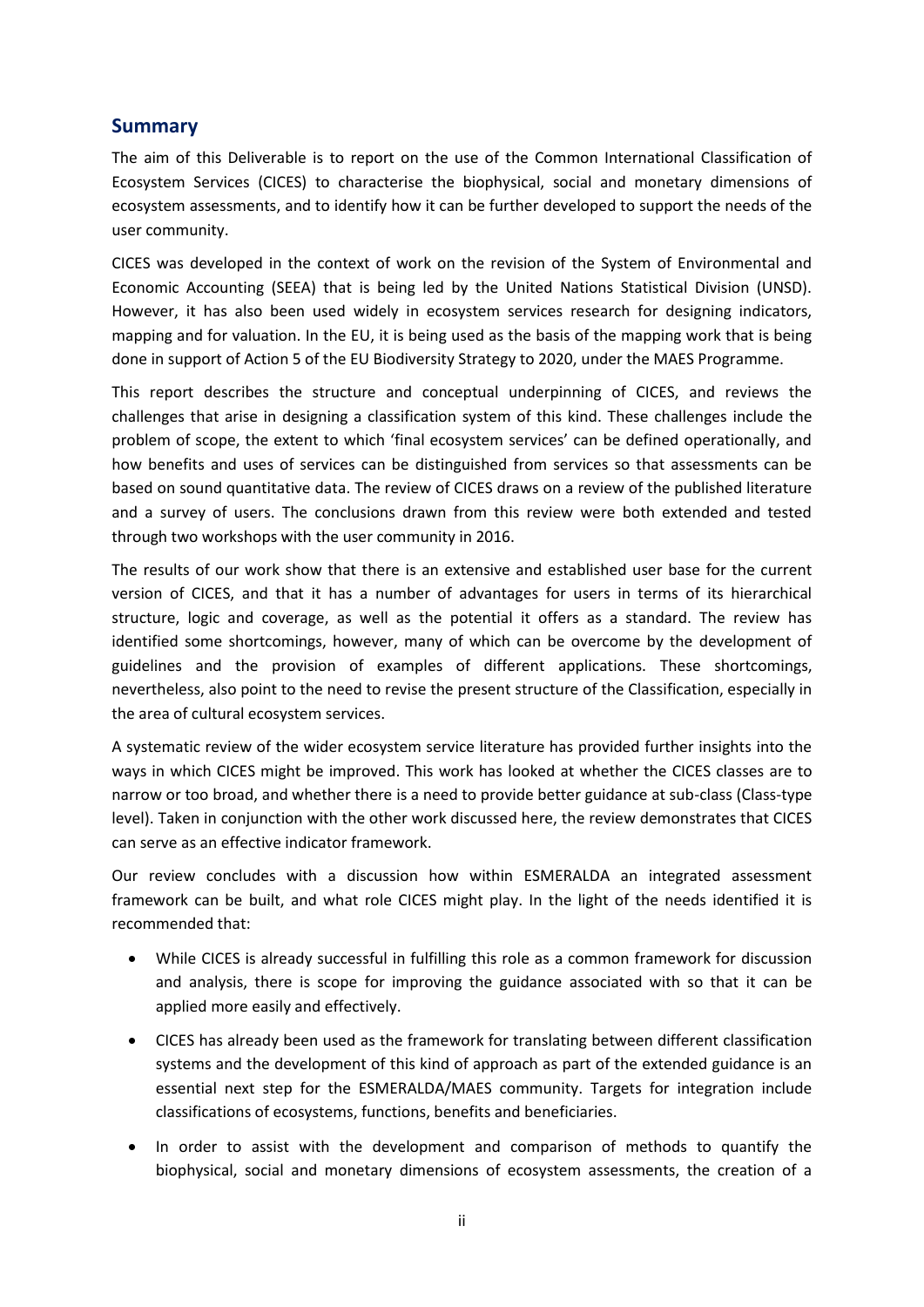## Summary

The aim of this Deliverable is to report on the use of the Common International Classification of Ecosystem Services (CICES) to characterise the biophysical, social and monetary dimensions of ecosystem assessments, and to identify how it can be further developed to support the needs of the user community.

CICES was developed in the context of work on the revision of the System of Environmental and Economic Accounting (SEEA) that is being led by the United Nations Statistical Division (UNSD). However, it has also been used widely in ecosystem services research for designing indicators, mapping and for valuation. In the EU, it is being used as the basis of the mapping work that is being done in support of Action 5 of the EU Biodiversity Strategy to 2020, under the MAES Programme.

This report describes the structure and conceptual underpinning of CICES, and reviews the challenges that arise in designing a classification system of this kind. These challenges include the problem of scope, the extent to which 'final ecosystem services' can be defined operationally, and how benefits and uses of services can be distinguished from services so that assessments can be based on sound quantitative data. The review of CICES draws on a review of the published literature and a survey of users. The conclusions drawn from this review were both extended and tested through two workshops with the user community in 2016.

The results of our work show that there is an extensive and established user base for the current version of CICES, and that it has a number of advantages for users in terms of its hierarchical structure, logic and coverage, as well as the potential it offers as a standard. The review has identified some shortcomings, however, many of which can be overcome by the development of guidelines and the provision of examples of different applications. These shortcomings, nevertheless, also point to the need to revise the present structure of the Classification, especially in the area of cultural ecosystem services.

A systematic review of the wider ecosystem service literature has provided further insights into the ways in which CICES might be improved. This work has looked at whether the CICES classes are to narrow or too broad, and whether there is a need to provide better guidance at sub-class (Class-type level). Taken in conjunction with the other work discussed here, the review demonstrates that CICES can serve as an effective indicator framework.

Our review concludes with a discussion how within ESMERALDA an integrated assessment framework can be built, and what role CICES might play. In the light of the needs identified it is recommended that:

- While CICES is already successful in fulfilling this role as a common framework for discussion and analysis, there is scope for improving the guidance associated with so that it can be applied more easily and effectively.
- CICES has already been used as the framework for translating between different classification systems and the development of this kind of approach as part of the extended guidance is an essential next step for the ESMERALDA/MAES community. Targets for integration include classifications of ecosystems, functions, benefits and beneficiaries.
- In order to assist with the development and comparison of methods to quantify the biophysical, social and monetary dimensions of ecosystem assessments, the creation of a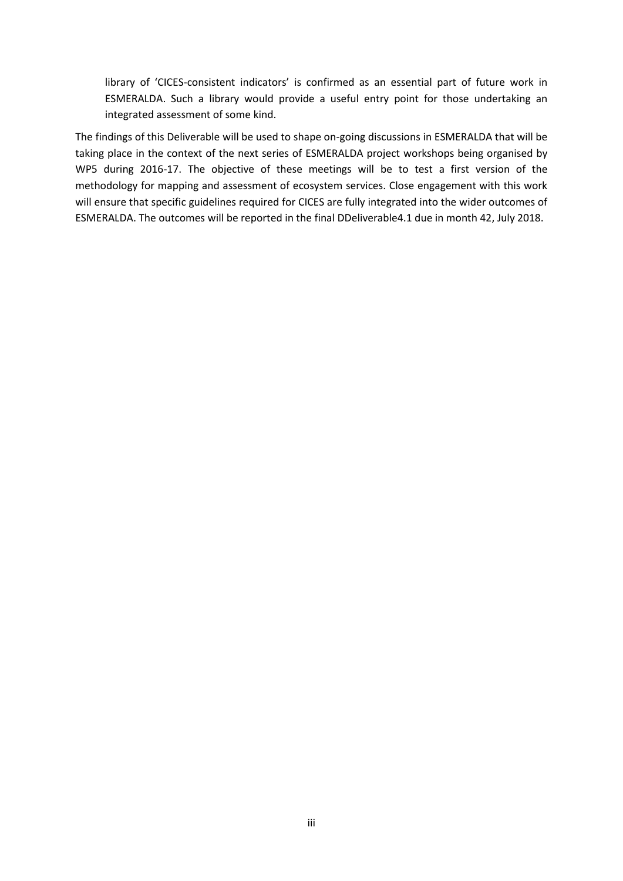library of 'CICES-consistent indicators' is confirmed as an essential part of future work in ESMERALDA. Such a library would provide a useful entry point for those undertaking an integrated assessment of some kind.

The findings of this Deliverable will be used to shape on-going discussions in ESMERALDA that will be taking place in the context of the next series of ESMERALDA project workshops being organised by WP5 during 2016-17. The objective of these meetings will be to test a first version of the methodology for mapping and assessment of ecosystem services. Close engagement with this work will ensure that specific guidelines required for CICES are fully integrated into the wider outcomes of ESMERALDA. The outcomes will be reported in the final DDeliverable4.1 due in month 42, July 2018.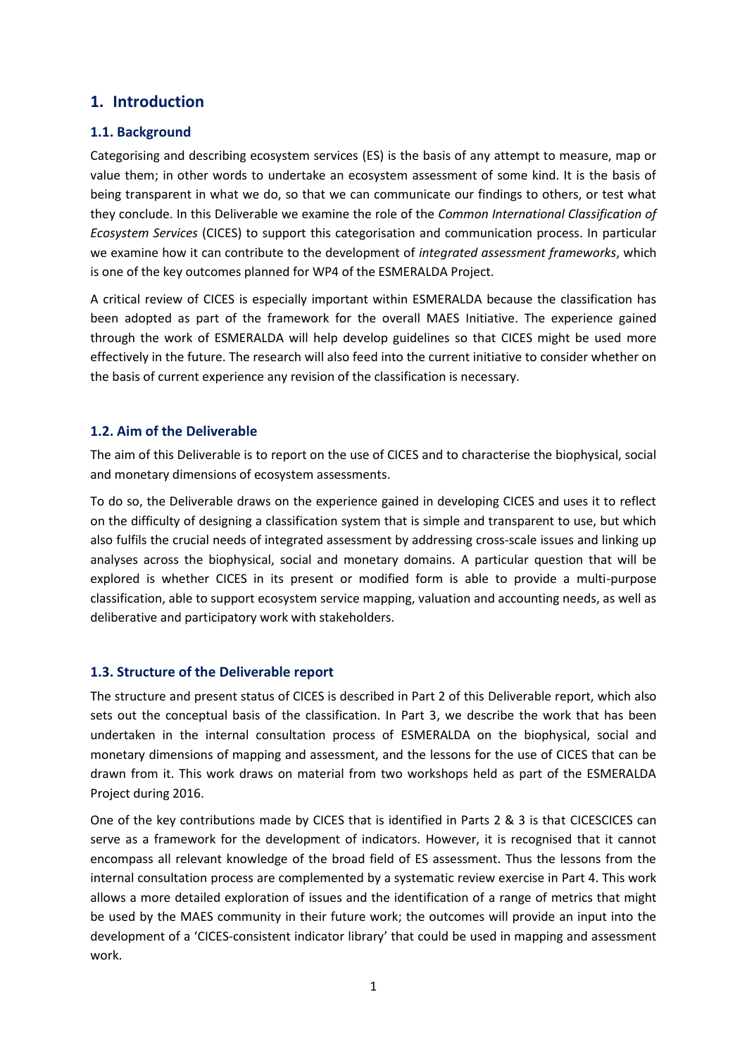# 1. Introduction

## 1.1. Background

Categorising and describing ecosystem services (ES) is the basis of any attempt to measure, map or value them; in other words to undertake an ecosystem assessment of some kind. It is the basis of being transparent in what we do, so that we can communicate our findings to others, or test what they conclude. In this Deliverable we examine the role of the *Common International Classification of Ecosystem Services* (CICES) to support this categorisation and communication process. In particular we examine how it can contribute to the development of *integrated assessment frameworks*, which is one of the key outcomes planned for WP4 of the ESMERALDA Project.

A critical review of CICES is especially important within ESMERALDA because the classification has been adopted as part of the framework for the overall MAES Initiative. The experience gained through the work of ESMERALDA will help develop guidelines so that CICES might be used more effectively in the future. The research will also feed into the current initiative to consider whether on the basis of current experience any revision of the classification is necessary.

## 1.2. Aim of the Deliverable

The aim of this Deliverable is to report on the use of CICES and to characterise the biophysical, social and monetary dimensions of ecosystem assessments.

To do so, the Deliverable draws on the experience gained in developing CICES and uses it to reflect on the difficulty of designing a classification system that is simple and transparent to use, but which also fulfils the crucial needs of integrated assessment by addressing cross-scale issues and linking up analyses across the biophysical, social and monetary domains. A particular question that will be explored is whether CICES in its present or modified form is able to provide a multi-purpose classification, able to support ecosystem service mapping, valuation and accounting needs, as well as deliberative and participatory work with stakeholders.

## 1.3. Structure of the Deliverable report

The structure and present status of CICES is described in Part 2 of this Deliverable report, which also sets out the conceptual basis of the classification. In Part 3, we describe the work that has been undertaken in the internal consultation process of ESMERALDA on the biophysical, social and monetary dimensions of mapping and assessment, and the lessons for the use of CICES that can be drawn from it. This work draws on material from two workshops held as part of the ESMERALDA Project during 2016.

One of the key contributions made by CICES that is identified in Parts 2 & 3 is that CICESCICES can serve as a framework for the development of indicators. However, it is recognised that it cannot encompass all relevant knowledge of the broad field of ES assessment. Thus the lessons from the internal consultation process are complemented by a systematic review exercise in Part 4. This work allows a more detailed exploration of issues and the identification of a range of metrics that might be used by the MAES community in their future work; the outcomes will provide an input into the development of a 'CICES-consistent indicator library' that could be used in mapping and assessment work.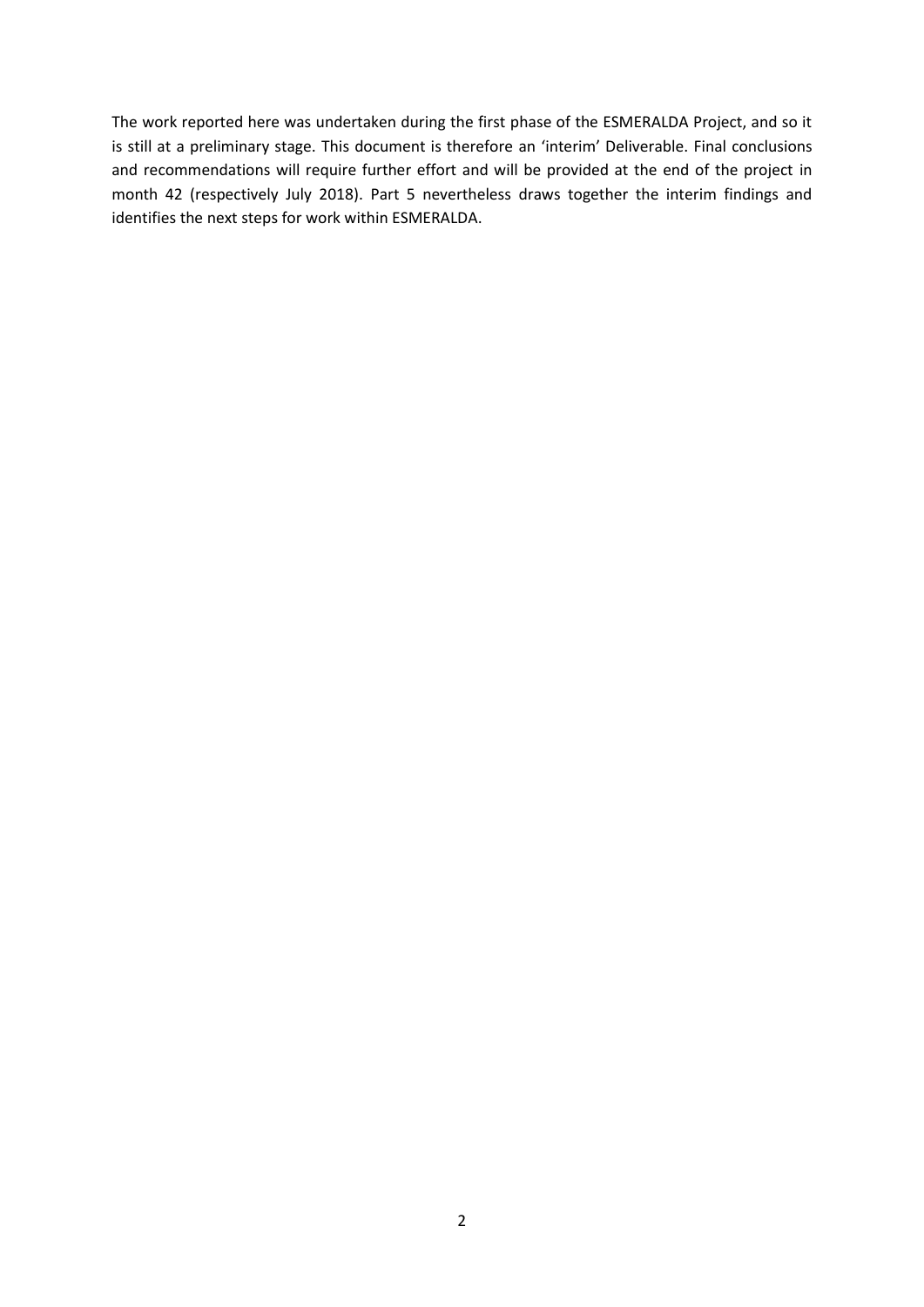The work reported here was undertaken during the first phase of the ESMERALDA Project, and so it is still at a preliminary stage. This document is therefore an 'interim' Deliverable. Final conclusions and recommendations will require further effort and will be provided at the end of the project in month 42 (respectively July 2018). Part 5 nevertheless draws together the interim findings and identifies the next steps for work within ESMERALDA.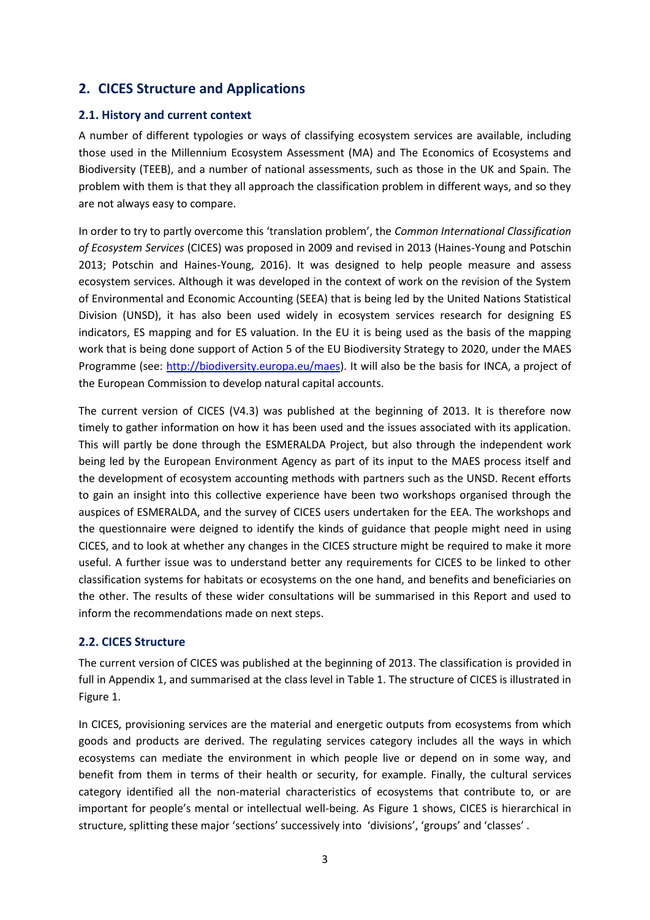## 2. CICES Structure and Applications

### 2.1. History and current context

A number of different typologies or ways of classifying ecosystem services are available, including those used in the Millennium Ecosystem Assessment (MA) and The Economics of Ecosystems and Biodiversity (TEEB), and a number of national assessments, such as those in the UK and Spain. The problem with them is that they all approach the classification problem in different ways, and so they are not always easy to compare.

In order to try to partly overcome this 'translation problem', the *Common International Classification of Ecosystem Services* (CICES) was proposed in 2009 and revised in 2013 (Haines-Young and Potschin 2013; Potschin and Haines-Young, 2016). It was designed to help people measure and assess ecosystem services. Although it was developed in the context of work on the revision of the System of Environmental and Economic Accounting (SEEA) that is being led by the United Nations Statistical Division (UNSD), it has also been used widely in ecosystem services research for designing ES indicators, ES mapping and for ES valuation. In the EU it is being used as the basis of the mapping work that is being done support of Action 5 of the EU Biodiversity Strategy to 2020, under the MAES Programme (see: http://biodiversity.europa.eu/maes). It will also be the basis for INCA, a project of the European Commission to develop natural capital accounts.

The current version of CICES (V4.3) was published at the beginning of 2013. It is therefore now timely to gather information on how it has been used and the issues associated with its application. This will partly be done through the ESMERALDA Project, but also through the independent work being led by the European Environment Agency as part of its input to the MAES process itself and the development of ecosystem accounting methods with partners such as the UNSD. Recent efforts to gain an insight into this collective experience have been two workshops organised through the auspices of ESMERALDA, and the survey of CICES users undertaken for the EEA. The workshops and the questionnaire were deigned to identify the kinds of guidance that people might need in using CICES, and to look at whether any changes in the CICES structure might be required to make it more useful. A further issue was to understand better any requirements for CICES to be linked to other classification systems for habitats or ecosystems on the one hand, and benefits and beneficiaries on the other. The results of these wider consultations will be summarised in this Report and used to inform the recommendations made on next steps.

### 2.2. CICES Structure

The current version of CICES was published at the beginning of 2013. The classification is provided in full in Appendix 1, and summarised at the class level in Table 1. The structure of CICES is illustrated in Figure 1.

In CICES, provisioning services are the material and energetic outputs from ecosystems from which goods and products are derived. The regulating services category includes all the ways in which ecosystems can mediate the environment in which people live or depend on in some way, and benefit from them in terms of their health or security, for example. Finally, the cultural services category identified all the non-material characteristics of ecosystems that contribute to, or are important for people's mental or intellectual well-being. As Figure 1 shows, CICES is hierarchical in structure, splitting these major 'sections' successively into 'divisions', 'groups' and 'classes'.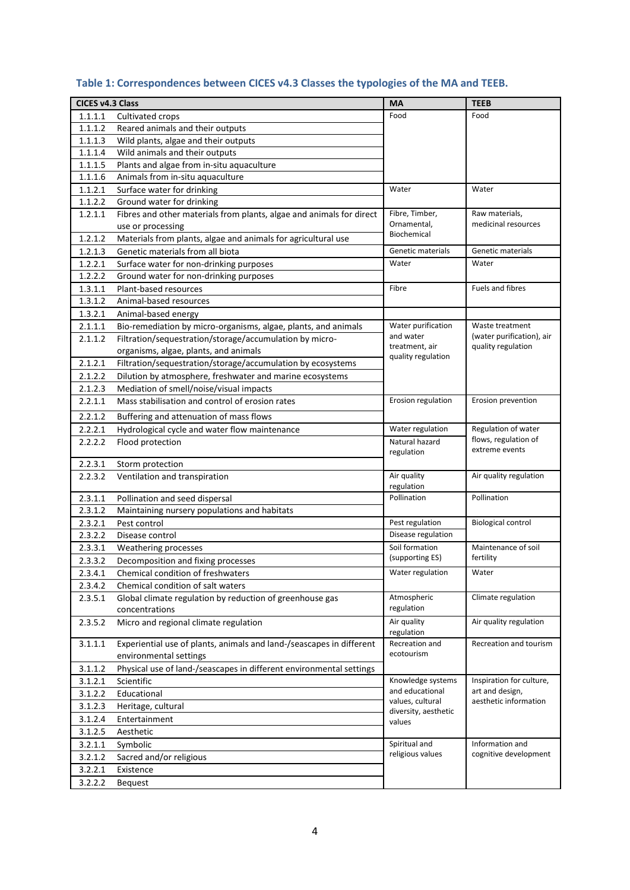### Table 1: Correspondences between CICES v4.3 Classes the typologies of the MA and TEEB.

| CICES v4.3 Class | | MA | TEEB |
|---|---|---|---|
| 1.1.1.1 | Cultivated crops | Food | Food |
| 1.1.1.2 | Reared animals and their outputs | | |
| 1.1.1.3 | Wild plants, algae and their outputs | | |
| 1.1.1.4 | Wild animals and their outputs | | |
| 1.1.1.5 | Plants and algae from in-situ aquaculture | | |
| 1.1.1.6 | Animals from in-situ aquaculture | | |
| 1.1.2.1 | Surface water for drinking | Water | Water |
| 1.1.2.2 | Ground water for drinking | | |
| 1.2.1.1 | Fibres and other materials from plants, algae and animals for direct use or processing | Fibre, Timber, Ornamental, Biochemical | Raw materials, medicinal resources |
| 1.2.1.2 | Materials from plants, algae and animals for agricultural use | | |
| 1.2.1.3 | Genetic materials from all biota | Genetic materials | Genetic materials |
| 1.2.2.1 | Surface water for non-drinking purposes | Water | Water |
| 1.2.2.2 | Ground water for non-drinking purposes | | |
| 1.3.1.1 | Plant-based resources | Fibre | Fuels and fibres |
| 1.3.1.2 | Animal-based resources | | |
| 1.3.2.1 | Animal-based energy | | |
| 2.1.1.1 | Bio-remediation by micro-organisms, algae, plants, and animals | Water purification and water treatment, air quality regulation | Waste treatment (water purification), air quality regulation |
| 2.1.1.2 | Filtration/sequestration/storage/accumulation by micro-organisms, algae, plants, and animals | | |
| 2.1.2.1 | Filtration/sequestration/storage/accumulation by ecosystems | | |
| 2.1.2.2 | Dilution by atmosphere, freshwater and marine ecosystems | | |
| 2.1.2.3 | Mediation of smell/noise/visual impacts | | |
| 2.2.1.1 | Mass stabilisation and control of erosion rates | Erosion regulation | Erosion prevention |
| 2.2.1.2 | Buffering and attenuation of mass flows | | |
| 2.2.2.1 | Hydrological cycle and water flow maintenance | Water regulation | Regulation of water flows, regulation of extreme events |
| 2.2.2.2 | Flood protection | Natural hazard regulation | |
| 2.2.3.1 | Storm protection | | |
| 2.2.3.2 | Ventilation and transpiration | Air quality regulation | Air quality regulation |
| 2.3.1.1 | Pollination and seed dispersal | Pollination | Pollination |
| 2.3.1.2 | Maintaining nursery populations and habitats | | |
| 2.3.2.1 | Pest control | Pest regulation | Biological control |
| 2.3.2.2 | Disease control | Disease regulation | |
| 2.3.3.1 | Weathering processes | Soil formation (supporting ES) | Maintenance of soil fertility |
| 2.3.3.2 | Decomposition and fixing processes | | |
| 2.3.4.1 | Chemical condition of freshwaters | Water regulation | Water |
| 2.3.4.2 | Chemical condition of salt waters | | |
| 2.3.5.1 | Global climate regulation by reduction of greenhouse gas concentrations | Atmospheric regulation | Climate regulation |
| 2.3.5.2 | Micro and regional climate regulation | Air quality regulation | Air quality regulation |
| 3.1.1.1 | Experiential use of plants, animals and land-/seascapes in different environmental settings | Recreation and ecotourism | Recreation and tourism |
| 3.1.1.2 | Physical use of land-/seascapes in different environmental settings | | |
| 3.1.2.1 | Scientific | Knowledge systems and educational values, cultural diversity, aesthetic values | Inspiration for culture, art and design, aesthetic information |
| 3.1.2.2 | Educational | | |
| 3.1.2.3 | Heritage, cultural | | |
| 3.1.2.4 | Entertainment | | |
| 3.1.2.5 | Aesthetic | | |
| 3.2.1.1 | Symbolic | Spiritual and religious values | Information and cognitive development |
| 3.2.1.2 | Sacred and/or religious | | |
| 3.2.2.1 | Existence | | |
| 3.2.2.2 | Bequest | | |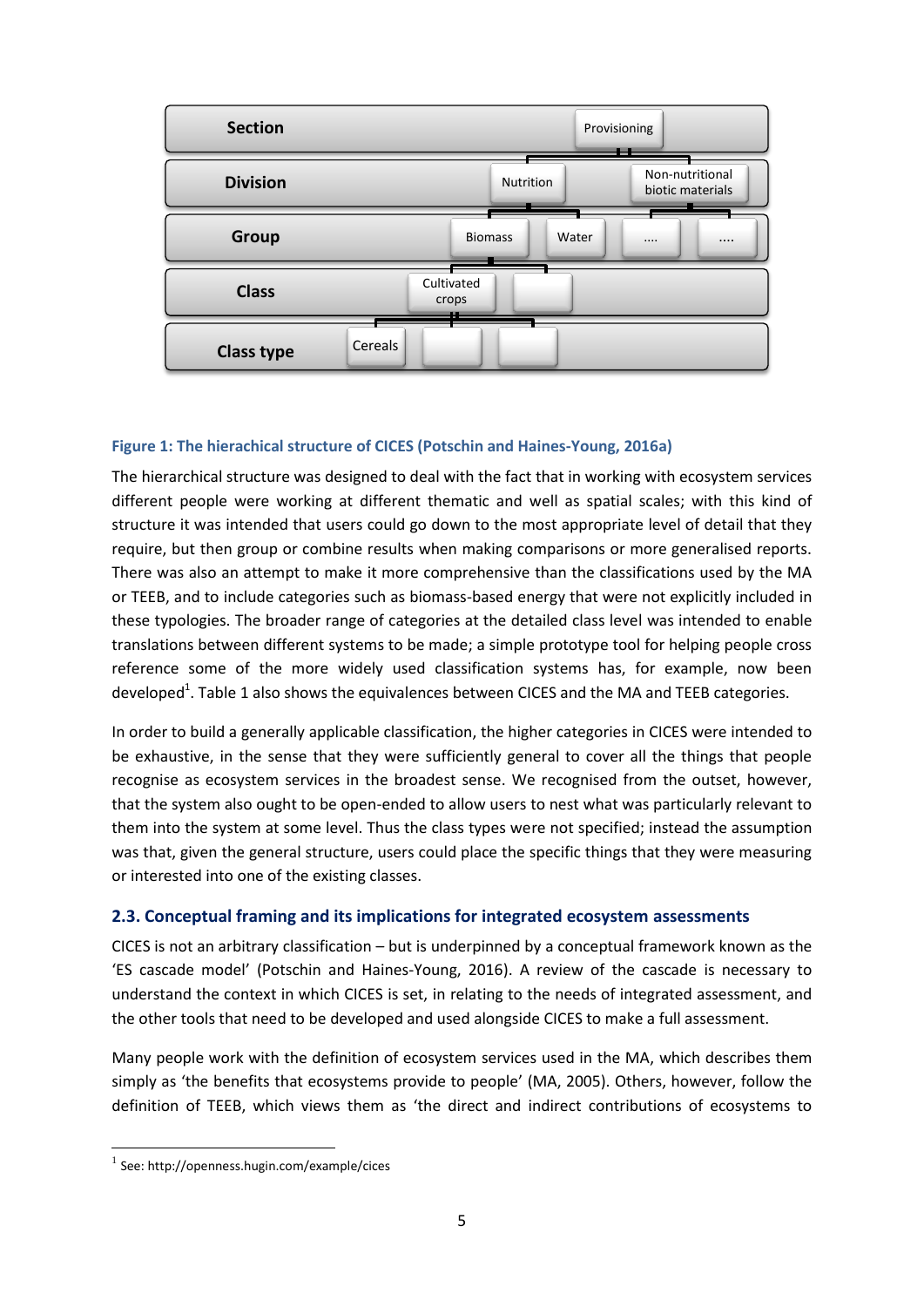**Figure 1: The hierachical structure of CICES (Potschin and Haines-Young, 2016a)**

The hierarchical structure was designed to deal with the fact that in working with ecosystem services different people were working at different thematic and well as spatial scales; with this kind of structure it was intended that users could go down to the most appropriate level of detail that they require, but then group or combine results when making comparisons or more generalised reports. There was also an attempt to make it more comprehensive than the classifications used by the MA or TEEB, and to include categories such as biomass-based energy that were not explicitly included in these typologies. The broader range of categories at the detailed class level was intended to enable translations between different systems to be made; a simple prototype tool for helping people cross reference some of the more widely used classification systems has, for example, now been developed[1]. Table 1 also shows the equivalences between CICES and the MA and TEEB categories.

In order to build a generally applicable classification, the higher categories in CICES were intended to be exhaustive, in the sense that they were sufficiently general to cover all the things that people recognise as ecosystem services in the broadest sense. We recognised from the outset, however, that the system also ought to be open-ended to allow users to nest what was particularly relevant to them into the system at some level. Thus the class types were not specified; instead the assumption was that, given the general structure, users could place the specific things that they were measuring or interested into one of the existing classes.

### 2.3. Conceptual framing and its implications for integrated ecosystem assessments

CICES is not an arbitrary classification – but is underpinned by a conceptual framework known as the 'ES cascade model' (Potschin and Haines-Young, 2016). A review of the cascade is necessary to understand the context in which CICES is set, in relating to the needs of integrated assessment, and the other tools that need to be developed and used alongside CICES to make a full assessment.

Many people work with the definition of ecosystem services used in the MA, which describes them simply as 'the benefits that ecosystems provide to people' (MA, 2005). Others, however, follow the definition of TEEB, which views them as 'the direct and indirect contributions of ecosystems to

[1] See: http://openness.hugin.com/example/cices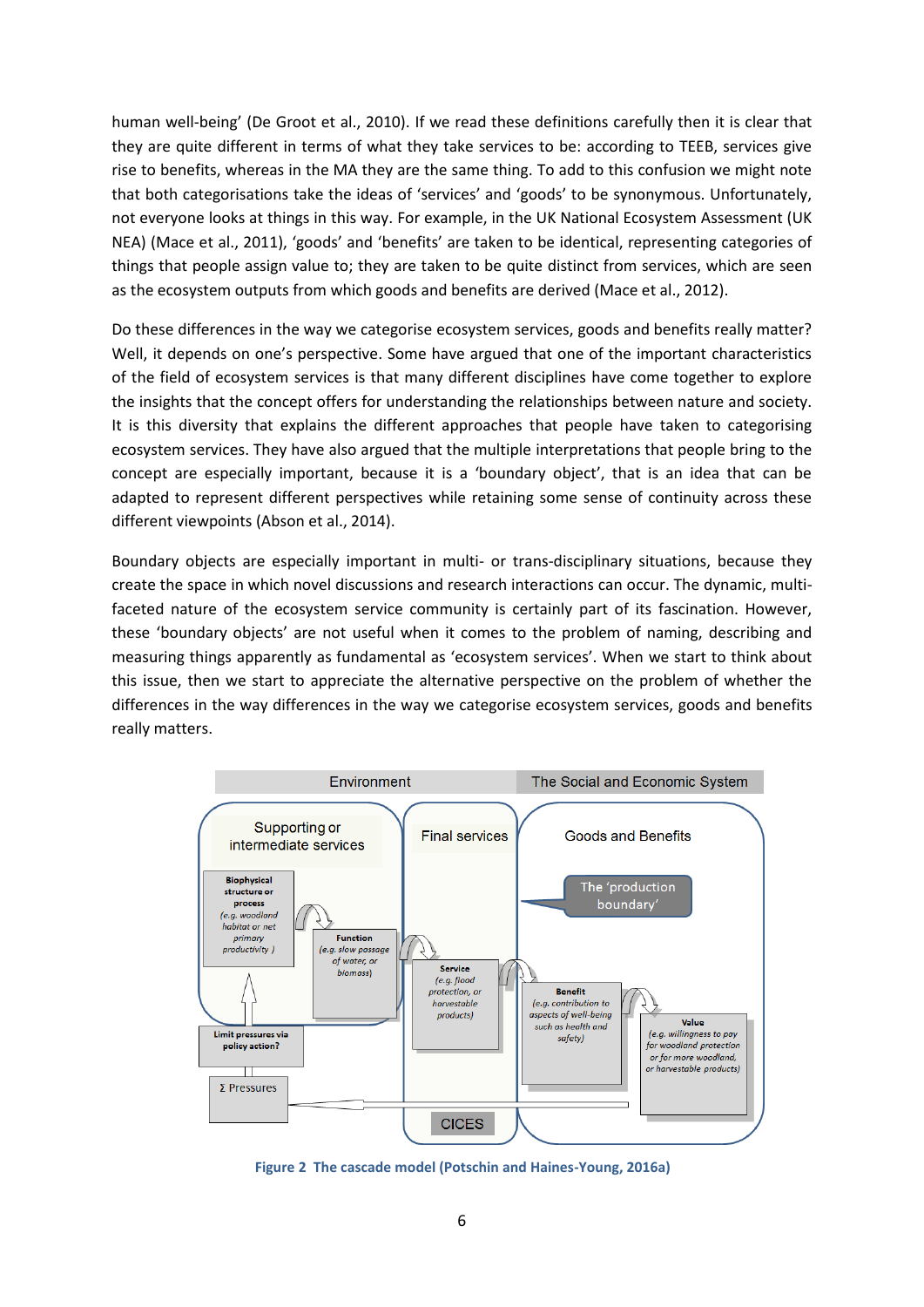human well-being' (De Groot et al., 2010). If we read these definitions carefully then it is clear that they are quite different in terms of what they take services to be: according to TEEB, services give rise to benefits, whereas in the MA they are the same thing. To add to this confusion we might note that both categorisations take the ideas of 'services' and 'goods' to be synonymous. Unfortunately, not everyone looks at things in this way. For example, in the UK National Ecosystem Assessment (UK NEA) (Mace et al., 2011), 'goods' and 'benefits' are taken to be identical, representing categories of things that people assign value to; they are taken to be quite distinct from services, which are seen as the ecosystem outputs from which goods and benefits are derived (Mace et al., 2012).

Do these differences in the way we categorise ecosystem services, goods and benefits really matter? Well, it depends on one's perspective. Some have argued that one of the important characteristics of the field of ecosystem services is that many different disciplines have come together to explore the insights that the concept offers for understanding the relationships between nature and society. It is this diversity that explains the different approaches that people have taken to categorising ecosystem services. They have also argued that the multiple interpretations that people bring to the concept are especially important, because it is a 'boundary object', that is an idea that can be adapted to represent different perspectives while retaining some sense of continuity across these different viewpoints (Abson et al., 2014).

Boundary objects are especially important in multi- or trans-disciplinary situations, because they create the space in which novel discussions and research interactions can occur. The dynamic, multi-faceted nature of the ecosystem service community is certainly part of its fascination. However, these 'boundary objects' are not useful when it comes to the problem of naming, describing and measuring things apparently as fundamental as 'ecosystem services'. When we start to think about this issue, then we start to appreciate the alternative perspective on the problem of whether the differences in the way differences in the way we categorise ecosystem services, goods and benefits really matters.

**Figure 2 The cascade model (Potschin and Haines-Young, 2016a)**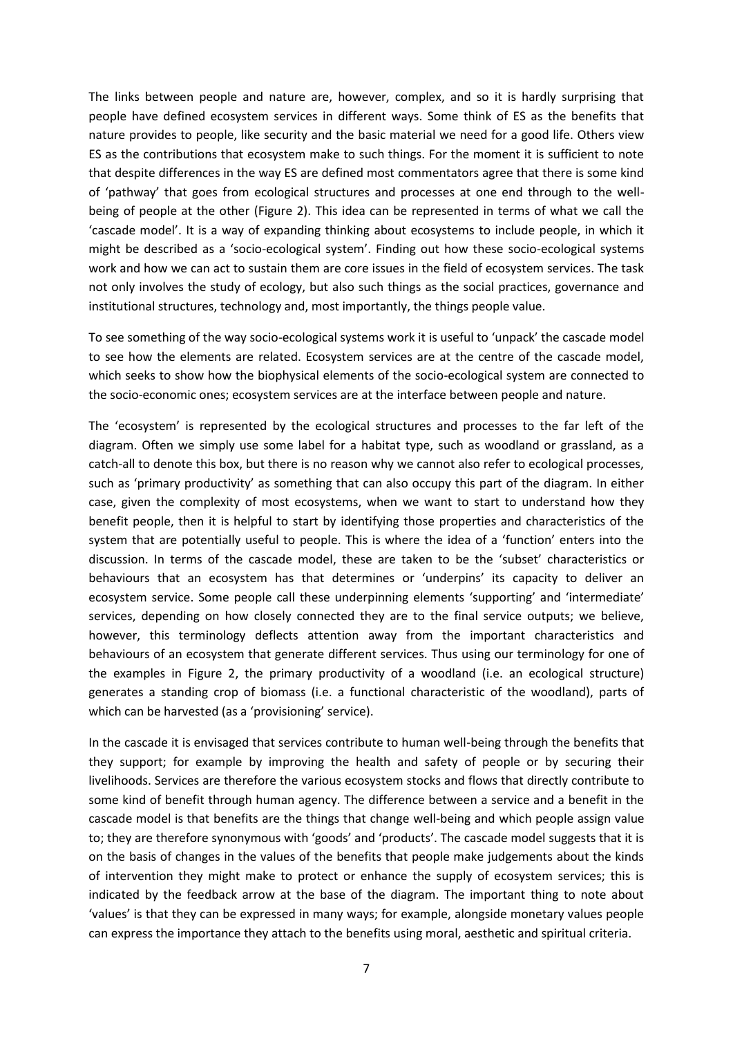The links between people and nature are, however, complex, and so it is hardly surprising that people have defined ecosystem services in different ways. Some think of ES as the benefits that nature provides to people, like security and the basic material we need for a good life. Others view ES as the contributions that ecosystem make to such things. For the moment it is sufficient to note that despite differences in the way ES are defined most commentators agree that there is some kind of 'pathway' that goes from ecological structures and processes at one end through to the well-being of people at the other (Figure 2). This idea can be represented in terms of what we call the 'cascade model'. It is a way of expanding thinking about ecosystems to include people, in which it might be described as a 'socio-ecological system'. Finding out how these socio-ecological systems work and how we can act to sustain them are core issues in the field of ecosystem services. The task not only involves the study of ecology, but also such things as the social practices, governance and institutional structures, technology and, most importantly, the things people value.

To see something of the way socio-ecological systems work it is useful to 'unpack' the cascade model to see how the elements are related. Ecosystem services are at the centre of the cascade model, which seeks to show how the biophysical elements of the socio-ecological system are connected to the socio-economic ones; ecosystem services are at the interface between people and nature.

The 'ecosystem' is represented by the ecological structures and processes to the far left of the diagram. Often we simply use some label for a habitat type, such as woodland or grassland, as a catch-all to denote this box, but there is no reason why we cannot also refer to ecological processes, such as 'primary productivity' as something that can also occupy this part of the diagram. In either case, given the complexity of most ecosystems, when we want to start to understand how they benefit people, then it is helpful to start by identifying those properties and characteristics of the system that are potentially useful to people. This is where the idea of a 'function' enters into the discussion. In terms of the cascade model, these are taken to be the 'subset' characteristics or behaviours that an ecosystem has that determines or 'underpins' its capacity to deliver an ecosystem service. Some people call these underpinning elements 'supporting' and 'intermediate' services, depending on how closely connected they are to the final service outputs; we believe, however, this terminology deflects attention away from the important characteristics and behaviours of an ecosystem that generate different services. Thus using our terminology for one of the examples in Figure 2, the primary productivity of a woodland (i.e. an ecological structure) generates a standing crop of biomass (i.e. a functional characteristic of the woodland), parts of which can be harvested (as a 'provisioning' service).

In the cascade it is envisaged that services contribute to human well-being through the benefits that they support; for example by improving the health and safety of people or by securing their livelihoods. Services are therefore the various ecosystem stocks and flows that directly contribute to some kind of benefit through human agency. The difference between a service and a benefit in the cascade model is that benefits are the things that change well-being and which people assign value to; they are therefore synonymous with 'goods' and 'products'. The cascade model suggests that it is on the basis of changes in the values of the benefits that people make judgements about the kinds of intervention they might make to protect or enhance the supply of ecosystem services; this is indicated by the feedback arrow at the base of the diagram. The important thing to note about 'values' is that they can be expressed in many ways; for example, alongside monetary values people can express the importance they attach to the benefits using moral, aesthetic and spiritual criteria.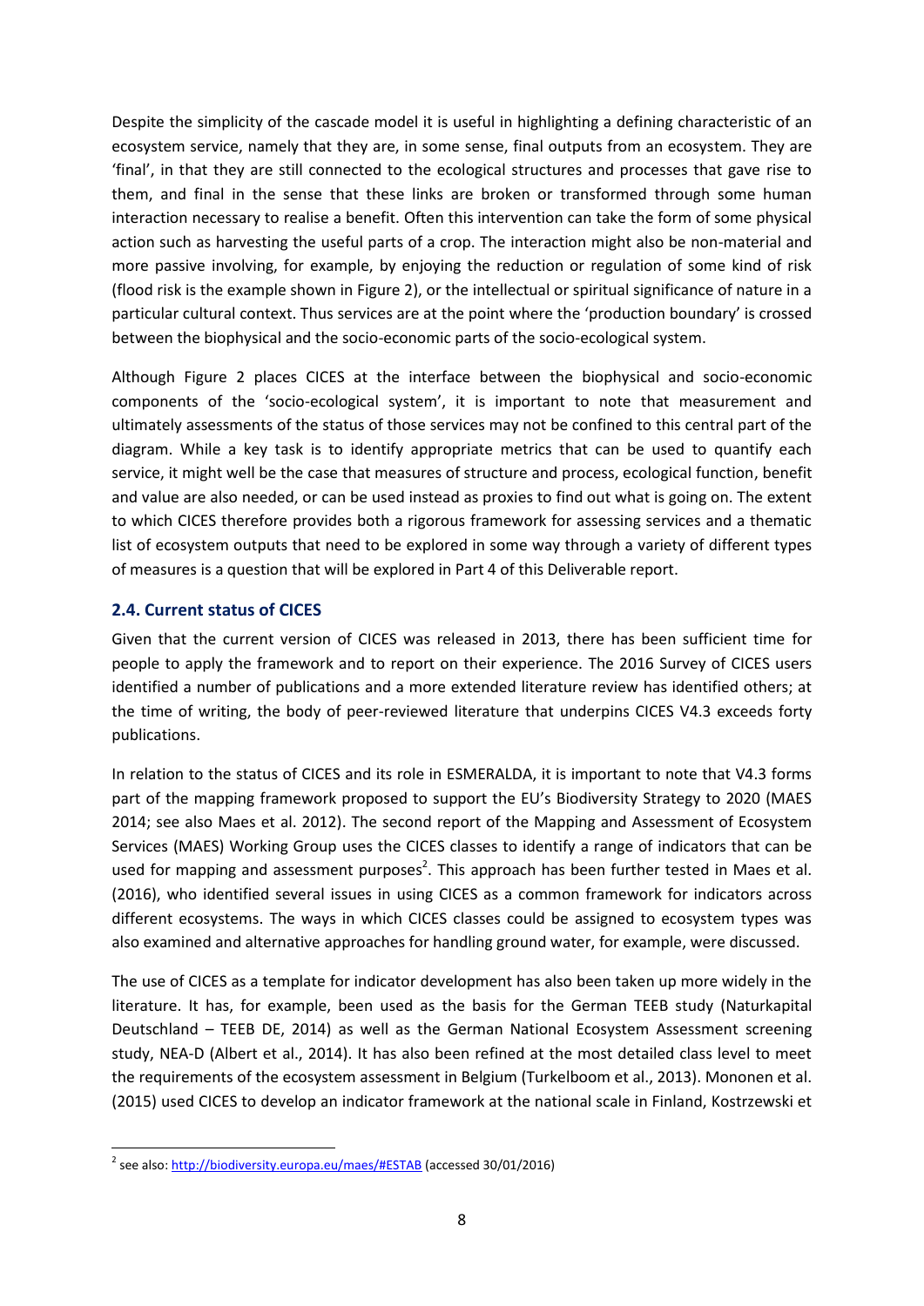Despite the simplicity of the cascade model it is useful in highlighting a defining characteristic of an ecosystem service, namely that they are, in some sense, final outputs from an ecosystem. They are 'final', in that they are still connected to the ecological structures and processes that gave rise to them, and final in the sense that these links are broken or transformed through some human interaction necessary to realise a benefit. Often this intervention can take the form of some physical action such as harvesting the useful parts of a crop. The interaction might also be non-material and more passive involving, for example, by enjoying the reduction or regulation of some kind of risk (flood risk is the example shown in Figure 2), or the intellectual or spiritual significance of nature in a particular cultural context. Thus services are at the point where the 'production boundary' is crossed between the biophysical and the socio-economic parts of the socio-ecological system.

Although Figure 2 places CICES at the interface between the biophysical and socio-economic components of the 'socio-ecological system', it is important to note that measurement and ultimately assessments of the status of those services may not be confined to this central part of the diagram. While a key task is to identify appropriate metrics that can be used to quantify each service, it might well be the case that measures of structure and process, ecological function, benefit and value are also needed, or can be used instead as proxies to find out what is going on. The extent to which CICES therefore provides both a rigorous framework for assessing services and a thematic list of ecosystem outputs that need to be explored in some way through a variety of different types of measures is a question that will be explored in Part 4 of this Deliverable report.

## 2.4. Current status of CICES

Given that the current version of CICES was released in 2013, there has been sufficient time for people to apply the framework and to report on their experience. The 2016 Survey of CICES users identified a number of publications and a more extended literature review has identified others; at the time of writing, the body of peer-reviewed literature that underpins CICES V4.3 exceeds forty publications.

In relation to the status of CICES and its role in ESMERALDA, it is important to note that V4.3 forms part of the mapping framework proposed to support the EU's Biodiversity Strategy to 2020 (MAES 2014; see also Maes et al. 2012). The second report of the Mapping and Assessment of Ecosystem Services (MAES) Working Group uses the CICES classes to identify a range of indicators that can be used for mapping and assessment purposes[2]. This approach has been further tested in Maes et al. (2016), who identified several issues in using CICES as a common framework for indicators across different ecosystems. The ways in which CICES classes could be assigned to ecosystem types was also examined and alternative approaches for handling ground water, for example, were discussed.

The use of CICES as a template for indicator development has also been taken up more widely in the literature. It has, for example, been used as the basis for the German TEEB study (Naturkapital Deutschland – TEEB DE, 2014) as well as the German National Ecosystem Assessment screening study, NEA-D (Albert et al., 2014). It has also been refined at the most detailed class level to meet the requirements of the ecosystem assessment in Belgium (Turkelboom et al., 2013). Mononen et al. (2015) used CICES to develop an indicator framework at the national scale in Finland, Kostrzewski et

---

[2] see also: http://biodiversity.europa.eu/maes/#ESTAB (accessed 30/01/2016)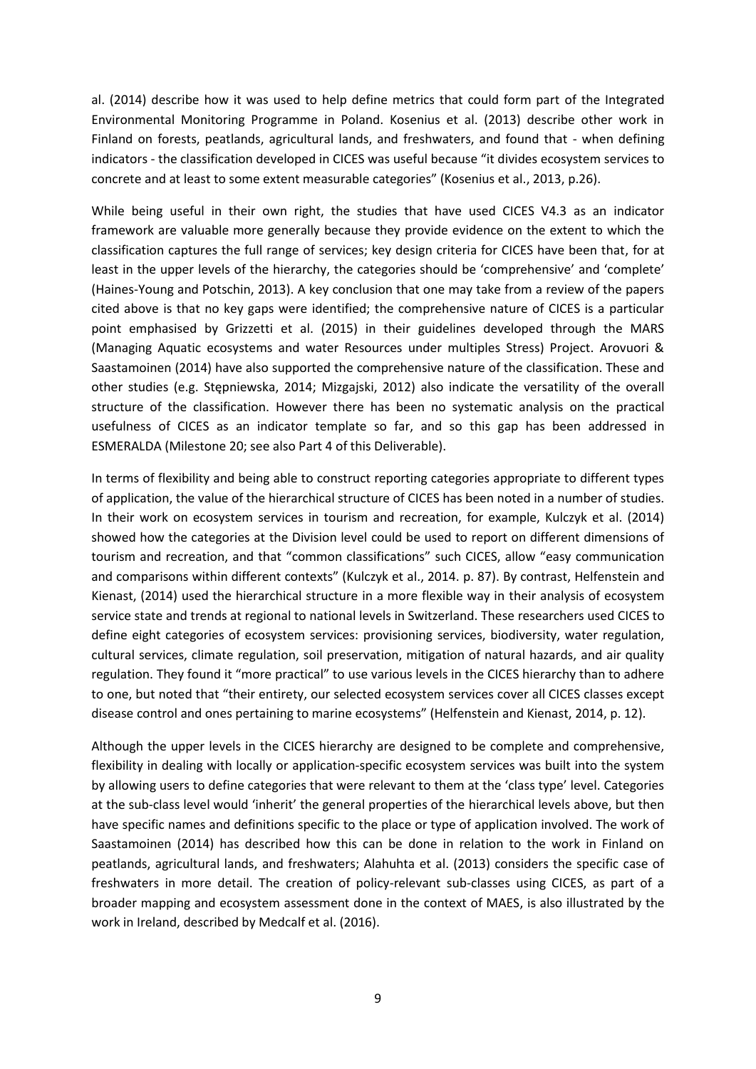al. (2014) describe how it was used to help define metrics that could form part of the Integrated Environmental Monitoring Programme in Poland. Kosenius et al. (2013) describe other work in Finland on forests, peatlands, agricultural lands, and freshwaters, and found that - when defining indicators - the classification developed in CICES was useful because "it divides ecosystem services to concrete and at least to some extent measurable categories" (Kosenius et al., 2013, p.26).

While being useful in their own right, the studies that have used CICES V4.3 as an indicator framework are valuable more generally because they provide evidence on the extent to which the classification captures the full range of services; key design criteria for CICES have been that, for at least in the upper levels of the hierarchy, the categories should be 'comprehensive' and 'complete' (Haines-Young and Potschin, 2013). A key conclusion that one may take from a review of the papers cited above is that no key gaps were identified; the comprehensive nature of CICES is a particular point emphasised by Grizzetti et al. (2015) in their guidelines developed through the MARS (Managing Aquatic ecosystems and water Resources under multiples Stress) Project. Arovuori & Saastamoinen (2014) have also supported the comprehensive nature of the classification. These and other studies (e.g. Stępniewska, 2014; Mizgajski, 2012) also indicate the versatility of the overall structure of the classification. However there has been no systematic analysis on the practical usefulness of CICES as an indicator template so far, and so this gap has been addressed in ESMERALDA (Milestone 20; see also Part 4 of this Deliverable).

In terms of flexibility and being able to construct reporting categories appropriate to different types of application, the value of the hierarchical structure of CICES has been noted in a number of studies. In their work on ecosystem services in tourism and recreation, for example, Kulczyk et al. (2014) showed how the categories at the Division level could be used to report on different dimensions of tourism and recreation, and that "common classifications" such CICES, allow "easy communication and comparisons within different contexts" (Kulczyk et al., 2014. p. 87). By contrast, Helfenstein and Kienast, (2014) used the hierarchical structure in a more flexible way in their analysis of ecosystem service state and trends at regional to national levels in Switzerland. These researchers used CICES to define eight categories of ecosystem services: provisioning services, biodiversity, water regulation, cultural services, climate regulation, soil preservation, mitigation of natural hazards, and air quality regulation. They found it "more practical" to use various levels in the CICES hierarchy than to adhere to one, but noted that "their entirety, our selected ecosystem services cover all CICES classes except disease control and ones pertaining to marine ecosystems" (Helfenstein and Kienast, 2014, p. 12).

Although the upper levels in the CICES hierarchy are designed to be complete and comprehensive, flexibility in dealing with locally or application-specific ecosystem services was built into the system by allowing users to define categories that were relevant to them at the 'class type' level. Categories at the sub-class level would 'inherit' the general properties of the hierarchical levels above, but then have specific names and definitions specific to the place or type of application involved. The work of Saastamoinen (2014) has described how this can be done in relation to the work in Finland on peatlands, agricultural lands, and freshwaters; Alahuhta et al. (2013) considers the specific case of freshwaters in more detail. The creation of policy-relevant sub-classes using CICES, as part of a broader mapping and ecosystem assessment done in the context of MAES, is also illustrated by the work in Ireland, described by Medcalf et al. (2016).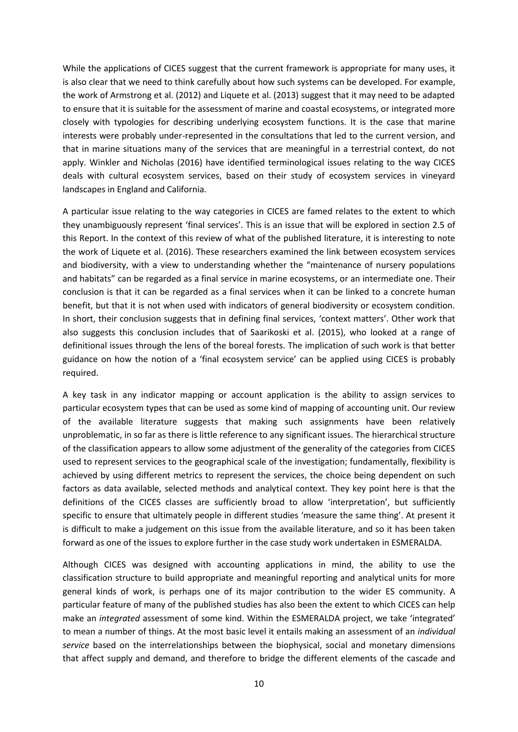While the applications of CICES suggest that the current framework is appropriate for many uses, it is also clear that we need to think carefully about how such systems can be developed. For example, the work of Armstrong et al. (2012) and Liquete et al. (2013) suggest that it may need to be adapted to ensure that it is suitable for the assessment of marine and coastal ecosystems, or integrated more closely with typologies for describing underlying ecosystem functions. It is the case that marine interests were probably under-represented in the consultations that led to the current version, and that in marine situations many of the services that are meaningful in a terrestrial context, do not apply. Winkler and Nicholas (2016) have identified terminological issues relating to the way CICES deals with cultural ecosystem services, based on their study of ecosystem services in vineyard landscapes in England and California.

A particular issue relating to the way categories in CICES are famed relates to the extent to which they unambiguously represent 'final services'. This is an issue that will be explored in section 2.5 of this Report. In the context of this review of what of the published literature, it is interesting to note the work of Liquete et al. (2016). These researchers examined the link between ecosystem services and biodiversity, with a view to understanding whether the "maintenance of nursery populations and habitats" can be regarded as a final service in marine ecosystems, or an intermediate one. Their conclusion is that it can be regarded as a final services when it can be linked to a concrete human benefit, but that it is not when used with indicators of general biodiversity or ecosystem condition. In short, their conclusion suggests that in defining final services, 'context matters'. Other work that also suggests this conclusion includes that of Saarikoski et al. (2015), who looked at a range of definitional issues through the lens of the boreal forests. The implication of such work is that better guidance on how the notion of a 'final ecosystem service' can be applied using CICES is probably required.

A key task in any indicator mapping or account application is the ability to assign services to particular ecosystem types that can be used as some kind of mapping of accounting unit. Our review of the available literature suggests that making such assignments have been relatively unproblematic, in so far as there is little reference to any significant issues. The hierarchical structure of the classification appears to allow some adjustment of the generality of the categories from CICES used to represent services to the geographical scale of the investigation; fundamentally, flexibility is achieved by using different metrics to represent the services, the choice being dependent on such factors as data available, selected methods and analytical context. They key point here is that the definitions of the CICES classes are sufficiently broad to allow 'interpretation', but sufficiently specific to ensure that ultimately people in different studies 'measure the same thing'. At present it is difficult to make a judgement on this issue from the available literature, and so it has been taken forward as one of the issues to explore further in the case study work undertaken in ESMERALDA.

Although CICES was designed with accounting applications in mind, the ability to use the classification structure to build appropriate and meaningful reporting and analytical units for more general kinds of work, is perhaps one of its major contribution to the wider ES community. A particular feature of many of the published studies has also been the extent to which CICES can help make an *integrated* assessment of some kind. Within the ESMERALDA project, we take 'integrated' to mean a number of things. At the most basic level it entails making an assessment of an *individual service* based on the interrelationships between the biophysical, social and monetary dimensions that affect supply and demand, and therefore to bridge the different elements of the cascade and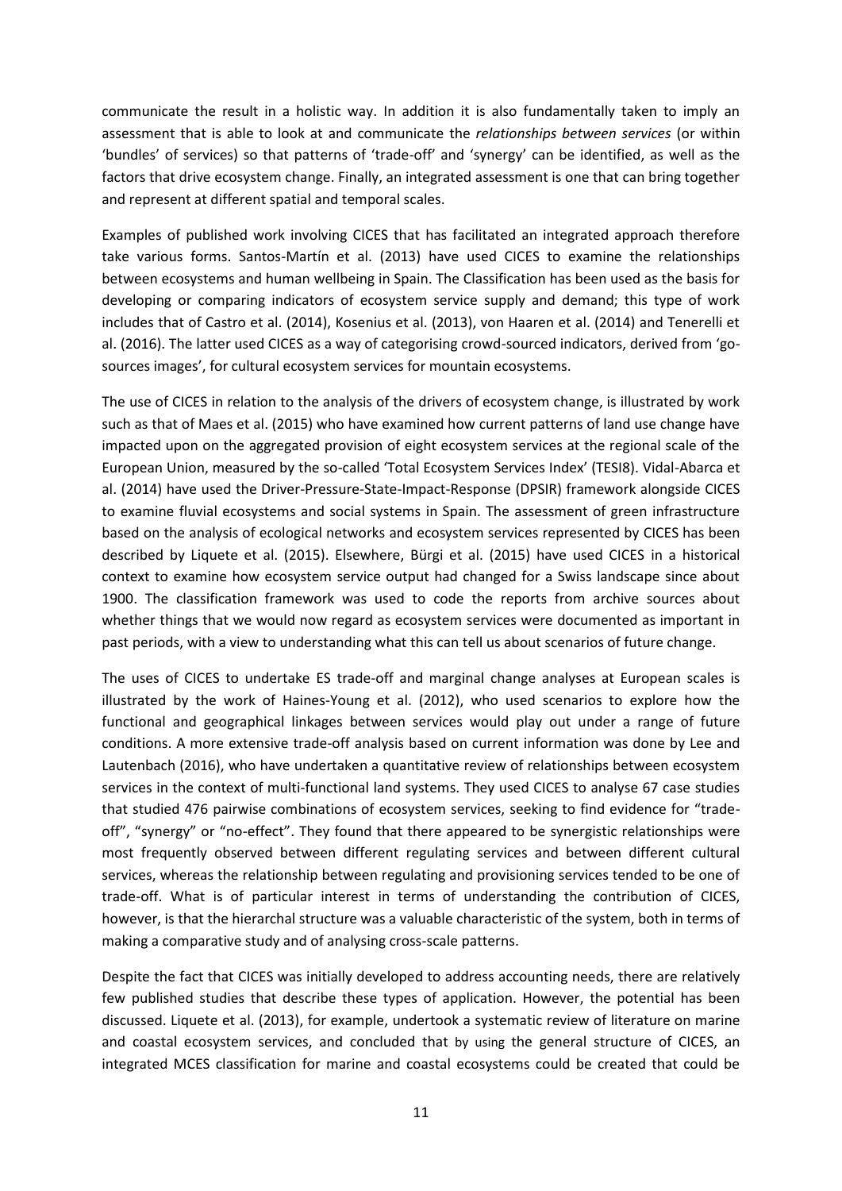communicate the result in a holistic way. In addition it is also fundamentally taken to imply an assessment that is able to look at and communicate the *relationships between services* (or within 'bundles' of services) so that patterns of 'trade-off' and 'synergy' can be identified, as well as the factors that drive ecosystem change. Finally, an integrated assessment is one that can bring together and represent at different spatial and temporal scales.

Examples of published work involving CICES that has facilitated an integrated approach therefore take various forms. Santos-Martín et al. (2013) have used CICES to examine the relationships between ecosystems and human wellbeing in Spain. The Classification has been used as the basis for developing or comparing indicators of ecosystem service supply and demand; this type of work includes that of Castro et al. (2014), Kosenius et al. (2013), von Haaren et al. (2014) and Tenerelli et al. (2016). The latter used CICES as a way of categorising crowd-sourced indicators, derived from 'go-sources images', for cultural ecosystem services for mountain ecosystems.

The use of CICES in relation to the analysis of the drivers of ecosystem change, is illustrated by work such as that of Maes et al. (2015) who have examined how current patterns of land use change have impacted upon on the aggregated provision of eight ecosystem services at the regional scale of the European Union, measured by the so-called 'Total Ecosystem Services Index' (TESI8). Vidal-Abarca et al. (2014) have used the Driver-Pressure-State-Impact-Response (DPSIR) framework alongside CICES to examine fluvial ecosystems and social systems in Spain. The assessment of green infrastructure based on the analysis of ecological networks and ecosystem services represented by CICES has been described by Liquete et al. (2015). Elsewhere, Bürgi et al. (2015) have used CICES in a historical context to examine how ecosystem service output had changed for a Swiss landscape since about 1900. The classification framework was used to code the reports from archive sources about whether things that we would now regard as ecosystem services were documented as important in past periods, with a view to understanding what this can tell us about scenarios of future change.

The uses of CICES to undertake ES trade-off and marginal change analyses at European scales is illustrated by the work of Haines-Young et al. (2012), who used scenarios to explore how the functional and geographical linkages between services would play out under a range of future conditions. A more extensive trade-off analysis based on current information was done by Lee and Lautenbach (2016), who have undertaken a quantitative review of relationships between ecosystem services in the context of multi-functional land systems. They used CICES to analyse 67 case studies that studied 476 pairwise combinations of ecosystem services, seeking to find evidence for "trade-off", "synergy" or "no-effect". They found that there appeared to be synergistic relationships were most frequently observed between different regulating services and between different cultural services, whereas the relationship between regulating and provisioning services tended to be one of trade-off. What is of particular interest in terms of understanding the contribution of CICES, however, is that the hierarchal structure was a valuable characteristic of the system, both in terms of making a comparative study and of analysing cross-scale patterns.

Despite the fact that CICES was initially developed to address accounting needs, there are relatively few published studies that describe these types of application. However, the potential has been discussed. Liquete et al. (2013), for example, undertook a systematic review of literature on marine and coastal ecosystem services, and concluded that by using the general structure of CICES, an integrated MCES classification for marine and coastal ecosystems could be created that could be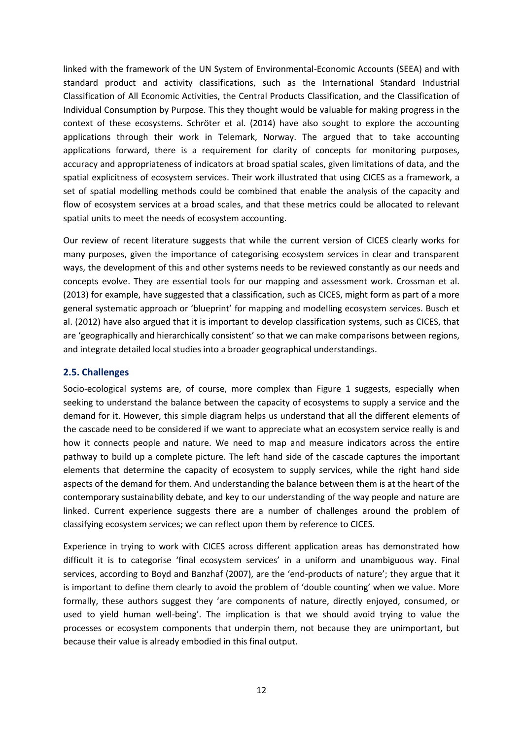linked with the framework of the UN System of Environmental-Economic Accounts (SEEA) and with standard product and activity classifications, such as the International Standard Industrial Classification of All Economic Activities, the Central Products Classification, and the Classification of Individual Consumption by Purpose. This they thought would be valuable for making progress in the context of these ecosystems. Schröter et al. (2014) have also sought to explore the accounting applications through their work in Telemark, Norway. The argued that to take accounting applications forward, there is a requirement for clarity of concepts for monitoring purposes, accuracy and appropriateness of indicators at broad spatial scales, given limitations of data, and the spatial explicitness of ecosystem services. Their work illustrated that using CICES as a framework, a set of spatial modelling methods could be combined that enable the analysis of the capacity and flow of ecosystem services at a broad scales, and that these metrics could be allocated to relevant spatial units to meet the needs of ecosystem accounting.

Our review of recent literature suggests that while the current version of CICES clearly works for many purposes, given the importance of categorising ecosystem services in clear and transparent ways, the development of this and other systems needs to be reviewed constantly as our needs and concepts evolve. They are essential tools for our mapping and assessment work. Crossman et al. (2013) for example, have suggested that a classification, such as CICES, might form as part of a more general systematic approach or 'blueprint' for mapping and modelling ecosystem services. Busch et al. (2012) have also argued that it is important to develop classification systems, such as CICES, that are 'geographically and hierarchically consistent' so that we can make comparisons between regions, and integrate detailed local studies into a broader geographical understandings.

## 2.5. Challenges

Socio-ecological systems are, of course, more complex than Figure 1 suggests, especially when seeking to understand the balance between the capacity of ecosystems to supply a service and the demand for it. However, this simple diagram helps us understand that all the different elements of the cascade need to be considered if we want to appreciate what an ecosystem service really is and how it connects people and nature. We need to map and measure indicators across the entire pathway to build up a complete picture. The left hand side of the cascade captures the important elements that determine the capacity of ecosystem to supply services, while the right hand side aspects of the demand for them. And understanding the balance between them is at the heart of the contemporary sustainability debate, and key to our understanding of the way people and nature are linked. Current experience suggests there are a number of challenges around the problem of classifying ecosystem services; we can reflect upon them by reference to CICES.

Experience in trying to work with CICES across different application areas has demonstrated how difficult it is to categorise 'final ecosystem services' in a uniform and unambiguous way. Final services, according to Boyd and Banzhaf (2007), are the 'end-products of nature'; they argue that it is important to define them clearly to avoid the problem of 'double counting' when we value. More formally, these authors suggest they 'are components of nature, directly enjoyed, consumed, or used to yield human well-being'. The implication is that we should avoid trying to value the processes or ecosystem components that underpin them, not because they are unimportant, but because their value is already embodied in this final output.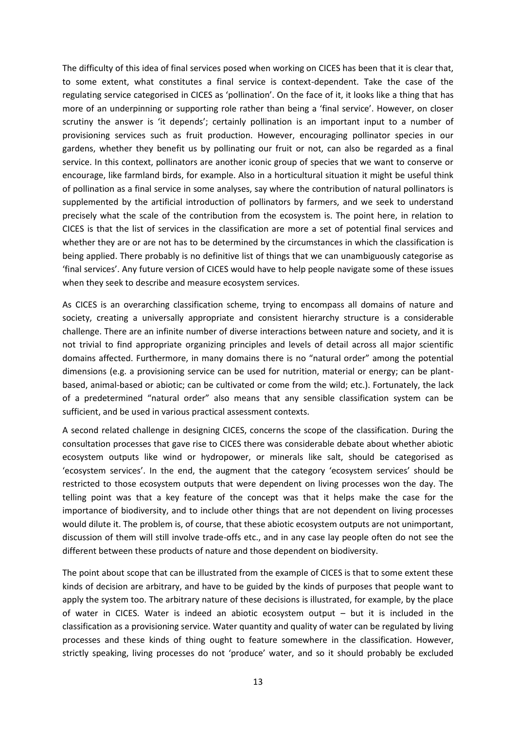The difficulty of this idea of final services posed when working on CICES has been that it is clear that, to some extent, what constitutes a final service is context-dependent. Take the case of the regulating service categorised in CICES as 'pollination'. On the face of it, it looks like a thing that has more of an underpinning or supporting role rather than being a 'final service'. However, on closer scrutiny the answer is 'it depends'; certainly pollination is an important input to a number of provisioning services such as fruit production. However, encouraging pollinator species in our gardens, whether they benefit us by pollinating our fruit or not, can also be regarded as a final service. In this context, pollinators are another iconic group of species that we want to conserve or encourage, like farmland birds, for example. Also in a horticultural situation it might be useful think of pollination as a final service in some analyses, say where the contribution of natural pollinators is supplemented by the artificial introduction of pollinators by farmers, and we seek to understand precisely what the scale of the contribution from the ecosystem is. The point here, in relation to CICES is that the list of services in the classification are more a set of potential final services and whether they are or are not has to be determined by the circumstances in which the classification is being applied. There probably is no definitive list of things that we can unambiguously categorise as 'final services'. Any future version of CICES would have to help people navigate some of these issues when they seek to describe and measure ecosystem services.

As CICES is an overarching classification scheme, trying to encompass all domains of nature and society, creating a universally appropriate and consistent hierarchy structure is a considerable challenge. There are an infinite number of diverse interactions between nature and society, and it is not trivial to find appropriate organizing principles and levels of detail across all major scientific domains affected. Furthermore, in many domains there is no "natural order" among the potential dimensions (e.g. a provisioning service can be used for nutrition, material or energy; can be plant-based, animal-based or abiotic; can be cultivated or come from the wild; etc.). Fortunately, the lack of a predetermined "natural order" also means that any sensible classification system can be sufficient, and be used in various practical assessment contexts.

A second related challenge in designing CICES, concerns the scope of the classification. During the consultation processes that gave rise to CICES there was considerable debate about whether abiotic ecosystem outputs like wind or hydropower, or minerals like salt, should be categorised as 'ecosystem services'. In the end, the augment that the category 'ecosystem services' should be restricted to those ecosystem outputs that were dependent on living processes won the day. The telling point was that a key feature of the concept was that it helps make the case for the importance of biodiversity, and to include other things that are not dependent on living processes would dilute it. The problem is, of course, that these abiotic ecosystem outputs are not unimportant, discussion of them will still involve trade-offs etc., and in any case lay people often do not see the different between these products of nature and those dependent on biodiversity.

The point about scope that can be illustrated from the example of CICES is that to some extent these kinds of decision are arbitrary, and have to be guided by the kinds of purposes that people want to apply the system too. The arbitrary nature of these decisions is illustrated, for example, by the place of water in CICES. Water is indeed an abiotic ecosystem output – but it is included in the classification as a provisioning service. Water quantity and quality of water can be regulated by living processes and these kinds of thing ought to feature somewhere in the classification. However, strictly speaking, living processes do not 'produce' water, and so it should probably be excluded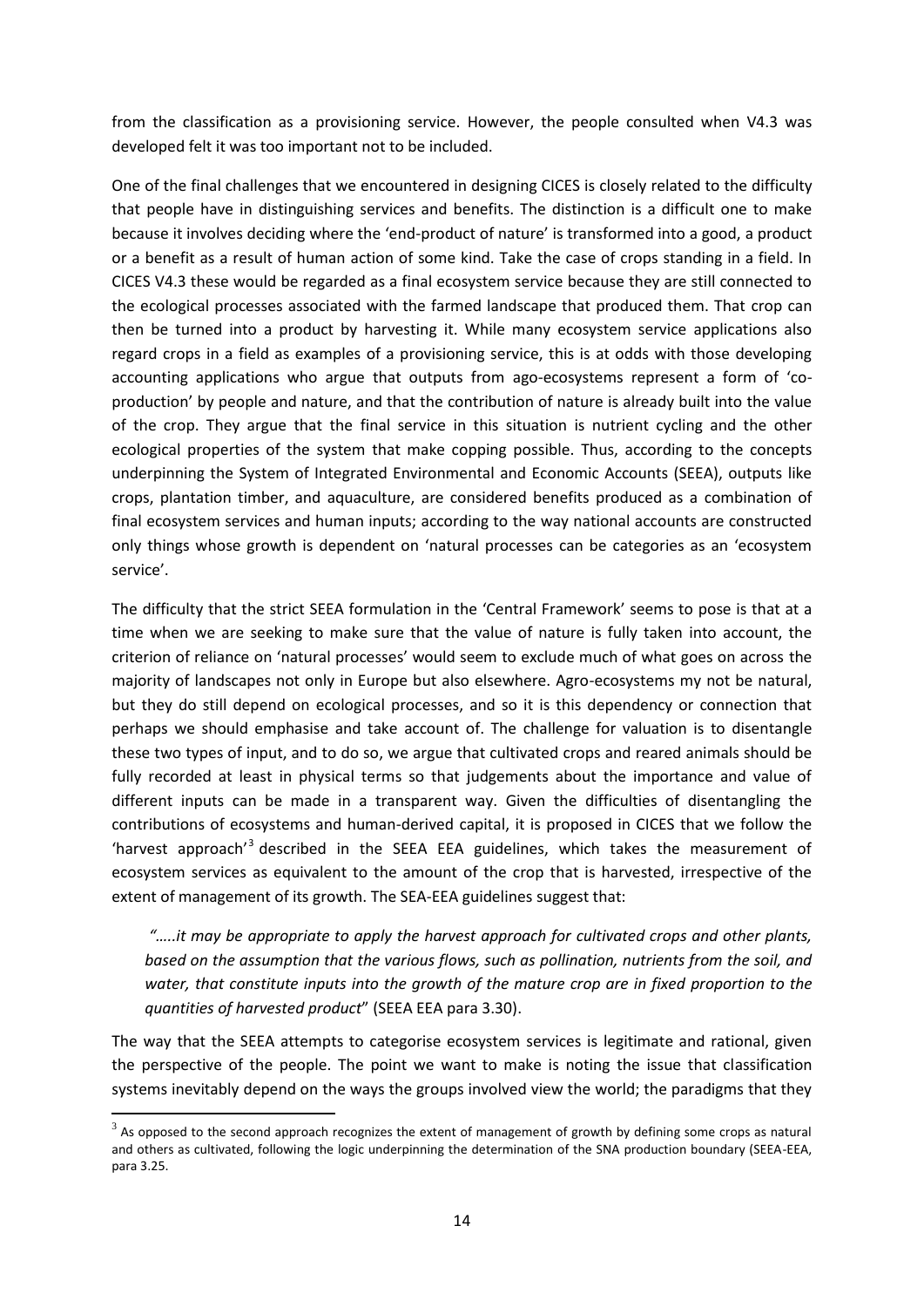from the classification as a provisioning service. However, the people consulted when V4.3 was developed felt it was too important not to be included.

One of the final challenges that we encountered in designing CICES is closely related to the difficulty that people have in distinguishing services and benefits. The distinction is a difficult one to make because it involves deciding where the 'end-product of nature' is transformed into a good, a product or a benefit as a result of human action of some kind. Take the case of crops standing in a field. In CICES V4.3 these would be regarded as a final ecosystem service because they are still connected to the ecological processes associated with the farmed landscape that produced them. That crop can then be turned into a product by harvesting it. While many ecosystem service applications also regard crops in a field as examples of a provisioning service, this is at odds with those developing accounting applications who argue that outputs from ago-ecosystems represent a form of 'co-production' by people and nature, and that the contribution of nature is already built into the value of the crop. They argue that the final service in this situation is nutrient cycling and the other ecological properties of the system that make copping possible. Thus, according to the concepts underpinning the System of Integrated Environmental and Economic Accounts (SEEA), outputs like crops, plantation timber, and aquaculture, are considered benefits produced as a combination of final ecosystem services and human inputs; according to the way national accounts are constructed only things whose growth is dependent on 'natural processes can be categories as an 'ecosystem service'.

The difficulty that the strict SEEA formulation in the 'Central Framework' seems to pose is that at a time when we are seeking to make sure that the value of nature is fully taken into account, the criterion of reliance on 'natural processes' would seem to exclude much of what goes on across the majority of landscapes not only in Europe but also elsewhere. Agro-ecosystems my not be natural, but they do still depend on ecological processes, and so it is this dependency or connection that perhaps we should emphasise and take account of. The challenge for valuation is to disentangle these two types of input, and to do so, we argue that cultivated crops and reared animals should be fully recorded at least in physical terms so that judgements about the importance and value of different inputs can be made in a transparent way. Given the difficulties of disentangling the contributions of ecosystems and human-derived capital, it is proposed in CICES that we follow the 'harvest approach'[3] described in the SEEA EEA guidelines, which takes the measurement of ecosystem services as equivalent to the amount of the crop that is harvested, irrespective of the extent of management of its growth. The SEA-EEA guidelines suggest that:

> *"…..it may be appropriate to apply the harvest approach for cultivated crops and other plants, based on the assumption that the various flows, such as pollination, nutrients from the soil, and water, that constitute inputs into the growth of the mature crop are in fixed proportion to the quantities of harvested product*" (SEEA EEA para 3.30).

The way that the SEEA attempts to categorise ecosystem services is legitimate and rational, given the perspective of the people. The point we want to make is noting the issue that classification systems inevitably depend on the ways the groups involved view the world; the paradigms that they

---

[3] As opposed to the second approach recognizes the extent of management of growth by defining some crops as natural and others as cultivated, following the logic underpinning the determination of the SNA production boundary (SEEA-EEA, para 3.25.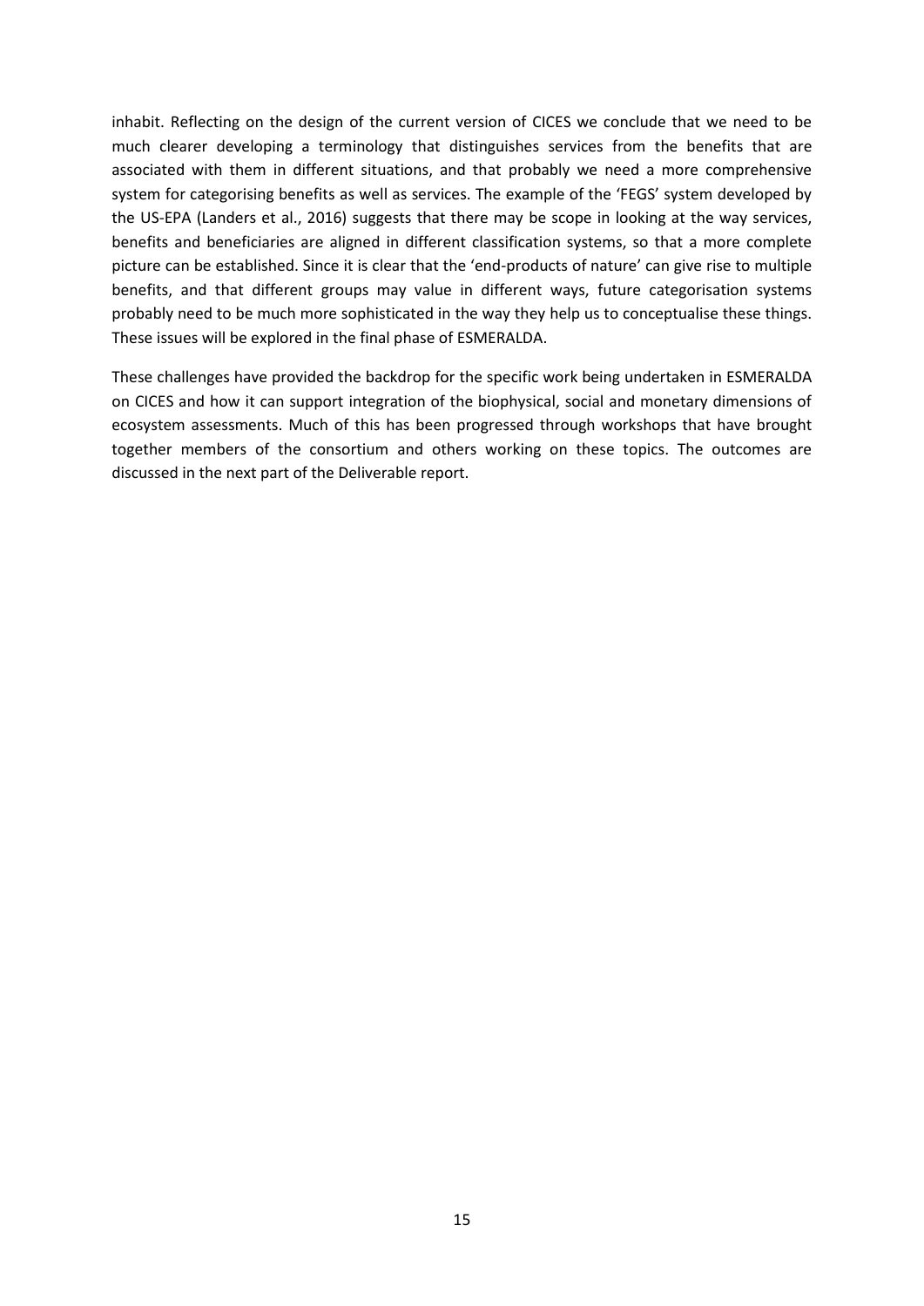inhabit. Reflecting on the design of the current version of CICES we conclude that we need to be much clearer developing a terminology that distinguishes services from the benefits that are associated with them in different situations, and that probably we need a more comprehensive system for categorising benefits as well as services. The example of the 'FEGS' system developed by the US-EPA (Landers et al., 2016) suggests that there may be scope in looking at the way services, benefits and beneficiaries are aligned in different classification systems, so that a more complete picture can be established. Since it is clear that the 'end-products of nature' can give rise to multiple benefits, and that different groups may value in different ways, future categorisation systems probably need to be much more sophisticated in the way they help us to conceptualise these things. These issues will be explored in the final phase of ESMERALDA.

These challenges have provided the backdrop for the specific work being undertaken in ESMERALDA on CICES and how it can support integration of the biophysical, social and monetary dimensions of ecosystem assessments. Much of this has been progressed through workshops that have brought together members of the consortium and others working on these topics. The outcomes are discussed in the next part of the Deliverable report.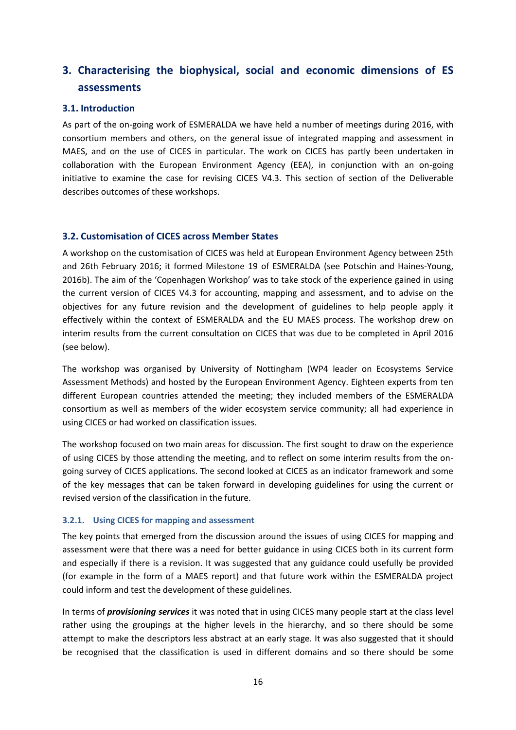# 3. Characterising the biophysical, social and economic dimensions of ES assessments

## 3.1. Introduction

As part of the on-going work of ESMERALDA we have held a number of meetings during 2016, with consortium members and others, on the general issue of integrated mapping and assessment in MAES, and on the use of CICES in particular. The work on CICES has partly been undertaken in collaboration with the European Environment Agency (EEA), in conjunction with an on-going initiative to examine the case for revising CICES V4.3. This section of section of the Deliverable describes outcomes of these workshops.

## 3.2. Customisation of CICES across Member States

A workshop on the customisation of CICES was held at European Environment Agency between 25th and 26th February 2016; it formed Milestone 19 of ESMERALDA (see Potschin and Haines-Young, 2016b). The aim of the 'Copenhagen Workshop' was to take stock of the experience gained in using the current version of CICES V4.3 for accounting, mapping and assessment, and to advise on the objectives for any future revision and the development of guidelines to help people apply it effectively within the context of ESMERALDA and the EU MAES process. The workshop drew on interim results from the current consultation on CICES that was due to be completed in April 2016 (see below).

The workshop was organised by University of Nottingham (WP4 leader on Ecosystems Service Assessment Methods) and hosted by the European Environment Agency. Eighteen experts from ten different European countries attended the meeting; they included members of the ESMERALDA consortium as well as members of the wider ecosystem service community; all had experience in using CICES or had worked on classification issues.

The workshop focused on two main areas for discussion. The first sought to draw on the experience of using CICES by those attending the meeting, and to reflect on some interim results from the on-going survey of CICES applications. The second looked at CICES as an indicator framework and some of the key messages that can be taken forward in developing guidelines for using the current or revised version of the classification in the future.

### 3.2.1. Using CICES for mapping and assessment

The key points that emerged from the discussion around the issues of using CICES for mapping and assessment were that there was a need for better guidance in using CICES both in its current form and especially if there is a revision. It was suggested that any guidance could usefully be provided (for example in the form of a MAES report) and that future work within the ESMERALDA project could inform and test the development of these guidelines.

In terms of ***provisioning services*** it was noted that in using CICES many people start at the class level rather using the groupings at the higher levels in the hierarchy, and so there should be some attempt to make the descriptors less abstract at an early stage. It was also suggested that it should be recognised that the classification is used in different domains and so there should be some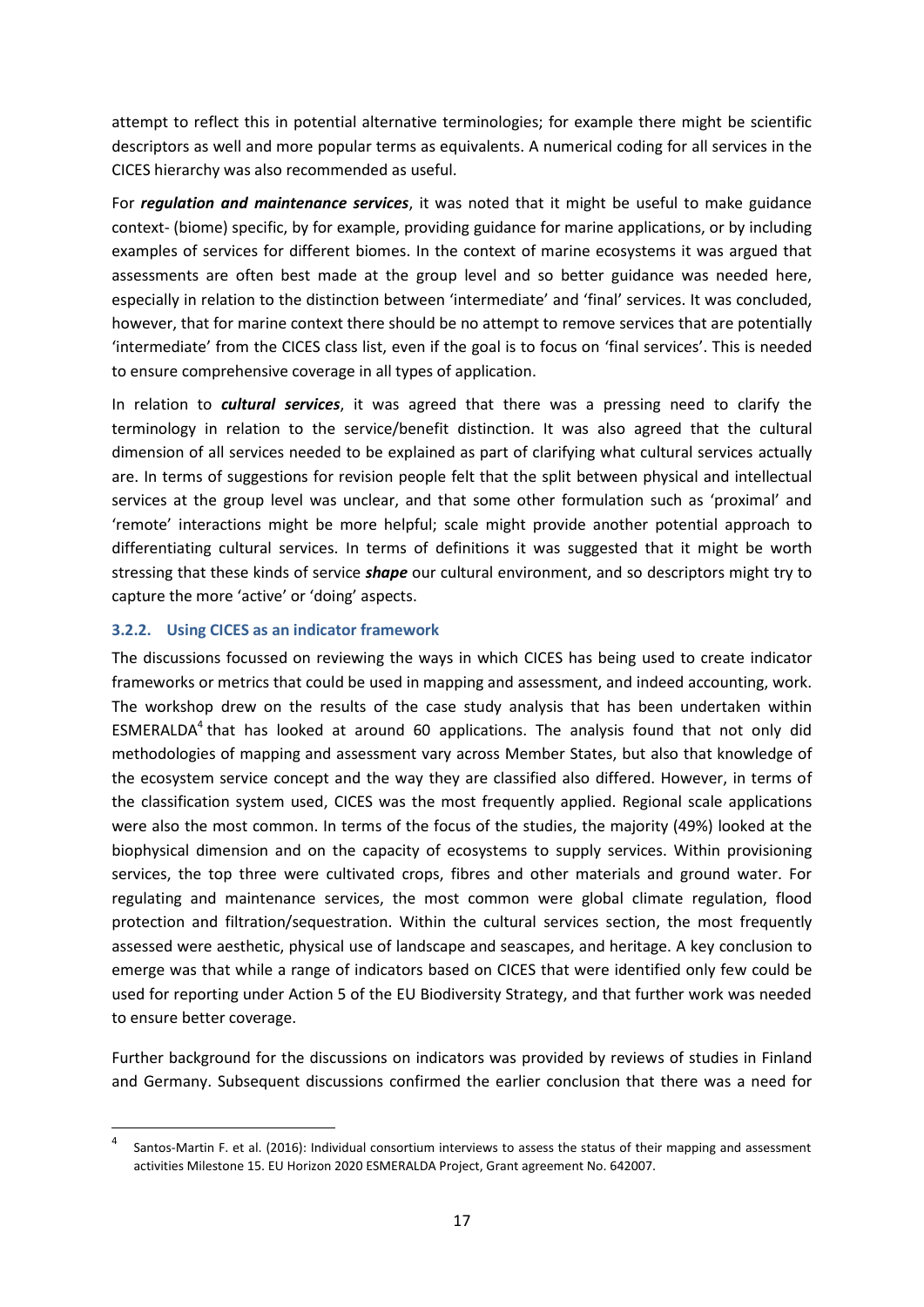attempt to reflect this in potential alternative terminologies; for example there might be scientific descriptors as well and more popular terms as equivalents. A numerical coding for all services in the CICES hierarchy was also recommended as useful.

For ***regulation and maintenance services***, it was noted that it might be useful to make guidance context- (biome) specific, by for example, providing guidance for marine applications, or by including examples of services for different biomes. In the context of marine ecosystems it was argued that assessments are often best made at the group level and so better guidance was needed here, especially in relation to the distinction between 'intermediate' and 'final' services. It was concluded, however, that for marine context there should be no attempt to remove services that are potentially 'intermediate' from the CICES class list, even if the goal is to focus on 'final services'. This is needed to ensure comprehensive coverage in all types of application.

In relation to ***cultural services***, it was agreed that there was a pressing need to clarify the terminology in relation to the service/benefit distinction. It was also agreed that the cultural dimension of all services needed to be explained as part of clarifying what cultural services actually are. In terms of suggestions for revision people felt that the split between physical and intellectual services at the group level was unclear, and that some other formulation such as 'proximal' and 'remote' interactions might be more helpful; scale might provide another potential approach to differentiating cultural services. In terms of definitions it was suggested that it might be worth stressing that these kinds of service ***shape*** our cultural environment, and so descriptors might try to capture the more 'active' or 'doing' aspects.

### 3.2.2. Using CICES as an indicator framework

The discussions focussed on reviewing the ways in which CICES has being used to create indicator frameworks or metrics that could be used in mapping and assessment, and indeed accounting, work. The workshop drew on the results of the case study analysis that has been undertaken within ESMERALDA[4] that has looked at around 60 applications. The analysis found that not only did methodologies of mapping and assessment vary across Member States, but also that knowledge of the ecosystem service concept and the way they are classified also differed. However, in terms of the classification system used, CICES was the most frequently applied. Regional scale applications were also the most common. In terms of the focus of the studies, the majority (49%) looked at the biophysical dimension and on the capacity of ecosystems to supply services. Within provisioning services, the top three were cultivated crops, fibres and other materials and ground water. For regulating and maintenance services, the most common were global climate regulation, flood protection and filtration/sequestration. Within the cultural services section, the most frequently assessed were aesthetic, physical use of landscape and seascapes, and heritage. A key conclusion to emerge was that while a range of indicators based on CICES that were identified only few could be used for reporting under Action 5 of the EU Biodiversity Strategy, and that further work was needed to ensure better coverage.

Further background for the discussions on indicators was provided by reviews of studies in Finland and Germany. Subsequent discussions confirmed the earlier conclusion that there was a need for

---

[4] Santos-Martin F. et al. (2016): Individual consortium interviews to assess the status of their mapping and assessment activities Milestone 15. EU Horizon 2020 ESMERALDA Project, Grant agreement No. 642007.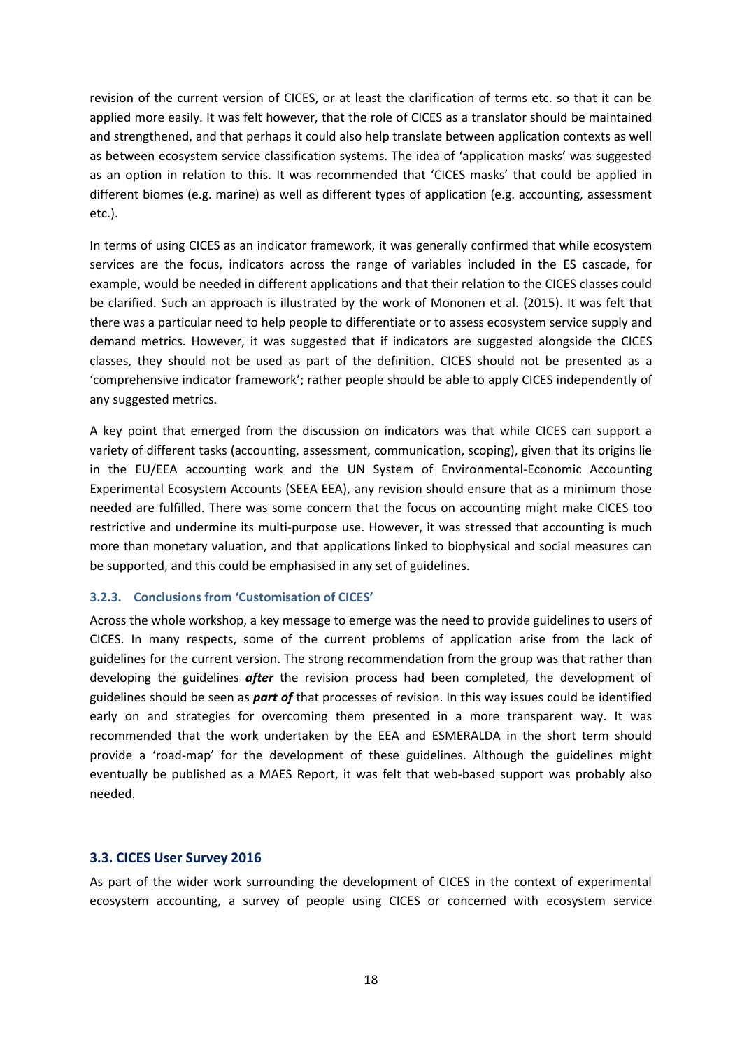revision of the current version of CICES, or at least the clarification of terms etc. so that it can be applied more easily. It was felt however, that the role of CICES as a translator should be maintained and strengthened, and that perhaps it could also help translate between application contexts as well as between ecosystem service classification systems. The idea of 'application masks' was suggested as an option in relation to this. It was recommended that 'CICES masks' that could be applied in different biomes (e.g. marine) as well as different types of application (e.g. accounting, assessment etc.).

In terms of using CICES as an indicator framework, it was generally confirmed that while ecosystem services are the focus, indicators across the range of variables included in the ES cascade, for example, would be needed in different applications and that their relation to the CICES classes could be clarified. Such an approach is illustrated by the work of Mononen et al. (2015). It was felt that there was a particular need to help people to differentiate or to assess ecosystem service supply and demand metrics. However, it was suggested that if indicators are suggested alongside the CICES classes, they should not be used as part of the definition. CICES should not be presented as a 'comprehensive indicator framework'; rather people should be able to apply CICES independently of any suggested metrics.

A key point that emerged from the discussion on indicators was that while CICES can support a variety of different tasks (accounting, assessment, communication, scoping), given that its origins lie in the EU/EEA accounting work and the UN System of Environmental-Economic Accounting Experimental Ecosystem Accounts (SEEA EEA), any revision should ensure that as a minimum those needed are fulfilled. There was some concern that the focus on accounting might make CICES too restrictive and undermine its multi-purpose use. However, it was stressed that accounting is much more than monetary valuation, and that applications linked to biophysical and social measures can be supported, and this could be emphasised in any set of guidelines.

#### 3.2.3. Conclusions from 'Customisation of CICES'

Across the whole workshop, a key message to emerge was the need to provide guidelines to users of CICES. In many respects, some of the current problems of application arise from the lack of guidelines for the current version. The strong recommendation from the group was that rather than developing the guidelines ***after*** the revision process had been completed, the development of guidelines should be seen as ***part of*** that processes of revision. In this way issues could be identified early on and strategies for overcoming them presented in a more transparent way. It was recommended that the work undertaken by the EEA and ESMERALDA in the short term should provide a 'road-map' for the development of these guidelines. Although the guidelines might eventually be published as a MAES Report, it was felt that web-based support was probably also needed.

### 3.3. CICES User Survey 2016

As part of the wider work surrounding the development of CICES in the context of experimental ecosystem accounting, a survey of people using CICES or concerned with ecosystem service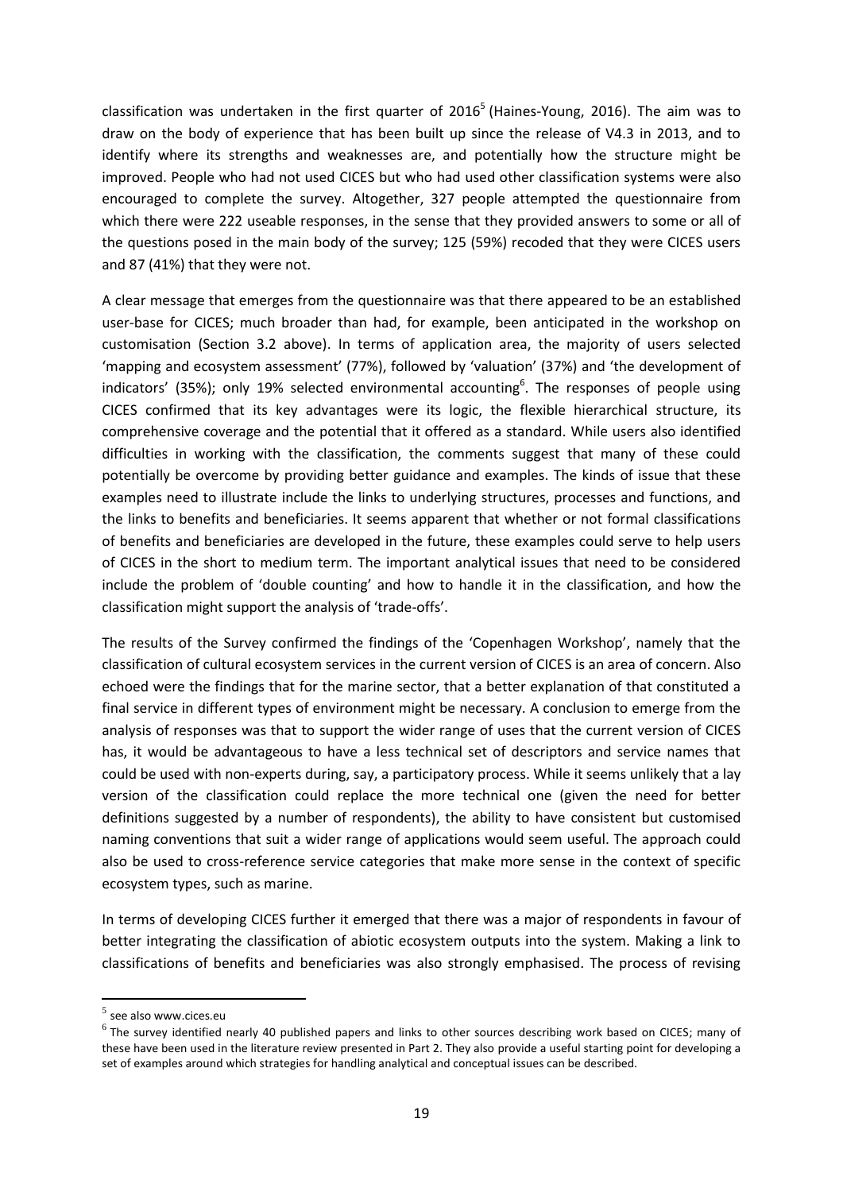classification was undertaken in the first quarter of 2016[5] (Haines-Young, 2016). The aim was to draw on the body of experience that has been built up since the release of V4.3 in 2013, and to identify where its strengths and weaknesses are, and potentially how the structure might be improved. People who had not used CICES but who had used other classification systems were also encouraged to complete the survey. Altogether, 327 people attempted the questionnaire from which there were 222 useable responses, in the sense that they provided answers to some or all of the questions posed in the main body of the survey; 125 (59%) recoded that they were CICES users and 87 (41%) that they were not.

A clear message that emerges from the questionnaire was that there appeared to be an established user-base for CICES; much broader than had, for example, been anticipated in the workshop on customisation (Section 3.2 above). In terms of application area, the majority of users selected 'mapping and ecosystem assessment' (77%), followed by 'valuation' (37%) and 'the development of indicators' (35%); only 19% selected environmental accounting[6]. The responses of people using CICES confirmed that its key advantages were its logic, the flexible hierarchical structure, its comprehensive coverage and the potential that it offered as a standard. While users also identified difficulties in working with the classification, the comments suggest that many of these could potentially be overcome by providing better guidance and examples. The kinds of issue that these examples need to illustrate include the links to underlying structures, processes and functions, and the links to benefits and beneficiaries. It seems apparent that whether or not formal classifications of benefits and beneficiaries are developed in the future, these examples could serve to help users of CICES in the short to medium term. The important analytical issues that need to be considered include the problem of 'double counting' and how to handle it in the classification, and how the classification might support the analysis of 'trade-offs'.

The results of the Survey confirmed the findings of the 'Copenhagen Workshop', namely that the classification of cultural ecosystem services in the current version of CICES is an area of concern. Also echoed were the findings that for the marine sector, that a better explanation of that constituted a final service in different types of environment might be necessary. A conclusion to emerge from the analysis of responses was that to support the wider range of uses that the current version of CICES has, it would be advantageous to have a less technical set of descriptors and service names that could be used with non-experts during, say, a participatory process. While it seems unlikely that a lay version of the classification could replace the more technical one (given the need for better definitions suggested by a number of respondents), the ability to have consistent but customised naming conventions that suit a wider range of applications would seem useful. The approach could also be used to cross-reference service categories that make more sense in the context of specific ecosystem types, such as marine.

In terms of developing CICES further it emerged that there was a major of respondents in favour of better integrating the classification of abiotic ecosystem outputs into the system. Making a link to classifications of benefits and beneficiaries was also strongly emphasised. The process of revising

---

[5] see also www.cices.eu

[6] The survey identified nearly 40 published papers and links to other sources describing work based on CICES; many of these have been used in the literature review presented in Part 2. They also provide a useful starting point for developing a set of examples around which strategies for handling analytical and conceptual issues can be described.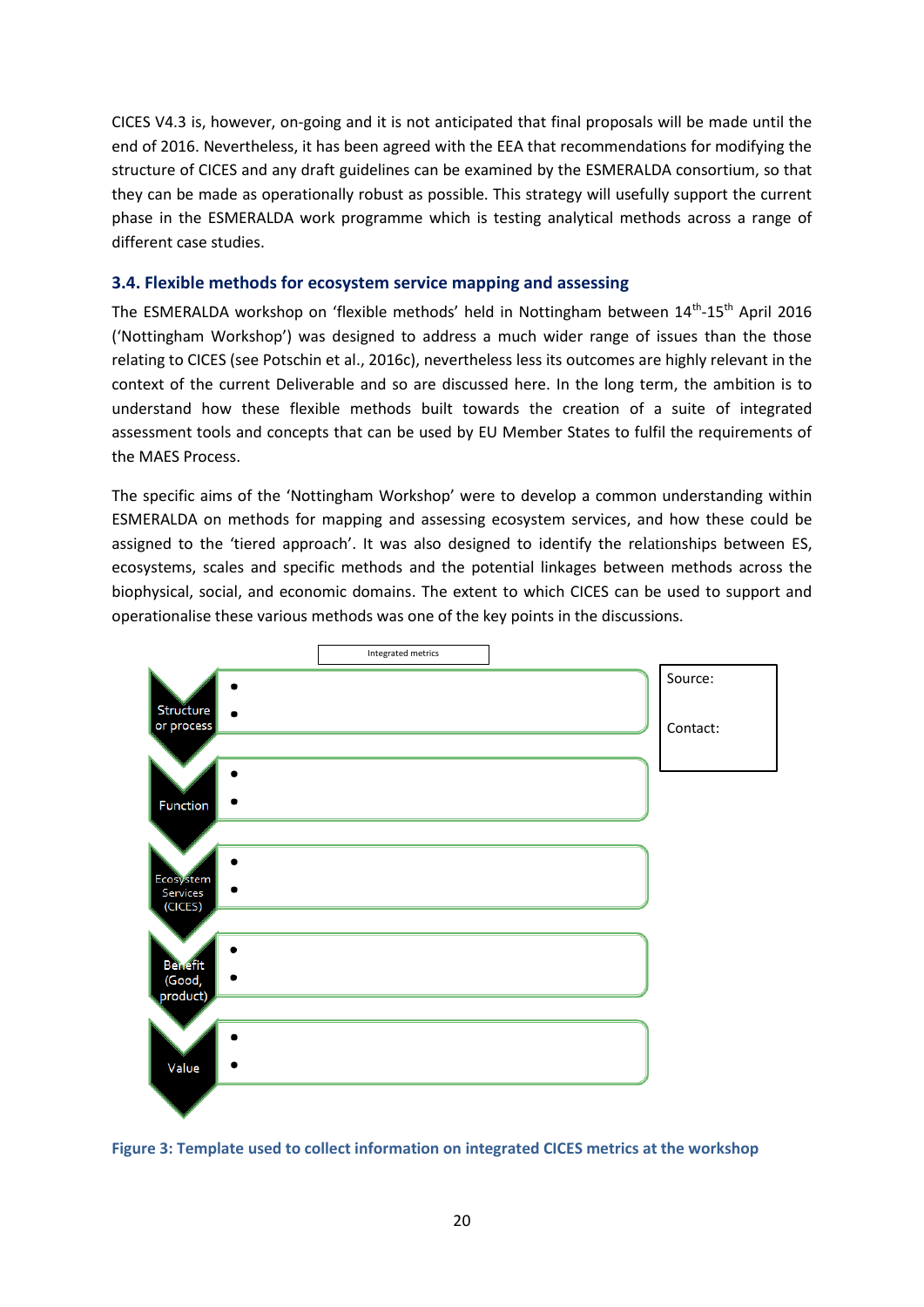CICES V4.3 is, however, on-going and it is not anticipated that final proposals will be made until the end of 2016. Nevertheless, it has been agreed with the EEA that recommendations for modifying the structure of CICES and any draft guidelines can be examined by the ESMERALDA consortium, so that they can be made as operationally robust as possible. This strategy will usefully support the current phase in the ESMERALDA work programme which is testing analytical methods across a range of different case studies.

### 3.4. Flexible methods for ecosystem service mapping and assessing

The ESMERALDA workshop on 'flexible methods' held in Nottingham between 14[th]-15[th] April 2016 ('Nottingham Workshop') was designed to address a much wider range of issues than the those relating to CICES (see Potschin et al., 2016c), nevertheless less its outcomes are highly relevant in the context of the current Deliverable and so are discussed here. In the long term, the ambition is to understand how these flexible methods built towards the creation of a suite of integrated assessment tools and concepts that can be used by EU Member States to fulfil the requirements of the MAES Process.

The specific aims of the 'Nottingham Workshop' were to develop a common understanding within ESMERALDA on methods for mapping and assessing ecosystem services, and how these could be assigned to the 'tiered approach'. It was also designed to identify the relationships between ES, ecosystems, scales and specific methods and the potential linkages between methods across the biophysical, social, and economic domains. The extent to which CICES can be used to support and operationalise these various methods was one of the key points in the discussions.

Integrated metrics

| | | |
|---|---|---|
| Structure or process | • <br> • | Source: <br><br> Contact: |
| Function | • <br> • | |
| Ecosystem Services (CICES) | • <br> • | |
| Benefit (Good, product) | • <br> • | |
| Value | • <br> • | |

**Figure 3: Template used to collect information on integrated CICES metrics at the workshop**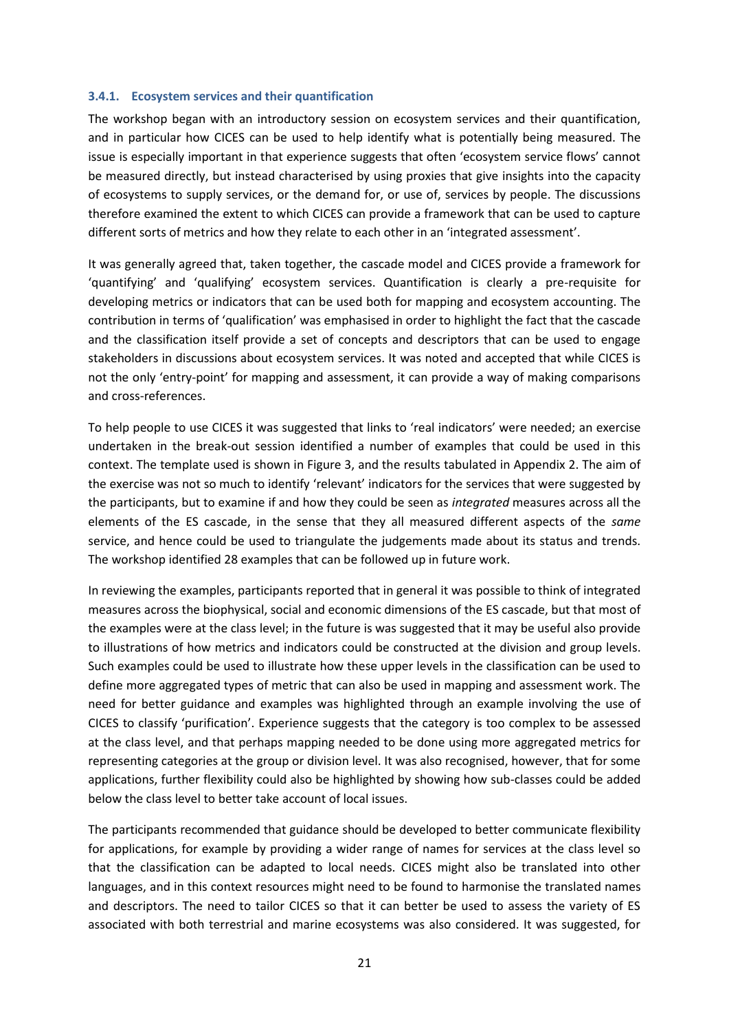### 3.4.1. Ecosystem services and their quantification

The workshop began with an introductory session on ecosystem services and their quantification, and in particular how CICES can be used to help identify what is potentially being measured. The issue is especially important in that experience suggests that often 'ecosystem service flows' cannot be measured directly, but instead characterised by using proxies that give insights into the capacity of ecosystems to supply services, or the demand for, or use of, services by people. The discussions therefore examined the extent to which CICES can provide a framework that can be used to capture different sorts of metrics and how they relate to each other in an 'integrated assessment'.

It was generally agreed that, taken together, the cascade model and CICES provide a framework for 'quantifying' and 'qualifying' ecosystem services. Quantification is clearly a pre-requisite for developing metrics or indicators that can be used both for mapping and ecosystem accounting. The contribution in terms of 'qualification' was emphasised in order to highlight the fact that the cascade and the classification itself provide a set of concepts and descriptors that can be used to engage stakeholders in discussions about ecosystem services. It was noted and accepted that while CICES is not the only 'entry-point' for mapping and assessment, it can provide a way of making comparisons and cross-references.

To help people to use CICES it was suggested that links to 'real indicators' were needed; an exercise undertaken in the break-out session identified a number of examples that could be used in this context. The template used is shown in Figure 3, and the results tabulated in Appendix 2. The aim of the exercise was not so much to identify 'relevant' indicators for the services that were suggested by the participants, but to examine if and how they could be seen as *integrated* measures across all the elements of the ES cascade, in the sense that they all measured different aspects of the *same* service, and hence could be used to triangulate the judgements made about its status and trends. The workshop identified 28 examples that can be followed up in future work.

In reviewing the examples, participants reported that in general it was possible to think of integrated measures across the biophysical, social and economic dimensions of the ES cascade, but that most of the examples were at the class level; in the future is was suggested that it may be useful also provide to illustrations of how metrics and indicators could be constructed at the division and group levels. Such examples could be used to illustrate how these upper levels in the classification can be used to define more aggregated types of metric that can also be used in mapping and assessment work. The need for better guidance and examples was highlighted through an example involving the use of CICES to classify 'purification'. Experience suggests that the category is too complex to be assessed at the class level, and that perhaps mapping needed to be done using more aggregated metrics for representing categories at the group or division level. It was also recognised, however, that for some applications, further flexibility could also be highlighted by showing how sub-classes could be added below the class level to better take account of local issues.

The participants recommended that guidance should be developed to better communicate flexibility for applications, for example by providing a wider range of names for services at the class level so that the classification can be adapted to local needs. CICES might also be translated into other languages, and in this context resources might need to be found to harmonise the translated names and descriptors. The need to tailor CICES so that it can better be used to assess the variety of ES associated with both terrestrial and marine ecosystems was also considered. It was suggested, for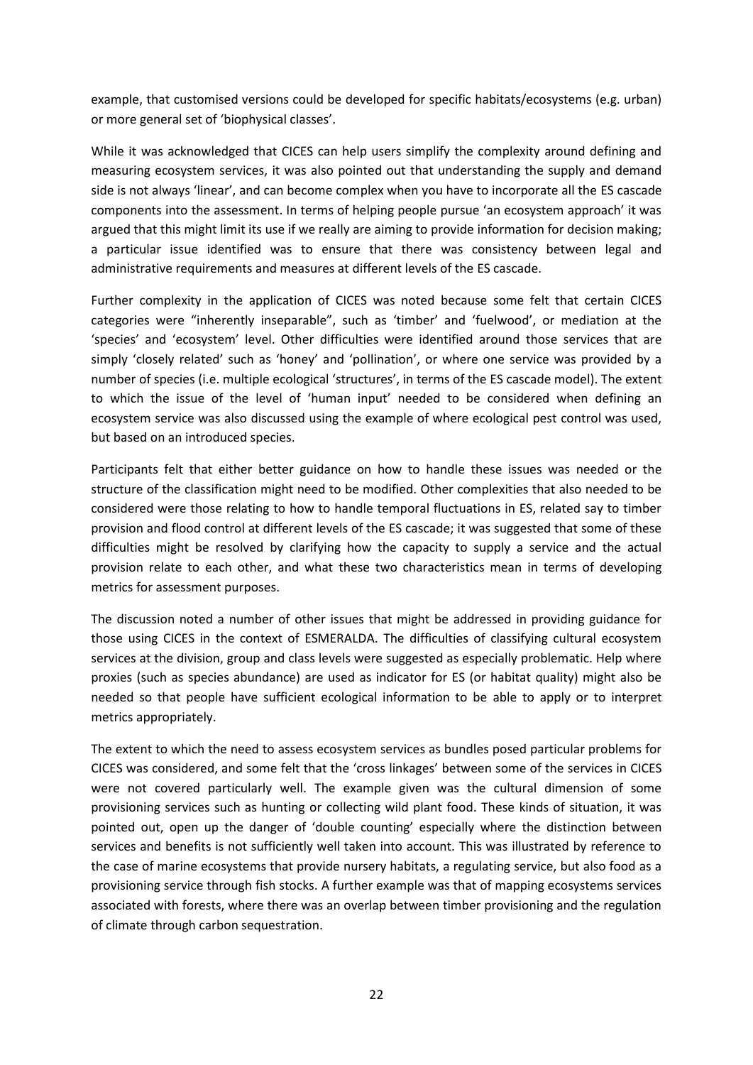example, that customised versions could be developed for specific habitats/ecosystems (e.g. urban) or more general set of 'biophysical classes'.

While it was acknowledged that CICES can help users simplify the complexity around defining and measuring ecosystem services, it was also pointed out that understanding the supply and demand side is not always 'linear', and can become complex when you have to incorporate all the ES cascade components into the assessment. In terms of helping people pursue 'an ecosystem approach' it was argued that this might limit its use if we really are aiming to provide information for decision making; a particular issue identified was to ensure that there was consistency between legal and administrative requirements and measures at different levels of the ES cascade.

Further complexity in the application of CICES was noted because some felt that certain CICES categories were "inherently inseparable", such as 'timber' and 'fuelwood', or mediation at the 'species' and 'ecosystem' level. Other difficulties were identified around those services that are simply 'closely related' such as 'honey' and 'pollination', or where one service was provided by a number of species (i.e. multiple ecological 'structures', in terms of the ES cascade model). The extent to which the issue of the level of 'human input' needed to be considered when defining an ecosystem service was also discussed using the example of where ecological pest control was used, but based on an introduced species.

Participants felt that either better guidance on how to handle these issues was needed or the structure of the classification might need to be modified. Other complexities that also needed to be considered were those relating to how to handle temporal fluctuations in ES, related say to timber provision and flood control at different levels of the ES cascade; it was suggested that some of these difficulties might be resolved by clarifying how the capacity to supply a service and the actual provision relate to each other, and what these two characteristics mean in terms of developing metrics for assessment purposes.

The discussion noted a number of other issues that might be addressed in providing guidance for those using CICES in the context of ESMERALDA. The difficulties of classifying cultural ecosystem services at the division, group and class levels were suggested as especially problematic. Help where proxies (such as species abundance) are used as indicator for ES (or habitat quality) might also be needed so that people have sufficient ecological information to be able to apply or to interpret metrics appropriately.

The extent to which the need to assess ecosystem services as bundles posed particular problems for CICES was considered, and some felt that the 'cross linkages' between some of the services in CICES were not covered particularly well. The example given was the cultural dimension of some provisioning services such as hunting or collecting wild plant food. These kinds of situation, it was pointed out, open up the danger of 'double counting' especially where the distinction between services and benefits is not sufficiently well taken into account. This was illustrated by reference to the case of marine ecosystems that provide nursery habitats, a regulating service, but also food as a provisioning service through fish stocks. A further example was that of mapping ecosystems services associated with forests, where there was an overlap between timber provisioning and the regulation of climate through carbon sequestration.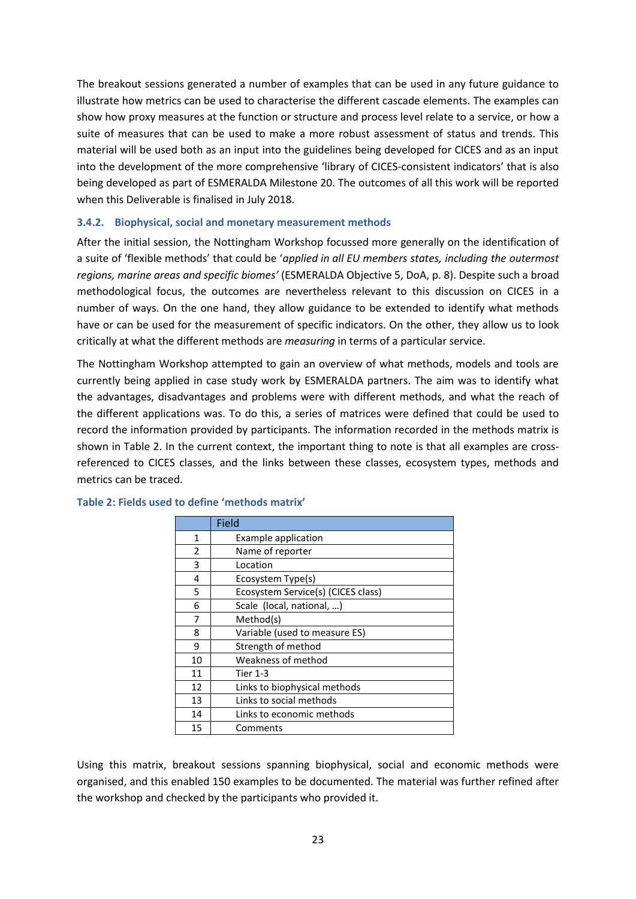The breakout sessions generated a number of examples that can be used in any future guidance to illustrate how metrics can be used to characterise the different cascade elements. The examples can show how proxy measures at the function or structure and process level relate to a service, or how a suite of measures that can be used to make a more robust assessment of status and trends. This material will be used both as an input into the guidelines being developed for CICES and as an input into the development of the more comprehensive 'library of CICES-consistent indicators' that is also being developed as part of ESMERALDA Milestone 20. The outcomes of all this work will be reported when this Deliverable is finalised in July 2018.

### 3.4.2. Biophysical, social and monetary measurement methods

After the initial session, the Nottingham Workshop focussed more generally on the identification of a suite of 'flexible methods' that could be '*applied in all EU members states, including the outermost regions, marine areas and specific biomes*' (ESMERALDA Objective 5, DoA, p. 8). Despite such a broad methodological focus, the outcomes are nevertheless relevant to this discussion on CICES in a number of ways. On the one hand, they allow guidance to be extended to identify what methods have or can be used for the measurement of specific indicators. On the other, they allow us to look critically at what the different methods are *measuring* in terms of a particular service.

The Nottingham Workshop attempted to gain an overview of what methods, models and tools are currently being applied in case study work by ESMERALDA partners. The aim was to identify what the advantages, disadvantages and problems were with different methods, and what the reach of the different applications was. To do this, a series of matrices were defined that could be used to record the information provided by participants. The information recorded in the methods matrix is shown in Table 2. In the current context, the important thing to note is that all examples are cross-referenced to CICES classes, and the links between these classes, ecosystem types, methods and metrics can be traced.

**Table 2: Fields used to define 'methods matrix'**

| | Field |
|---|---|
| 1 | Example application |
| 2 | Name of reporter |
| 3 | Location |
| 4 | Ecosystem Type(s) |
| 5 | Ecosystem Service(s) (CICES class) |
| 6 | Scale (local, national, …) |
| 7 | Method(s) |
| 8 | Variable (used to measure ES) |
| 9 | Strength of method |
| 10 | Weakness of method |
| 11 | Tier 1-3 |
| 12 | Links to biophysical methods |
| 13 | Links to social methods |
| 14 | Links to economic methods |
| 15 | Comments |

Using this matrix, breakout sessions spanning biophysical, social and economic methods were organised, and this enabled 150 examples to be documented. The material was further refined after the workshop and checked by the participants who provided it.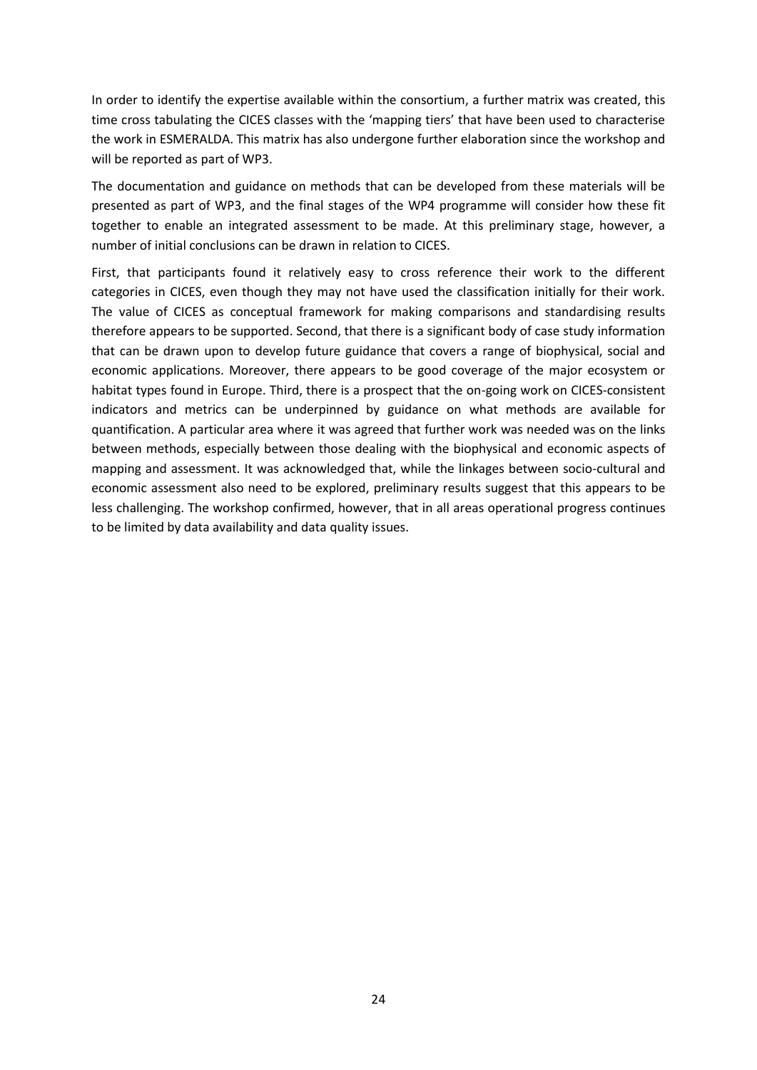In order to identify the expertise available within the consortium, a further matrix was created, this time cross tabulating the CICES classes with the 'mapping tiers' that have been used to characterise the work in ESMERALDA. This matrix has also undergone further elaboration since the workshop and will be reported as part of WP3.

The documentation and guidance on methods that can be developed from these materials will be presented as part of WP3, and the final stages of the WP4 programme will consider how these fit together to enable an integrated assessment to be made. At this preliminary stage, however, a number of initial conclusions can be drawn in relation to CICES.

First, that participants found it relatively easy to cross reference their work to the different categories in CICES, even though they may not have used the classification initially for their work. The value of CICES as conceptual framework for making comparisons and standardising results therefore appears to be supported. Second, that there is a significant body of case study information that can be drawn upon to develop future guidance that covers a range of biophysical, social and economic applications. Moreover, there appears to be good coverage of the major ecosystem or habitat types found in Europe. Third, there is a prospect that the on-going work on CICES-consistent indicators and metrics can be underpinned by guidance on what methods are available for quantification. A particular area where it was agreed that further work was needed was on the links between methods, especially between those dealing with the biophysical and economic aspects of mapping and assessment. It was acknowledged that, while the linkages between socio-cultural and economic assessment also need to be explored, preliminary results suggest that this appears to be less challenging. The workshop confirmed, however, that in all areas operational progress continues to be limited by data availability and data quality issues.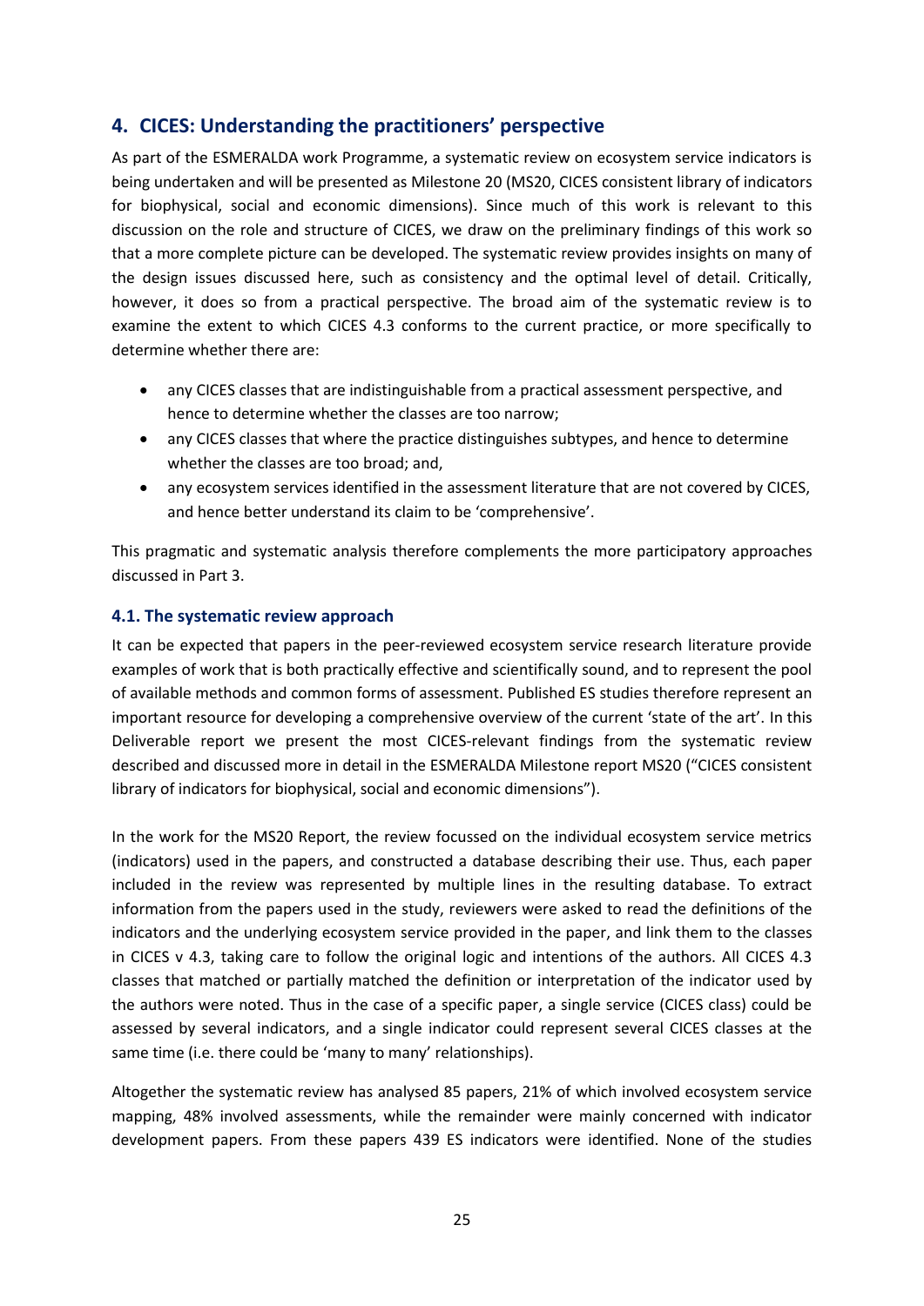## 4. CICES: Understanding the practitioners' perspective

As part of the ESMERALDA work Programme, a systematic review on ecosystem service indicators is being undertaken and will be presented as Milestone 20 (MS20, CICES consistent library of indicators for biophysical, social and economic dimensions). Since much of this work is relevant to this discussion on the role and structure of CICES, we draw on the preliminary findings of this work so that a more complete picture can be developed. The systematic review provides insights on many of the design issues discussed here, such as consistency and the optimal level of detail. Critically, however, it does so from a practical perspective. The broad aim of the systematic review is to examine the extent to which CICES 4.3 conforms to the current practice, or more specifically to determine whether there are:

- any CICES classes that are indistinguishable from a practical assessment perspective, and hence to determine whether the classes are too narrow;
- any CICES classes that where the practice distinguishes subtypes, and hence to determine whether the classes are too broad; and,
- any ecosystem services identified in the assessment literature that are not covered by CICES, and hence better understand its claim to be 'comprehensive'.

This pragmatic and systematic analysis therefore complements the more participatory approaches discussed in Part 3.

### 4.1. The systematic review approach

It can be expected that papers in the peer-reviewed ecosystem service research literature provide examples of work that is both practically effective and scientifically sound, and to represent the pool of available methods and common forms of assessment. Published ES studies therefore represent an important resource for developing a comprehensive overview of the current 'state of the art'. In this Deliverable report we present the most CICES-relevant findings from the systematic review described and discussed more in detail in the ESMERALDA Milestone report MS20 ("CICES consistent library of indicators for biophysical, social and economic dimensions").

In the work for the MS20 Report, the review focussed on the individual ecosystem service metrics (indicators) used in the papers, and constructed a database describing their use. Thus, each paper included in the review was represented by multiple lines in the resulting database. To extract information from the papers used in the study, reviewers were asked to read the definitions of the indicators and the underlying ecosystem service provided in the paper, and link them to the classes in CICES v 4.3, taking care to follow the original logic and intentions of the authors. All CICES 4.3 classes that matched or partially matched the definition or interpretation of the indicator used by the authors were noted. Thus in the case of a specific paper, a single service (CICES class) could be assessed by several indicators, and a single indicator could represent several CICES classes at the same time (i.e. there could be 'many to many' relationships).

Altogether the systematic review has analysed 85 papers, 21% of which involved ecosystem service mapping, 48% involved assessments, while the remainder were mainly concerned with indicator development papers. From these papers 439 ES indicators were identified. None of the studies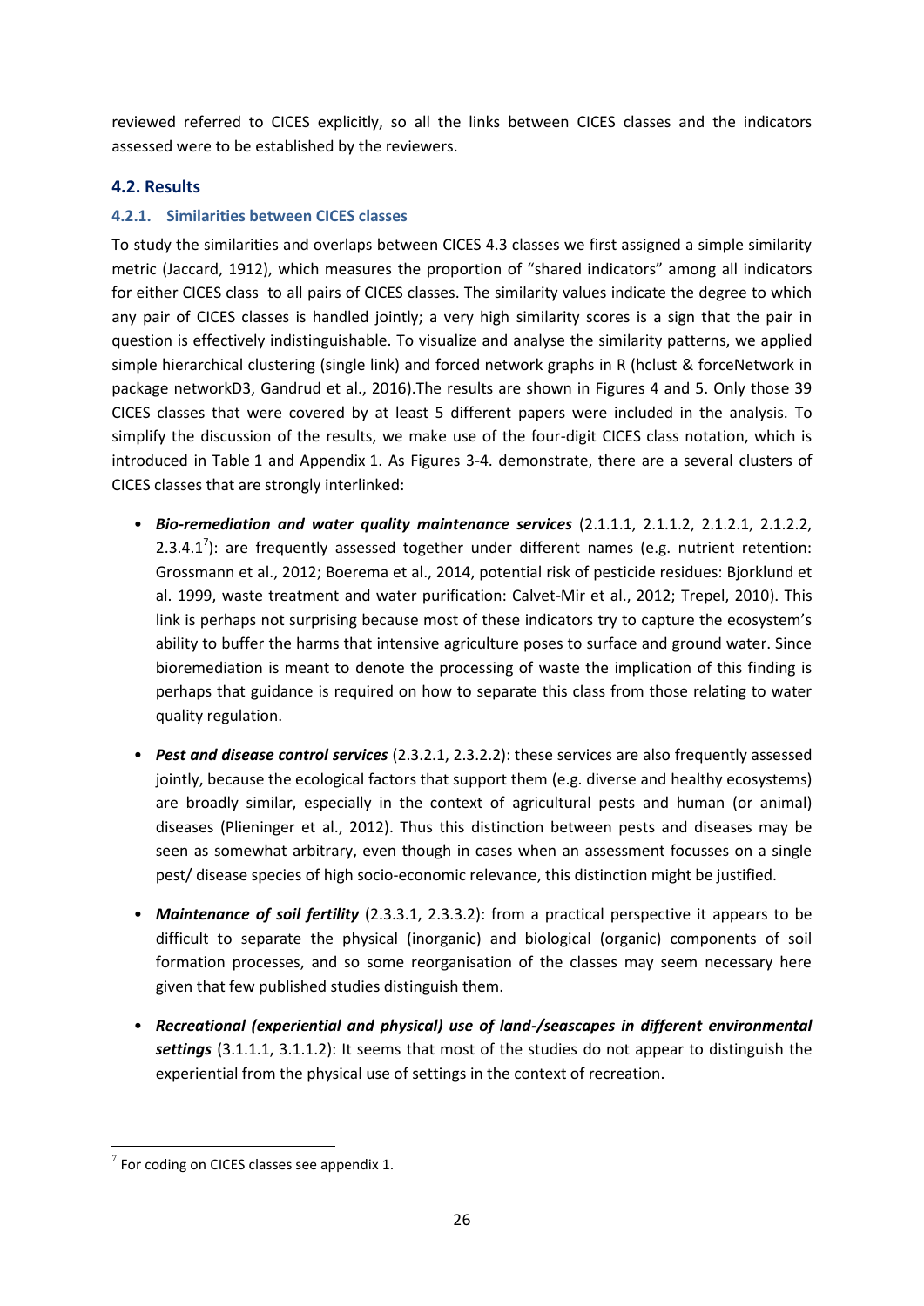reviewed referred to CICES explicitly, so all the links between CICES classes and the indicators assessed were to be established by the reviewers.

### 4.2. Results

#### 4.2.1. Similarities between CICES classes

To study the similarities and overlaps between CICES 4.3 classes we first assigned a simple similarity metric (Jaccard, 1912), which measures the proportion of "shared indicators" among all indicators for either CICES class to all pairs of CICES classes. The similarity values indicate the degree to which any pair of CICES classes is handled jointly; a very high similarity scores is a sign that the pair in question is effectively indistinguishable. To visualize and analyse the similarity patterns, we applied simple hierarchical clustering (single link) and forced network graphs in R (hclust & forceNetwork in package networkD3, Gandrud et al., 2016).The results are shown in Figures 4 and 5. Only those 39 CICES classes that were covered by at least 5 different papers were included in the analysis. To simplify the discussion of the results, we make use of the four-digit CICES class notation, which is introduced in Table 1 and Appendix 1. As Figures 3-4. demonstrate, there are a several clusters of CICES classes that are strongly interlinked:

- ***Bio-remediation and water quality maintenance services*** (2.1.1.1, 2.1.1.2, 2.1.2.1, 2.1.2.2, 2.3.4.1[7]): are frequently assessed together under different names (e.g. nutrient retention: Grossmann et al., 2012; Boerema et al., 2014, potential risk of pesticide residues: Bjorklund et al. 1999, waste treatment and water purification: Calvet-Mir et al., 2012; Trepel, 2010). This link is perhaps not surprising because most of these indicators try to capture the ecosystem's ability to buffer the harms that intensive agriculture poses to surface and ground water. Since bioremediation is meant to denote the processing of waste the implication of this finding is perhaps that guidance is required on how to separate this class from those relating to water quality regulation.

- ***Pest and disease control services*** (2.3.2.1, 2.3.2.2): these services are also frequently assessed jointly, because the ecological factors that support them (e.g. diverse and healthy ecosystems) are broadly similar, especially in the context of agricultural pests and human (or animal) diseases (Plieninger et al., 2012). Thus this distinction between pests and diseases may be seen as somewhat arbitrary, even though in cases when an assessment focusses on a single pest/ disease species of high socio-economic relevance, this distinction might be justified.

- ***Maintenance of soil fertility*** (2.3.3.1, 2.3.3.2): from a practical perspective it appears to be difficult to separate the physical (inorganic) and biological (organic) components of soil formation processes, and so some reorganisation of the classes may seem necessary here given that few published studies distinguish them.

- ***Recreational (experiential and physical) use of land-/seascapes in different environmental settings*** (3.1.1.1, 3.1.1.2): It seems that most of the studies do not appear to distinguish the experiential from the physical use of settings in the context of recreation.

[7] For coding on CICES classes see appendix 1.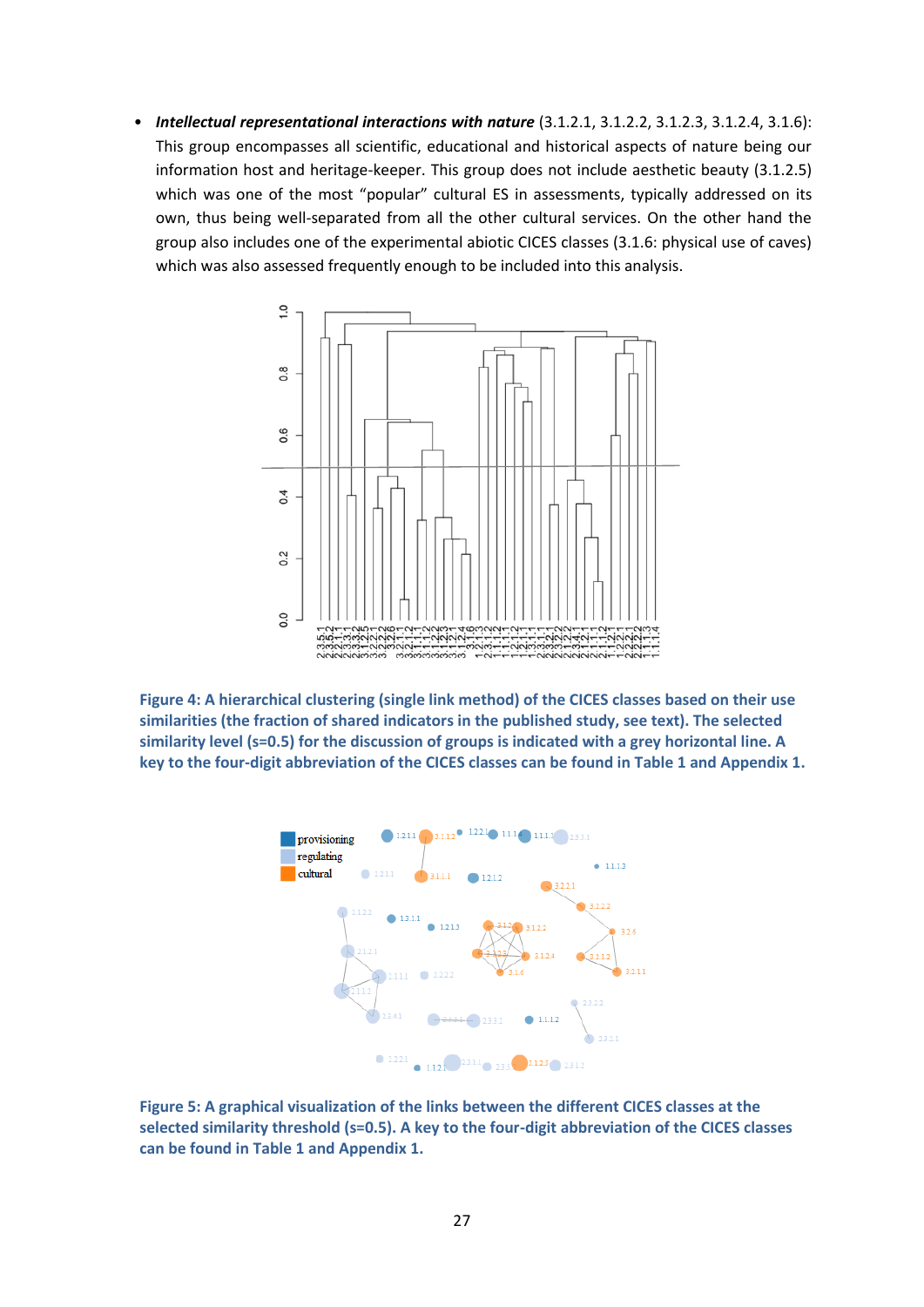- ***Intellectual representational interactions with nature*** (3.1.2.1, 3.1.2.2, 3.1.2.3, 3.1.2.4, 3.1.6): This group encompasses all scientific, educational and historical aspects of nature being our information host and heritage-keeper. This group does not include aesthetic beauty (3.1.2.5) which was one of the most "popular" cultural ES in assessments, typically addressed on its own, thus being well-separated from all the other cultural services. On the other hand the group also includes one of the experimental abiotic CICES classes (3.1.6: physical use of caves) which was also assessed frequently enough to be included into this analysis.

**Figure 4: A hierarchical clustering (single link method) of the CICES classes based on their use similarities (the fraction of shared indicators in the published study, see text). The selected similarity level (s=0.5) for the discussion of groups is indicated with a grey horizontal line. A key to the four-digit abbreviation of the CICES classes can be found in Table 1 and Appendix 1.**

**Figure 5: A graphical visualization of the links between the different CICES classes at the selected similarity threshold (s=0.5). A key to the four-digit abbreviation of the CICES classes can be found in Table 1 and Appendix 1.**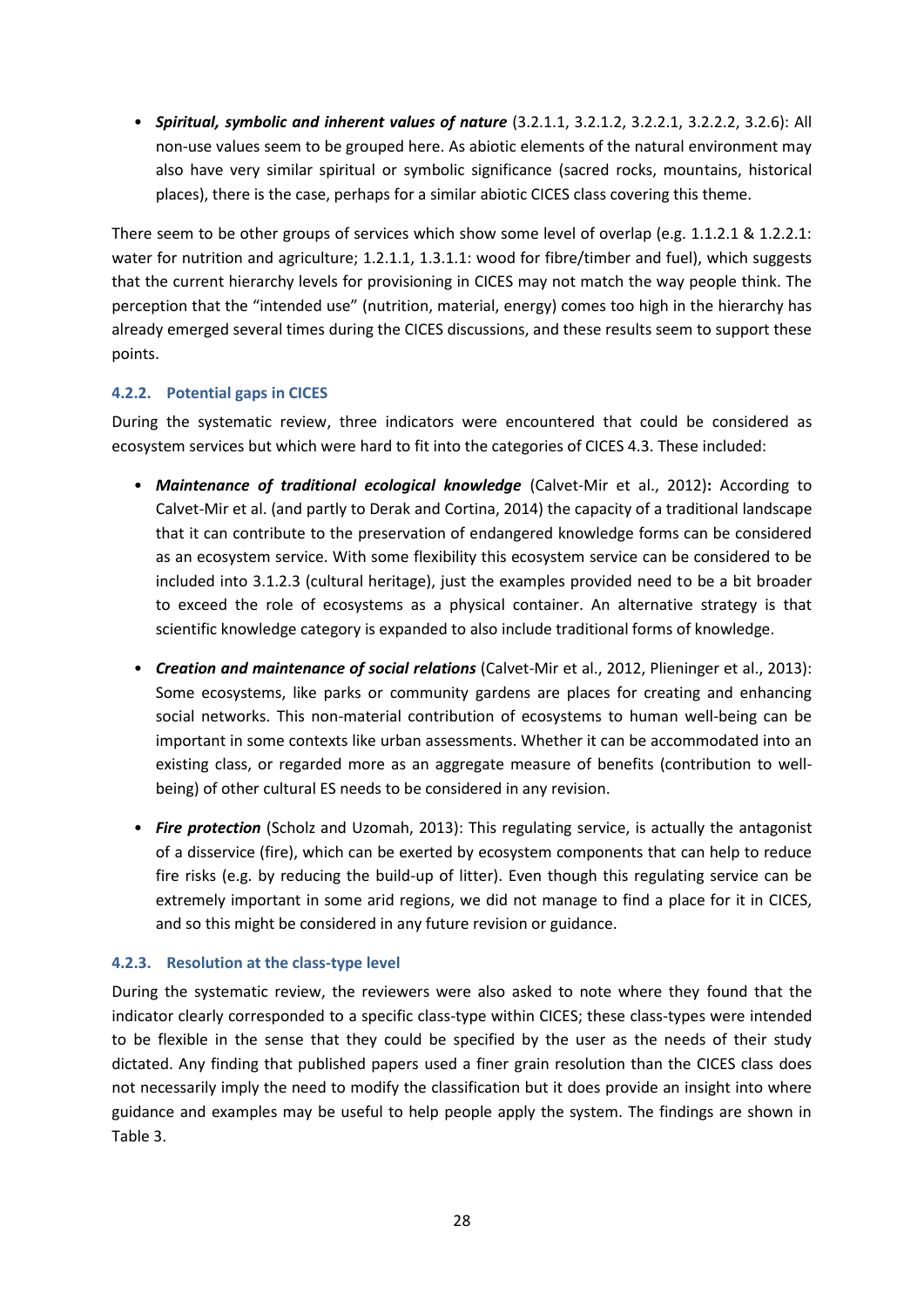- ***Spiritual, symbolic and inherent values of nature*** (3.2.1.1, 3.2.1.2, 3.2.2.1, 3.2.2.2, 3.2.6): All non-use values seem to be grouped here. As abiotic elements of the natural environment may also have very similar spiritual or symbolic significance (sacred rocks, mountains, historical places), there is the case, perhaps for a similar abiotic CICES class covering this theme.

There seem to be other groups of services which show some level of overlap (e.g. 1.1.2.1 & 1.2.2.1: water for nutrition and agriculture; 1.2.1.1, 1.3.1.1: wood for fibre/timber and fuel), which suggests that the current hierarchy levels for provisioning in CICES may not match the way people think. The perception that the "intended use" (nutrition, material, energy) comes too high in the hierarchy has already emerged several times during the CICES discussions, and these results seem to support these points.

### 4.2.2. Potential gaps in CICES

During the systematic review, three indicators were encountered that could be considered as ecosystem services but which were hard to fit into the categories of CICES 4.3. These included:

- ***Maintenance of traditional ecological knowledge*** (Calvet-Mir et al., 2012)**:** According to Calvet-Mir et al. (and partly to Derak and Cortina, 2014) the capacity of a traditional landscape that it can contribute to the preservation of endangered knowledge forms can be considered as an ecosystem service. With some flexibility this ecosystem service can be considered to be included into 3.1.2.3 (cultural heritage), just the examples provided need to be a bit broader to exceed the role of ecosystems as a physical container. An alternative strategy is that scientific knowledge category is expanded to also include traditional forms of knowledge.

- ***Creation and maintenance of social relations*** (Calvet-Mir et al., 2012, Plieninger et al., 2013): Some ecosystems, like parks or community gardens are places for creating and enhancing social networks. This non-material contribution of ecosystems to human well-being can be important in some contexts like urban assessments. Whether it can be accommodated into an existing class, or regarded more as an aggregate measure of benefits (contribution to well-being) of other cultural ES needs to be considered in any revision.

- ***Fire protection*** (Scholz and Uzomah, 2013): This regulating service, is actually the antagonist of a disservice (fire), which can be exerted by ecosystem components that can help to reduce fire risks (e.g. by reducing the build-up of litter). Even though this regulating service can be extremely important in some arid regions, we did not manage to find a place for it in CICES, and so this might be considered in any future revision or guidance.

### 4.2.3. Resolution at the class-type level

During the systematic review, the reviewers were also asked to note where they found that the indicator clearly corresponded to a specific class-type within CICES; these class-types were intended to be flexible in the sense that they could be specified by the user as the needs of their study dictated. Any finding that published papers used a finer grain resolution than the CICES class does not necessarily imply the need to modify the classification but it does provide an insight into where guidance and examples may be useful to help people apply the system. The findings are shown in Table 3.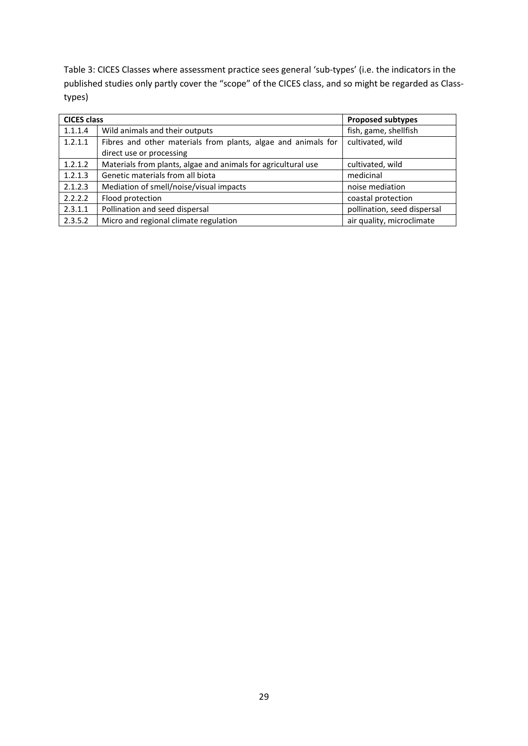Table 3: CICES Classes where assessment practice sees general 'sub-types' (i.e. the indicators in the published studies only partly cover the "scope" of the CICES class, and so might be regarded as Class-types)

| **CICES class** | | **Proposed subtypes** |
|---|---|---|
| 1.1.1.4 | Wild animals and their outputs | fish, game, shellfish |
| 1.2.1.1 | Fibres and other materials from plants, algae and animals for direct use or processing | cultivated, wild |
| 1.2.1.2 | Materials from plants, algae and animals for agricultural use | cultivated, wild |
| 1.2.1.3 | Genetic materials from all biota | medicinal |
| 2.1.2.3 | Mediation of smell/noise/visual impacts | noise mediation |
| 2.2.2.2 | Flood protection | coastal protection |
| 2.3.1.1 | Pollination and seed dispersal | pollination, seed dispersal |
| 2.3.5.2 | Micro and regional climate regulation | air quality, microclimate |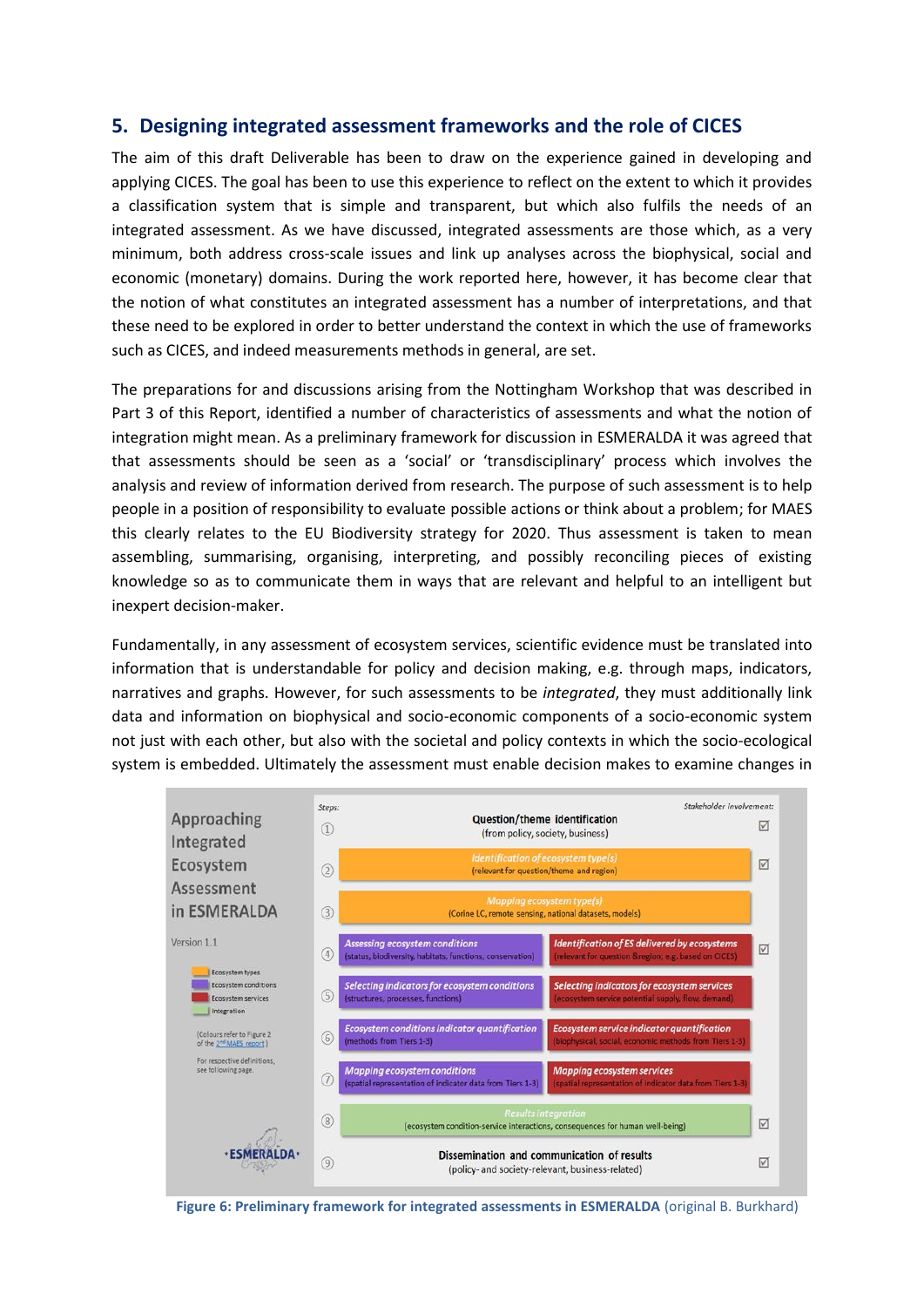## 5. Designing integrated assessment frameworks and the role of CICES

The aim of this draft Deliverable has been to draw on the experience gained in developing and applying CICES. The goal has been to use this experience to reflect on the extent to which it provides a classification system that is simple and transparent, but which also fulfils the needs of an integrated assessment. As we have discussed, integrated assessments are those which, as a very minimum, both address cross-scale issues and link up analyses across the biophysical, social and economic (monetary) domains. During the work reported here, however, it has become clear that the notion of what constitutes an integrated assessment has a number of interpretations, and that these need to be explored in order to better understand the context in which the use of frameworks such as CICES, and indeed measurements methods in general, are set.

The preparations for and discussions arising from the Nottingham Workshop that was described in Part 3 of this Report, identified a number of characteristics of assessments and what the notion of integration might mean. As a preliminary framework for discussion in ESMERALDA it was agreed that that assessments should be seen as a 'social' or 'transdisciplinary' process which involves the analysis and review of information derived from research. The purpose of such assessment is to help people in a position of responsibility to evaluate possible actions or think about a problem; for MAES this clearly relates to the EU Biodiversity strategy for 2020. Thus assessment is taken to mean assembling, summarising, organising, interpreting, and possibly reconciling pieces of existing knowledge so as to communicate them in ways that are relevant and helpful to an intelligent but inexpert decision-maker.

Fundamentally, in any assessment of ecosystem services, scientific evidence must be translated into information that is understandable for policy and decision making, e.g. through maps, indicators, narratives and graphs. However, for such assessments to be *integrated*, they must additionally link data and information on biophysical and socio-economic components of a socio-economic system not just with each other, but also with the societal and policy contexts in which the socio-ecological system is embedded. Ultimately the assessment must enable decision makes to examine changes in

| Steps | | | Stakeholder involvement |
|---|---|---|---|
| ① | Question/theme identification (from policy, society, business) | | ☑ |
| ② | Identification of ecosystem type(s) (relevant for question/theme and region) | | ☑ |
| ③ | Mapping ecosystem type(s) (Corine LC, remote sensing, national datasets, models) | | |
| ④ | Assessing ecosystem conditions (status, biodiversity, habitats, functions, conservation) | Identification of ES delivered by ecosystems (relevant for question &region; e.g. based on CICES) | ☑ |
| ⑤ | Selecting indicators for ecosystem conditions (structures, processes, functions) | Selecting indicators for ecosystem services (ecosystem service potential supply, flow, demand) | |
| ⑥ | Ecosystem conditions indicator quantification (methods from Tiers 1-3) | Ecosystem service indicator quantification (biophysical, social, economic methods from Tiers 1-3) | |
| ⑦ | Mapping ecosystem conditions (spatial representation of indicator data from Tiers 1-3) | Mapping ecosystem services (spatial representation of indicator data from Tiers 1-3) | |
| ⑧ | Results integration (ecosystem condition-service interactions, consequences for human well-being) | | ☑ |
| ⑨ | Dissemination and communication of results (policy- and society-relevant, business-related) | | ☑ |

Approaching Integrated Ecosystem Assessment in ESMERALDA, Version 1.1. Legend: Ecosystem types; Ecosystem conditions; Ecosystem services; Integration. (Colours refer to Figure 2 of the 2nd MAES report) For respective definitions, see following page.

**Figure 6: Preliminary framework for integrated assessments in ESMERALDA** (original B. Burkhard)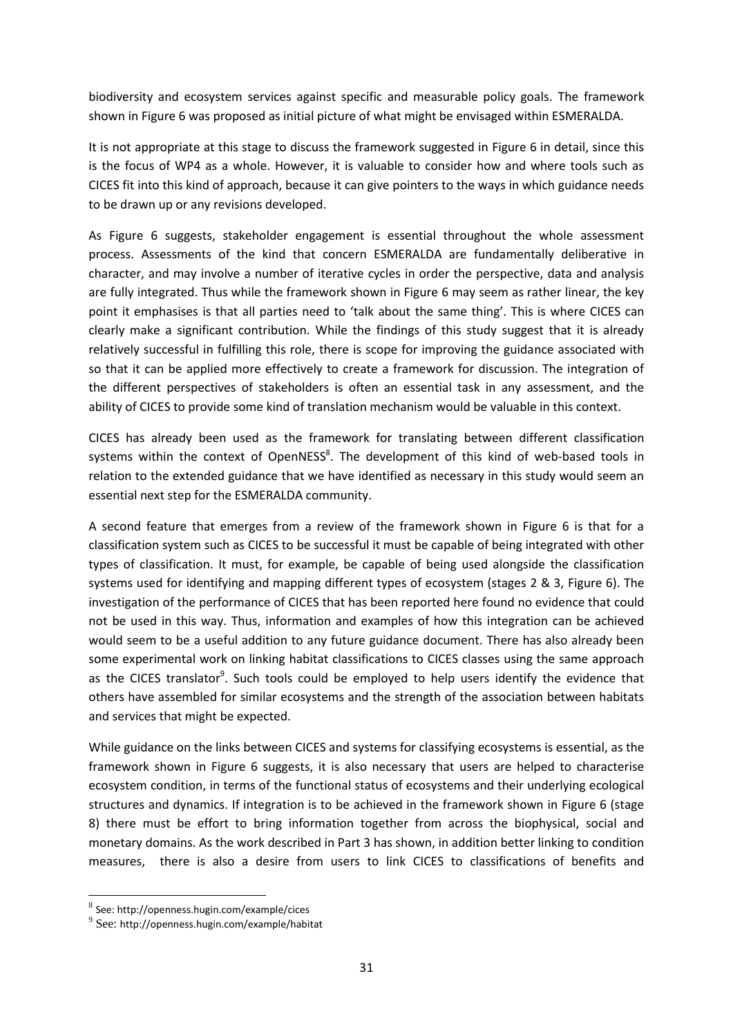biodiversity and ecosystem services against specific and measurable policy goals. The framework shown in Figure 6 was proposed as initial picture of what might be envisaged within ESMERALDA.

It is not appropriate at this stage to discuss the framework suggested in Figure 6 in detail, since this is the focus of WP4 as a whole. However, it is valuable to consider how and where tools such as CICES fit into this kind of approach, because it can give pointers to the ways in which guidance needs to be drawn up or any revisions developed.

As Figure 6 suggests, stakeholder engagement is essential throughout the whole assessment process. Assessments of the kind that concern ESMERALDA are fundamentally deliberative in character, and may involve a number of iterative cycles in order the perspective, data and analysis are fully integrated. Thus while the framework shown in Figure 6 may seem as rather linear, the key point it emphasises is that all parties need to 'talk about the same thing'. This is where CICES can clearly make a significant contribution. While the findings of this study suggest that it is already relatively successful in fulfilling this role, there is scope for improving the guidance associated with so that it can be applied more effectively to create a framework for discussion. The integration of the different perspectives of stakeholders is often an essential task in any assessment, and the ability of CICES to provide some kind of translation mechanism would be valuable in this context.

CICES has already been used as the framework for translating between different classification systems within the context of OpenNESS[8]. The development of this kind of web-based tools in relation to the extended guidance that we have identified as necessary in this study would seem an essential next step for the ESMERALDA community.

A second feature that emerges from a review of the framework shown in Figure 6 is that for a classification system such as CICES to be successful it must be capable of being integrated with other types of classification. It must, for example, be capable of being used alongside the classification systems used for identifying and mapping different types of ecosystem (stages 2 & 3, Figure 6). The investigation of the performance of CICES that has been reported here found no evidence that could not be used in this way. Thus, information and examples of how this integration can be achieved would seem to be a useful addition to any future guidance document. There has also already been some experimental work on linking habitat classifications to CICES classes using the same approach as the CICES translator[9]. Such tools could be employed to help users identify the evidence that others have assembled for similar ecosystems and the strength of the association between habitats and services that might be expected.

While guidance on the links between CICES and systems for classifying ecosystems is essential, as the framework shown in Figure 6 suggests, it is also necessary that users are helped to characterise ecosystem condition, in terms of the functional status of ecosystems and their underlying ecological structures and dynamics. If integration is to be achieved in the framework shown in Figure 6 (stage 8) there must be effort to bring information together from across the biophysical, social and monetary domains. As the work described in Part 3 has shown, in addition better linking to condition measures, there is also a desire from users to link CICES to classifications of benefits and

---

[8] See: http://openness.hugin.com/example/cices

[9] See: http://openness.hugin.com/example/habitat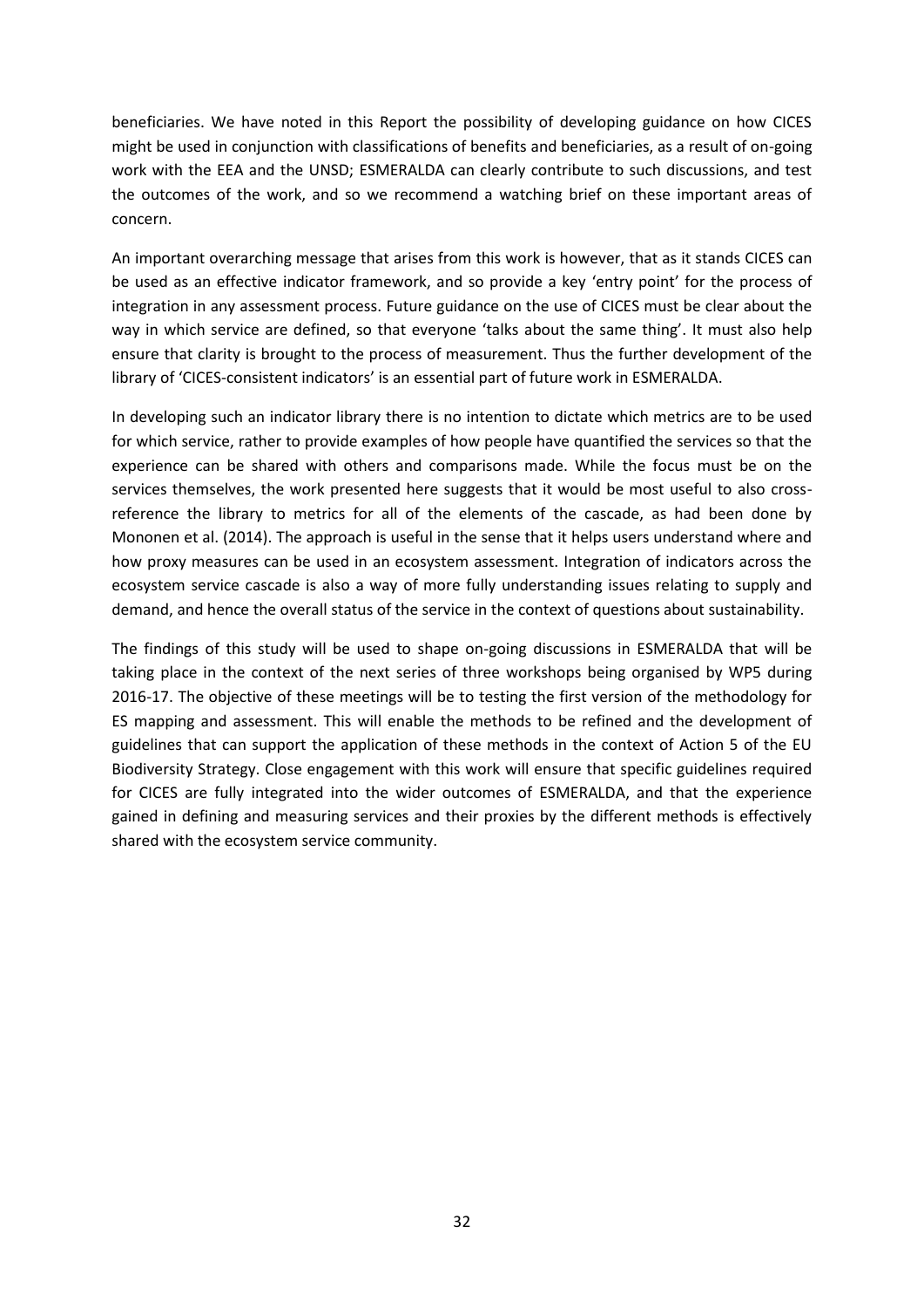beneficiaries. We have noted in this Report the possibility of developing guidance on how CICES might be used in conjunction with classifications of benefits and beneficiaries, as a result of on-going work with the EEA and the UNSD; ESMERALDA can clearly contribute to such discussions, and test the outcomes of the work, and so we recommend a watching brief on these important areas of concern.

An important overarching message that arises from this work is however, that as it stands CICES can be used as an effective indicator framework, and so provide a key 'entry point' for the process of integration in any assessment process. Future guidance on the use of CICES must be clear about the way in which service are defined, so that everyone 'talks about the same thing'. It must also help ensure that clarity is brought to the process of measurement. Thus the further development of the library of 'CICES-consistent indicators' is an essential part of future work in ESMERALDA.

In developing such an indicator library there is no intention to dictate which metrics are to be used for which service, rather to provide examples of how people have quantified the services so that the experience can be shared with others and comparisons made. While the focus must be on the services themselves, the work presented here suggests that it would be most useful to also cross-reference the library to metrics for all of the elements of the cascade, as had been done by Mononen et al. (2014). The approach is useful in the sense that it helps users understand where and how proxy measures can be used in an ecosystem assessment. Integration of indicators across the ecosystem service cascade is also a way of more fully understanding issues relating to supply and demand, and hence the overall status of the service in the context of questions about sustainability.

The findings of this study will be used to shape on-going discussions in ESMERALDA that will be taking place in the context of the next series of three workshops being organised by WP5 during 2016-17. The objective of these meetings will be to testing the first version of the methodology for ES mapping and assessment. This will enable the methods to be refined and the development of guidelines that can support the application of these methods in the context of Action 5 of the EU Biodiversity Strategy. Close engagement with this work will ensure that specific guidelines required for CICES are fully integrated into the wider outcomes of ESMERALDA, and that the experience gained in defining and measuring services and their proxies by the different methods is effectively shared with the ecosystem service community.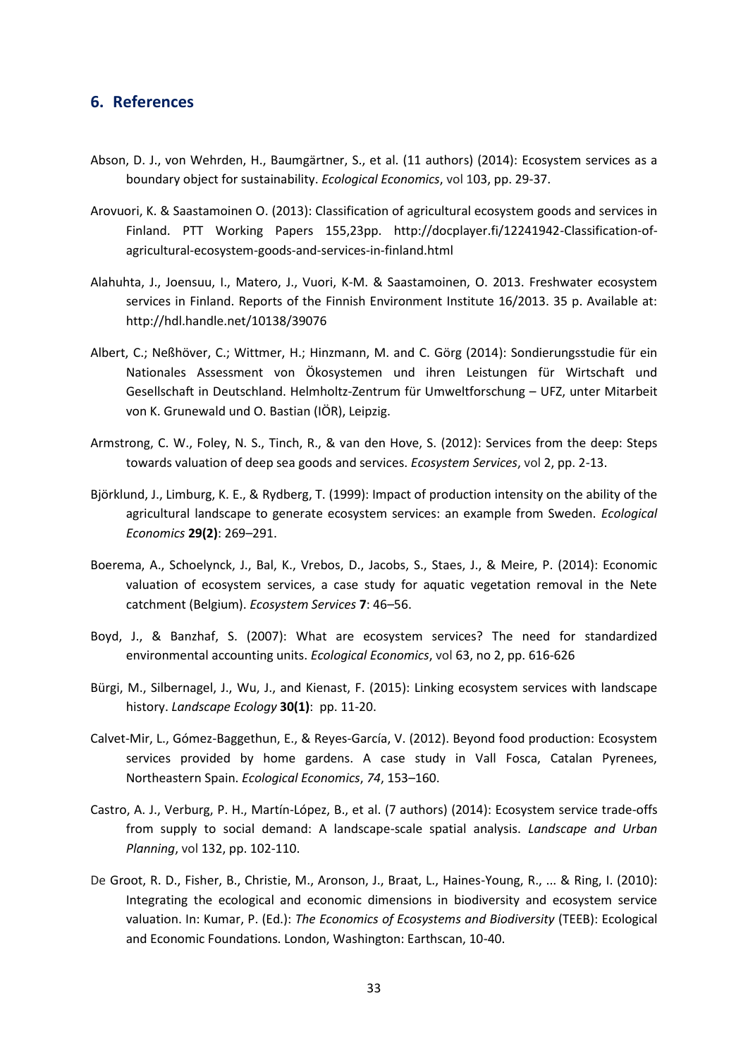## 6. References

Abson, D. J., von Wehrden, H., Baumgärtner, S., et al. (11 authors) (2014): Ecosystem services as a boundary object for sustainability. *Ecological Economics*, vol 103, pp. 29-37.

Arovuori, K. & Saastamoinen O. (2013): Classification of agricultural ecosystem goods and services in Finland. PTT Working Papers 155,23pp. http://docplayer.fi/12241942-Classification-of-agricultural-ecosystem-goods-and-services-in-finland.html

Alahuhta, J., Joensuu, I., Matero, J., Vuori, K-M. & Saastamoinen, O. 2013. Freshwater ecosystem services in Finland. Reports of the Finnish Environment Institute 16/2013. 35 p. Available at: http://hdl.handle.net/10138/39076

Albert, C.; Neßhöver, C.; Wittmer, H.; Hinzmann, M. and C. Görg (2014): Sondierungsstudie für ein Nationales Assessment von Ökosystemen und ihren Leistungen für Wirtschaft und Gesellschaft in Deutschland. Helmholtz-Zentrum für Umweltforschung – UFZ, unter Mitarbeit von K. Grunewald und O. Bastian (IÖR), Leipzig.

Armstrong, C. W., Foley, N. S., Tinch, R., & van den Hove, S. (2012): Services from the deep: Steps towards valuation of deep sea goods and services. *Ecosystem Services*, vol 2, pp. 2-13.

Björklund, J., Limburg, K. E., & Rydberg, T. (1999): Impact of production intensity on the ability of the agricultural landscape to generate ecosystem services: an example from Sweden. *Ecological Economics* **29(2)**: 269–291.

Boerema, A., Schoelynck, J., Bal, K., Vrebos, D., Jacobs, S., Staes, J., & Meire, P. (2014): Economic valuation of ecosystem services, a case study for aquatic vegetation removal in the Nete catchment (Belgium). *Ecosystem Services* **7**: 46–56.

Boyd, J., & Banzhaf, S. (2007): What are ecosystem services? The need for standardized environmental accounting units. *Ecological Economics*, vol 63, no 2, pp. 616-626

Bürgi, M., Silbernagel, J., Wu, J., and Kienast, F. (2015): Linking ecosystem services with landscape history. *Landscape Ecology* **30(1)**: pp. 11-20.

Calvet-Mir, L., Gómez-Baggethun, E., & Reyes-García, V. (2012). Beyond food production: Ecosystem services provided by home gardens. A case study in Vall Fosca, Catalan Pyrenees, Northeastern Spain. *Ecological Economics*, *74*, 153–160.

Castro, A. J., Verburg, P. H., Martín-López, B., et al. (7 authors) (2014): Ecosystem service trade-offs from supply to social demand: A landscape-scale spatial analysis. *Landscape and Urban Planning*, vol 132, pp. 102-110.

De Groot, R. D., Fisher, B., Christie, M., Aronson, J., Braat, L., Haines-Young, R., ... & Ring, I. (2010): Integrating the ecological and economic dimensions in biodiversity and ecosystem service valuation. In: Kumar, P. (Ed.): *The Economics of Ecosystems and Biodiversity* (TEEB): Ecological and Economic Foundations. London, Washington: Earthscan, 10-40.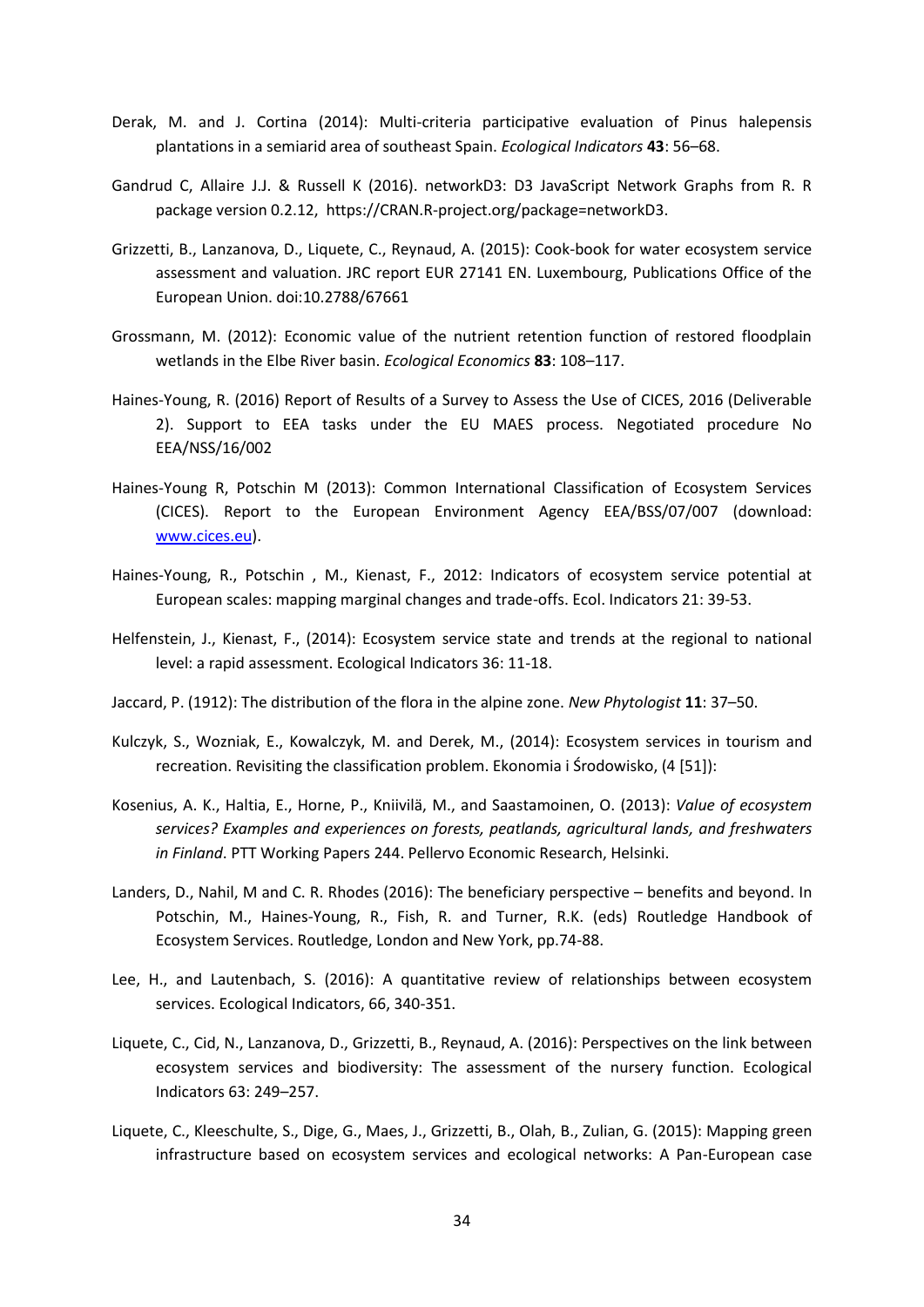Derak, M. and J. Cortina (2014): Multi-criteria participative evaluation of Pinus halepensis plantations in a semiarid area of southeast Spain. *Ecological Indicators* **43**: 56–68.

Gandrud C, Allaire J.J. & Russell K (2016). networkD3: D3 JavaScript Network Graphs from R. R package version 0.2.12, https://CRAN.R-project.org/package=networkD3.

Grizzetti, B., Lanzanova, D., Liquete, C., Reynaud, A. (2015): Cook-book for water ecosystem service assessment and valuation. JRC report EUR 27141 EN. Luxembourg, Publications Office of the European Union. doi:10.2788/67661

Grossmann, M. (2012): Economic value of the nutrient retention function of restored floodplain wetlands in the Elbe River basin. *Ecological Economics* **83**: 108–117.

Haines-Young, R. (2016) Report of Results of a Survey to Assess the Use of CICES, 2016 (Deliverable 2). Support to EEA tasks under the EU MAES process. Negotiated procedure No EEA/NSS/16/002

Haines-Young R, Potschin M (2013): Common International Classification of Ecosystem Services (CICES). Report to the European Environment Agency EEA/BSS/07/007 (download: [www.cices.eu](www.cices.eu)).

Haines-Young, R., Potschin , M., Kienast, F., 2012: Indicators of ecosystem service potential at European scales: mapping marginal changes and trade-offs. Ecol. Indicators 21: 39-53.

Helfenstein, J., Kienast, F., (2014): Ecosystem service state and trends at the regional to national level: a rapid assessment. Ecological Indicators 36: 11-18.

Jaccard, P. (1912): The distribution of the flora in the alpine zone. *New Phytologist* **11**: 37–50.

Kulczyk, S., Wozniak, E., Kowalczyk, M. and Derek, M., (2014): Ecosystem services in tourism and recreation. Revisiting the classification problem. Ekonomia i Środowisko, (4 [51]):

Kosenius, A. K., Haltia, E., Horne, P., Kniivilä, M., and Saastamoinen, O. (2013): *Value of ecosystem services? Examples and experiences on forests, peatlands, agricultural lands, and freshwaters in Finland*. PTT Working Papers 244. Pellervo Economic Research, Helsinki.

Landers, D., Nahil, M and C. R. Rhodes (2016): The beneficiary perspective – benefits and beyond. In Potschin, M., Haines-Young, R., Fish, R. and Turner, R.K. (eds) Routledge Handbook of Ecosystem Services. Routledge, London and New York, pp.74-88.

Lee, H., and Lautenbach, S. (2016): A quantitative review of relationships between ecosystem services. Ecological Indicators, 66, 340-351.

Liquete, C., Cid, N., Lanzanova, D., Grizzetti, B., Reynaud, A. (2016): Perspectives on the link between ecosystem services and biodiversity: The assessment of the nursery function. Ecological Indicators 63: 249–257.

Liquete, C., Kleeschulte, S., Dige, G., Maes, J., Grizzetti, B., Olah, B., Zulian, G. (2015): Mapping green infrastructure based on ecosystem services and ecological networks: A Pan-European case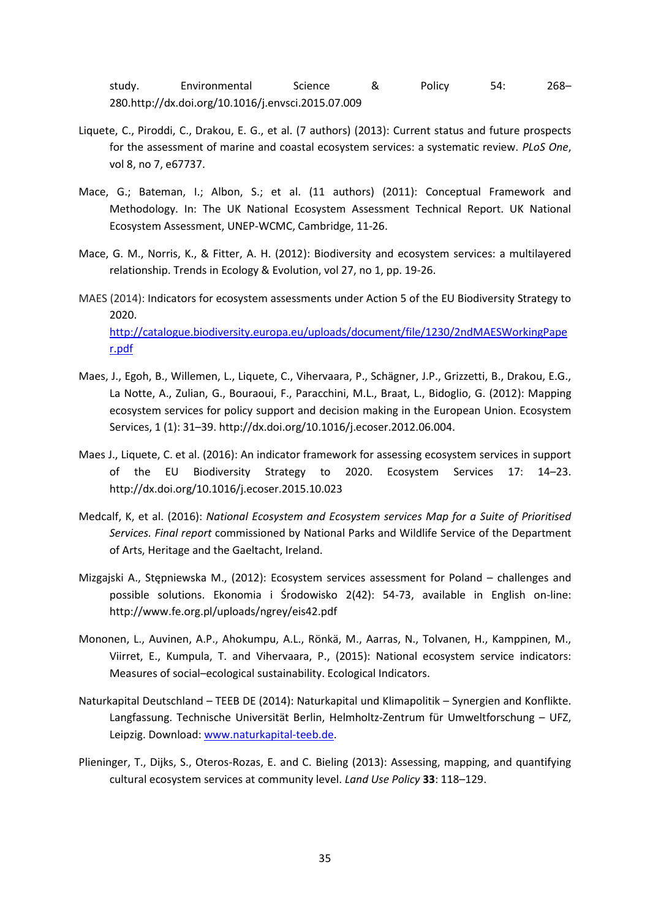study. Environmental Science & Policy 54: 268–280.http://dx.doi.org/10.1016/j.envsci.2015.07.009

Liquete, C., Piroddi, C., Drakou, E. G., et al. (7 authors) (2013): Current status and future prospects for the assessment of marine and coastal ecosystem services: a systematic review. *PLoS One*, vol 8, no 7, e67737.

Mace, G.; Bateman, I.; Albon, S.; et al. (11 authors) (2011): Conceptual Framework and Methodology. In: The UK National Ecosystem Assessment Technical Report. UK National Ecosystem Assessment, UNEP-WCMC, Cambridge, 11-26.

Mace, G. M., Norris, K., & Fitter, A. H. (2012): Biodiversity and ecosystem services: a multilayered relationship. Trends in Ecology & Evolution, vol 27, no 1, pp. 19-26.

MAES (2014): Indicators for ecosystem assessments under Action 5 of the EU Biodiversity Strategy to 2020. http://catalogue.biodiversity.europa.eu/uploads/document/file/1230/2ndMAESWorkingPaper.pdf

Maes, J., Egoh, B., Willemen, L., Liquete, C., Vihervaara, P., Schägner, J.P., Grizzetti, B., Drakou, E.G., La Notte, A., Zulian, G., Bouraoui, F., Paracchini, M.L., Braat, L., Bidoglio, G. (2012): Mapping ecosystem services for policy support and decision making in the European Union. Ecosystem Services, 1 (1): 31–39. http://dx.doi.org/10.1016/j.ecoser.2012.06.004.

Maes J., Liquete, C. et al. (2016): An indicator framework for assessing ecosystem services in support of the EU Biodiversity Strategy to 2020. Ecosystem Services 17: 14–23. http://dx.doi.org/10.1016/j.ecoser.2015.10.023

Medcalf, K, et al. (2016): *National Ecosystem and Ecosystem services Map for a Suite of Prioritised Services. Final report* commissioned by National Parks and Wildlife Service of the Department of Arts, Heritage and the Gaeltacht, Ireland.

Mizgajski A., Stępniewska M., (2012): Ecosystem services assessment for Poland – challenges and possible solutions. Ekonomia i Środowisko 2(42): 54-73, available in English on-line: http://www.fe.org.pl/uploads/ngrey/eis42.pdf

Mononen, L., Auvinen, A.P., Ahokumpu, A.L., Rönkä, M., Aarras, N., Tolvanen, H., Kamppinen, M., Viirret, E., Kumpula, T. and Vihervaara, P., (2015): National ecosystem service indicators: Measures of social–ecological sustainability. Ecological Indicators.

Naturkapital Deutschland – TEEB DE (2014): Naturkapital und Klimapolitik – Synergien und Konflikte. Langfassung. Technische Universität Berlin, Helmholtz-Zentrum für Umweltforschung – UFZ, Leipzig. Download: www.naturkapital-teeb.de.

Plieninger, T., Dijks, S., Oteros-Rozas, E. and C. Bieling (2013): Assessing, mapping, and quantifying cultural ecosystem services at community level. *Land Use Policy* **33**: 118–129.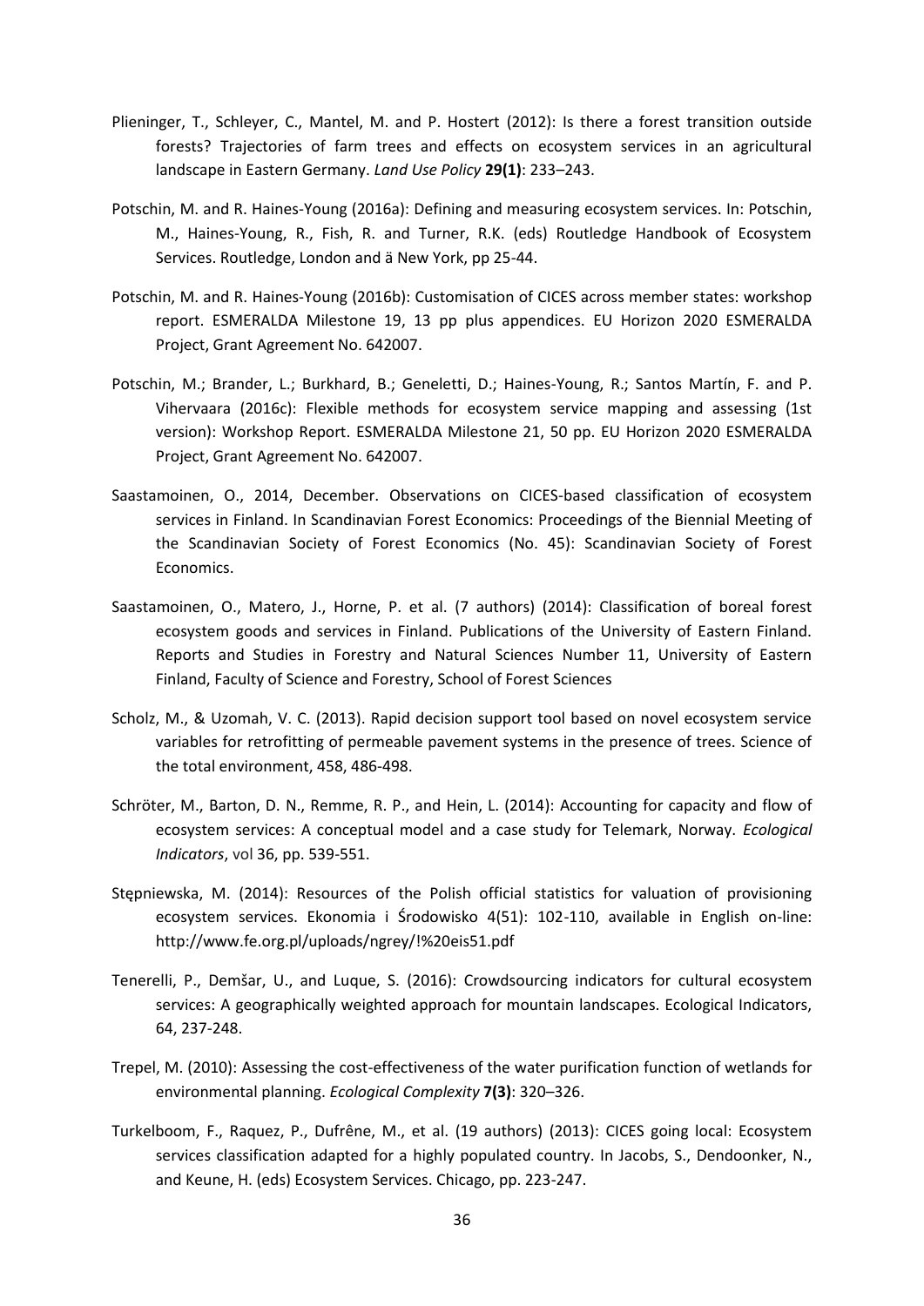Plieninger, T., Schleyer, C., Mantel, M. and P. Hostert (2012): Is there a forest transition outside forests? Trajectories of farm trees and effects on ecosystem services in an agricultural landscape in Eastern Germany. *Land Use Policy* **29(1)**: 233–243.

Potschin, M. and R. Haines-Young (2016a): Defining and measuring ecosystem services. In: Potschin, M., Haines-Young, R., Fish, R. and Turner, R.K. (eds) Routledge Handbook of Ecosystem Services. Routledge, London and ä New York, pp 25-44.

Potschin, M. and R. Haines-Young (2016b): Customisation of CICES across member states: workshop report. ESMERALDA Milestone 19, 13 pp plus appendices. EU Horizon 2020 ESMERALDA Project, Grant Agreement No. 642007.

Potschin, M.; Brander, L.; Burkhard, B.; Geneletti, D.; Haines-Young, R.; Santos Martín, F. and P. Vihervaara (2016c): Flexible methods for ecosystem service mapping and assessing (1st version): Workshop Report. ESMERALDA Milestone 21, 50 pp. EU Horizon 2020 ESMERALDA Project, Grant Agreement No. 642007.

Saastamoinen, O., 2014, December. Observations on CICES-based classification of ecosystem services in Finland. In Scandinavian Forest Economics: Proceedings of the Biennial Meeting of the Scandinavian Society of Forest Economics (No. 45): Scandinavian Society of Forest Economics.

Saastamoinen, O., Matero, J., Horne, P. et al. (7 authors) (2014): Classification of boreal forest ecosystem goods and services in Finland. Publications of the University of Eastern Finland. Reports and Studies in Forestry and Natural Sciences Number 11, University of Eastern Finland, Faculty of Science and Forestry, School of Forest Sciences

Scholz, M., & Uzomah, V. C. (2013). Rapid decision support tool based on novel ecosystem service variables for retrofitting of permeable pavement systems in the presence of trees. Science of the total environment, 458, 486-498.

Schröter, M., Barton, D. N., Remme, R. P., and Hein, L. (2014): Accounting for capacity and flow of ecosystem services: A conceptual model and a case study for Telemark, Norway. *Ecological Indicators*, vol 36, pp. 539-551.

Stępniewska, M. (2014): Resources of the Polish official statistics for valuation of provisioning ecosystem services. Ekonomia i Środowisko 4(51): 102-110, available in English on-line: http://www.fe.org.pl/uploads/ngrey/!%20eis51.pdf

Tenerelli, P., Demšar, U., and Luque, S. (2016): Crowdsourcing indicators for cultural ecosystem services: A geographically weighted approach for mountain landscapes. Ecological Indicators, 64, 237-248.

Trepel, M. (2010): Assessing the cost-effectiveness of the water purification function of wetlands for environmental planning. *Ecological Complexity* **7(3)**: 320–326.

Turkelboom, F., Raquez, P., Dufrêne, M., et al. (19 authors) (2013): CICES going local: Ecosystem services classification adapted for a highly populated country. In Jacobs, S., Dendoonker, N., and Keune, H. (eds) Ecosystem Services. Chicago, pp. 223-247.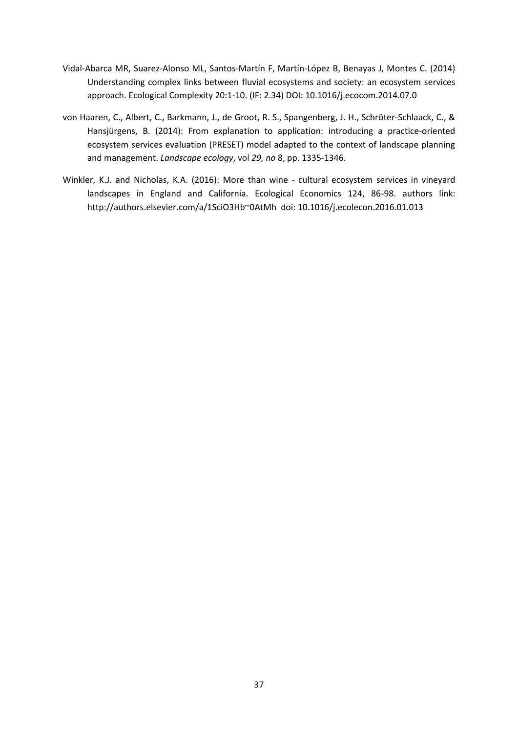Vidal-Abarca MR, Suarez-Alonso ML, Santos-Martín F, Martín-López B, Benayas J, Montes C. (2014) Understanding complex links between fluvial ecosystems and society: an ecosystem services approach. Ecological Complexity 20:1-10. (IF: 2.34) DOI: 10.1016/j.ecocom.2014.07.0

von Haaren, C., Albert, C., Barkmann, J., de Groot, R. S., Spangenberg, J. H., Schröter-Schlaack, C., & Hansjürgens, B. (2014): From explanation to application: introducing a practice-oriented ecosystem services evaluation (PRESET) model adapted to the context of landscape planning and management. *Landscape ecology*, vol *29, no* 8, pp. 1335-1346.

Winkler, K.J. and Nicholas, K.A. (2016): More than wine - cultural ecosystem services in vineyard landscapes in England and California. Ecological Economics 124, 86-98. authors link: http://authors.elsevier.com/a/1SciO3Hb~0AtMh doi: 10.1016/j.ecolecon.2016.01.013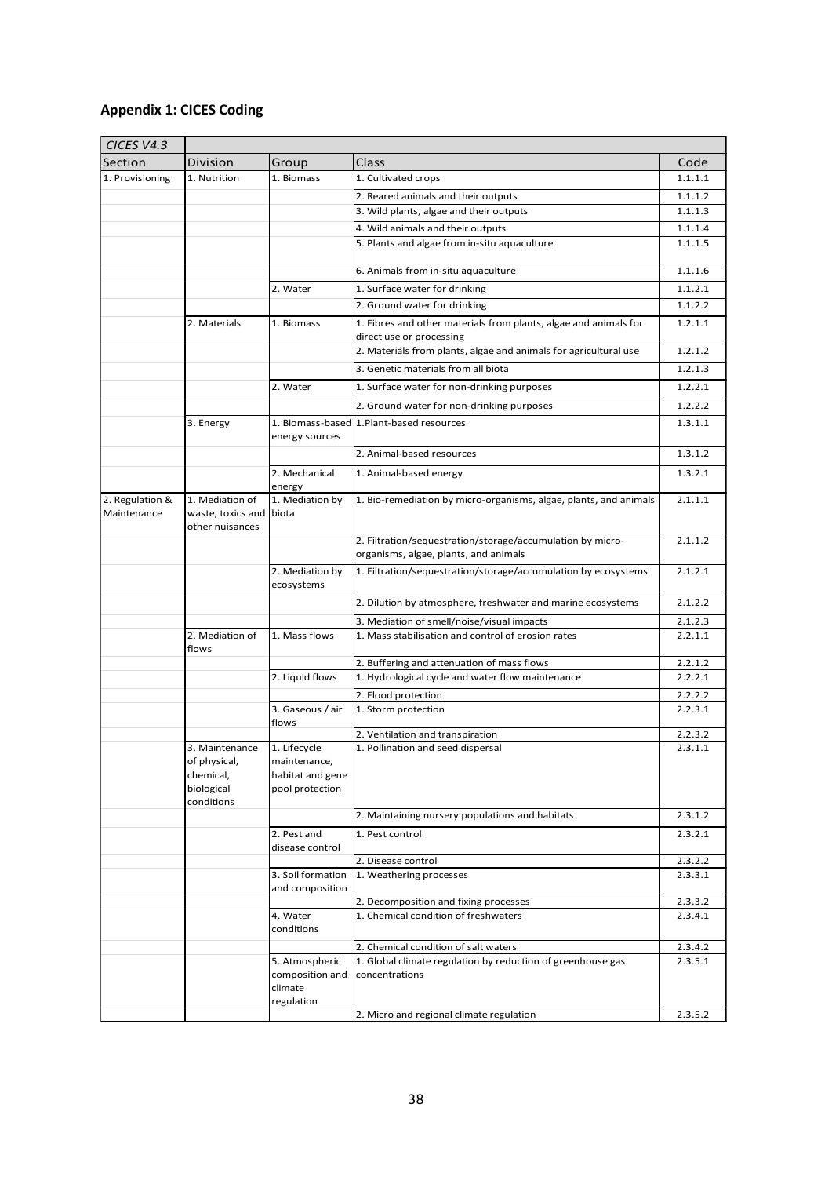## Appendix 1: CICES Coding

| *CICES V4.3* | | | | |
|---|---|---|---|---|
| Section | Division | Group | Class | Code |
| 1. Provisioning | 1. Nutrition | 1. Biomass | 1. Cultivated crops | 1.1.1.1 |
| | | | 2. Reared animals and their outputs | 1.1.1.2 |
| | | | 3. Wild plants, algae and their outputs | 1.1.1.3 |
| | | | 4. Wild animals and their outputs | 1.1.1.4 |
| | | | 5. Plants and algae from in-situ aquaculture | 1.1.1.5 |
| | | | 6. Animals from in-situ aquaculture | 1.1.1.6 |
| | | 2. Water | 1. Surface water for drinking | 1.1.2.1 |
| | | | 2. Ground water for drinking | 1.1.2.2 |
| | 2. Materials | 1. Biomass | 1. Fibres and other materials from plants, algae and animals for direct use or processing | 1.2.1.1 |
| | | | 2. Materials from plants, algae and animals for agricultural use | 1.2.1.2 |
| | | | 3. Genetic materials from all biota | 1.2.1.3 |
| | | 2. Water | 1. Surface water for non-drinking purposes | 1.2.2.1 |
| | | | 2. Ground water for non-drinking purposes | 1.2.2.2 |
| | 3. Energy | 1. Biomass-based energy sources | 1.Plant-based resources | 1.3.1.1 |
| | | | 2. Animal-based resources | 1.3.1.2 |
| | | 2. Mechanical energy | 1. Animal-based energy | 1.3.2.1 |
| 2. Regulation & Maintenance | 1. Mediation of waste, toxics and other nuisances | 1. Mediation by biota | 1. Bio-remediation by micro-organisms, algae, plants, and animals | 2.1.1.1 |
| | | | 2. Filtration/sequestration/storage/accumulation by micro-organisms, algae, plants, and animals | 2.1.1.2 |
| | | 2. Mediation by ecosystems | 1. Filtration/sequestration/storage/accumulation by ecosystems | 2.1.2.1 |
| | | | 2. Dilution by atmosphere, freshwater and marine ecosystems | 2.1.2.2 |
| | | | 3. Mediation of smell/noise/visual impacts | 2.1.2.3 |
| | 2. Mediation of flows | 1. Mass flows | 1. Mass stabilisation and control of erosion rates | 2.2.1.1 |
| | | | 2. Buffering and attenuation of mass flows | 2.2.1.2 |
| | | 2. Liquid flows | 1. Hydrological cycle and water flow maintenance | 2.2.2.1 |
| | | | 2. Flood protection | 2.2.2.2 |
| | | 3. Gaseous / air flows | 1. Storm protection | 2.2.3.1 |
| | | | 2. Ventilation and transpiration | 2.2.3.2 |
| | 3. Maintenance of physical, chemical, biological conditions | 1. Lifecycle maintenance, habitat and gene pool protection | 1. Pollination and seed dispersal | 2.3.1.1 |
| | | | 2. Maintaining nursery populations and habitats | 2.3.1.2 |
| | | 2. Pest and disease control | 1. Pest control | 2.3.2.1 |
| | | | 2. Disease control | 2.3.2.2 |
| | | 3. Soil formation and composition | 1. Weathering processes | 2.3.3.1 |
| | | | 2. Decomposition and fixing processes | 2.3.3.2 |
| | | 4. Water conditions | 1. Chemical condition of freshwaters | 2.3.4.1 |
| | | | 2. Chemical condition of salt waters | 2.3.4.2 |
| | | 5. Atmospheric composition and climate regulation | 1. Global climate regulation by reduction of greenhouse gas concentrations | 2.3.5.1 |
| | | | 2. Micro and regional climate regulation | 2.3.5.2 |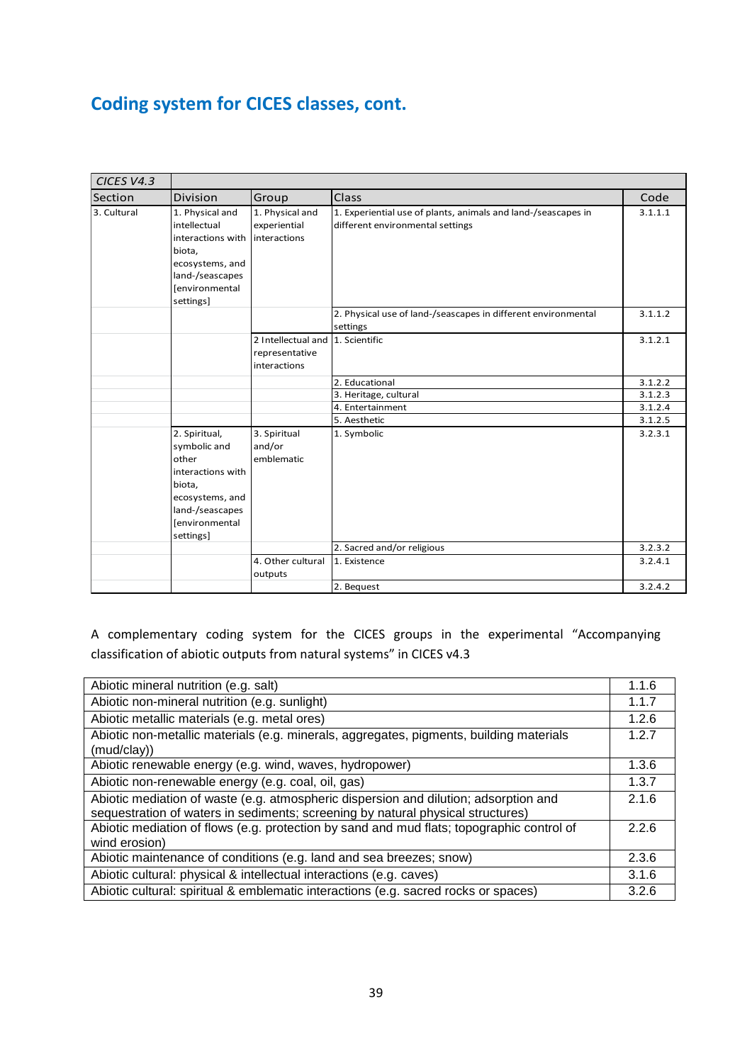## Coding system for CICES classes, cont.

| *CICES V4.3* | | | | |
|---|---|---|---|---|
| Section | Division | Group | Class | Code |
| 3. Cultural | 1. Physical and intellectual interactions with biota, ecosystems, and land-/seascapes [environmental settings] | 1. Physical and experiential interactions | 1. Experiential use of plants, animals and land-/seascapes in different environmental settings | 3.1.1.1 |
| | | | 2. Physical use of land-/seascapes in different environmental settings | 3.1.1.2 |
| | | 2 Intellectual and representative interactions | 1. Scientific | 3.1.2.1 |
| | | | 2. Educational | 3.1.2.2 |
| | | | 3. Heritage, cultural | 3.1.2.3 |
| | | | 4. Entertainment | 3.1.2.4 |
| | | | 5. Aesthetic | 3.1.2.5 |
| | 2. Spiritual, symbolic and other interactions with biota, ecosystems, and land-/seascapes [environmental settings] | 3. Spiritual and/or emblematic | 1. Symbolic | 3.2.3.1 |
| | | | 2. Sacred and/or religious | 3.2.3.2 |
| | | 4. Other cultural outputs | 1. Existence | 3.2.4.1 |
| | | | 2. Bequest | 3.2.4.2 |

A complementary coding system for the CICES groups in the experimental "Accompanying classification of abiotic outputs from natural systems" in CICES v4.3

| | |
|---|---|
| Abiotic mineral nutrition (e.g. salt) | 1.1.6 |
| Abiotic non-mineral nutrition (e.g. sunlight) | 1.1.7 |
| Abiotic metallic materials (e.g. metal ores) | 1.2.6 |
| Abiotic non-metallic materials (e.g. minerals, aggregates, pigments, building materials (mud/clay)) | 1.2.7 |
| Abiotic renewable energy (e.g. wind, waves, hydropower) | 1.3.6 |
| Abiotic non-renewable energy (e.g. coal, oil, gas) | 1.3.7 |
| Abiotic mediation of waste (e.g. atmospheric dispersion and dilution; adsorption and sequestration of waters in sediments; screening by natural physical structures) | 2.1.6 |
| Abiotic mediation of flows (e.g. protection by sand and mud flats; topographic control of wind erosion) | 2.2.6 |
| Abiotic maintenance of conditions (e.g. land and sea breezes; snow) | 2.3.6 |
| Abiotic cultural: physical & intellectual interactions (e.g. caves) | 3.1.6 |
| Abiotic cultural: spiritual & emblematic interactions (e.g. sacred rocks or spaces) | 3.2.6 |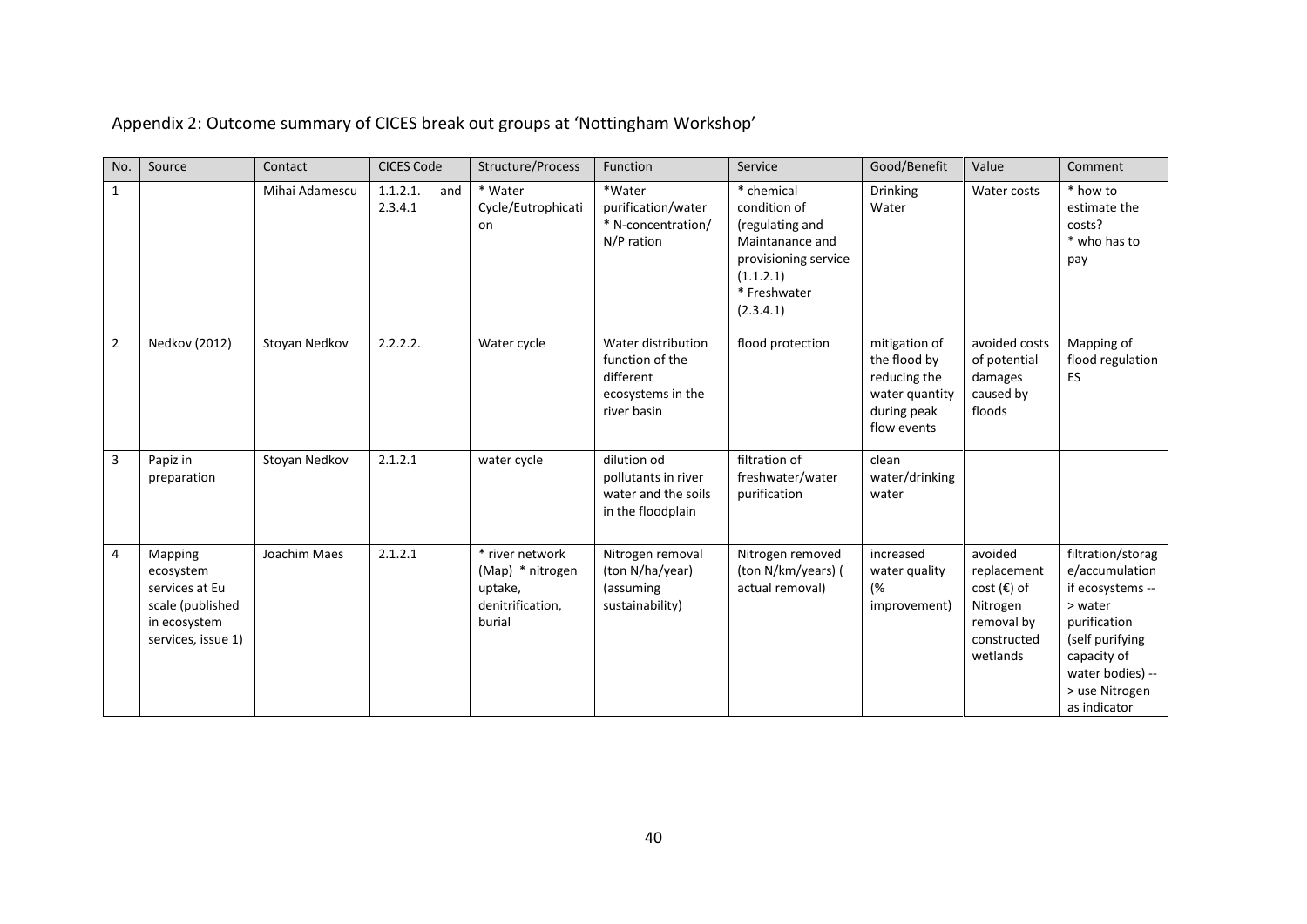Appendix 2: Outcome summary of CICES break out groups at 'Nottingham Workshop'

| No. | Source | Contact | CICES Code | Structure/Process | Function | Service | Good/Benefit | Value | Comment |
|---|---|---|---|---|---|---|---|---|---|
| 1 | | Mihai Adamescu | 1.1.2.1. and 2.3.4.1 | * Water Cycle/Eutrophication | *Water purification/water * N-concentration/ N/P ration | * chemical condition of (regulating and Maintanance and provisioning service (1.1.2.1) * Freshwater (2.3.4.1) | Drinking Water | Water costs | * how to estimate the costs? * who has to pay |
| 2 | Nedkov (2012) | Stoyan Nedkov | 2.2.2.2. | Water cycle | Water distribution function of the different ecosystems in the river basin | flood protection | mitigation of the flood by reducing the water quantity during peak flow events | avoided costs of potential damages caused by floods | Mapping of flood regulation ES |
| 3 | Papiz in preparation | Stoyan Nedkov | 2.1.2.1 | water cycle | dilution od pollutants in river water and the soils in the floodplain | filtration of freshwater/water purification | clean water/drinking water | | |
| 4 | Mapping ecosystem services at Eu scale (published in ecosystem services, issue 1) | Joachim Maes | 2.1.2.1 | * river network (Map) * nitrogen uptake, denitrification, burial | Nitrogen removal (ton N/ha/year) (assuming sustainability) | Nitrogen removed (ton N/km/years) ( actual removal) | increased water quality (% improvement) | avoided replacement cost (€) of Nitrogen removal by constructed wetlands | filtration/storage/accumulation if ecosystems --> water purification (self purifying capacity of water bodies) --> use Nitrogen as indicator |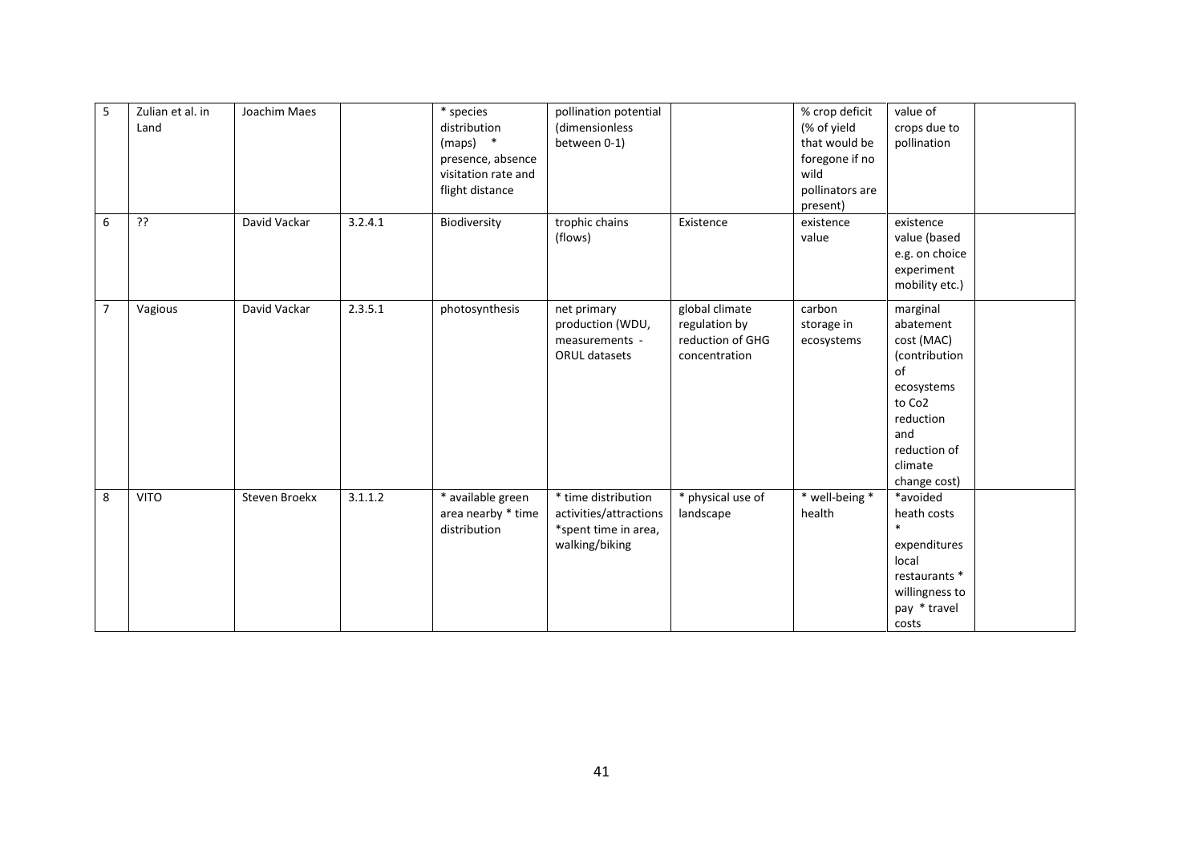| 5 | Zulian et al. in Land | Joachim Maes | | * species distribution (maps) * presence, absence visitation rate and flight distance | pollination potential (dimensionless between 0-1) | | % crop deficit (% of yield that would be foregone if no wild pollinators are present) | value of crops due to pollination | |
|---|---|---|---|---|---|---|---|---|---|
| 6 | ?? | David Vackar | 3.2.4.1 | Biodiversity | trophic chains (flows) | Existence | existence value | existence value (based e.g. on choice experiment mobility etc.) | |
| 7 | Vagious | David Vackar | 2.3.5.1 | photosynthesis | net primary production (WDU, measurements - ORUL datasets | global climate regulation by reduction of GHG concentration | carbon storage in ecosystems | marginal abatement cost (MAC) (contribution of ecosystems to $Co_2$ reduction and reduction of climate change cost) | |
| 8 | VITO | Steven Broekx | 3.1.1.2 | * available green area nearby * time distribution | * time distribution activities/attractions *spent time in area, walking/biking | * physical use of landscape | * well-being * health | *avoided heath costs * expenditures local restaurants * willingness to pay * travel costs | |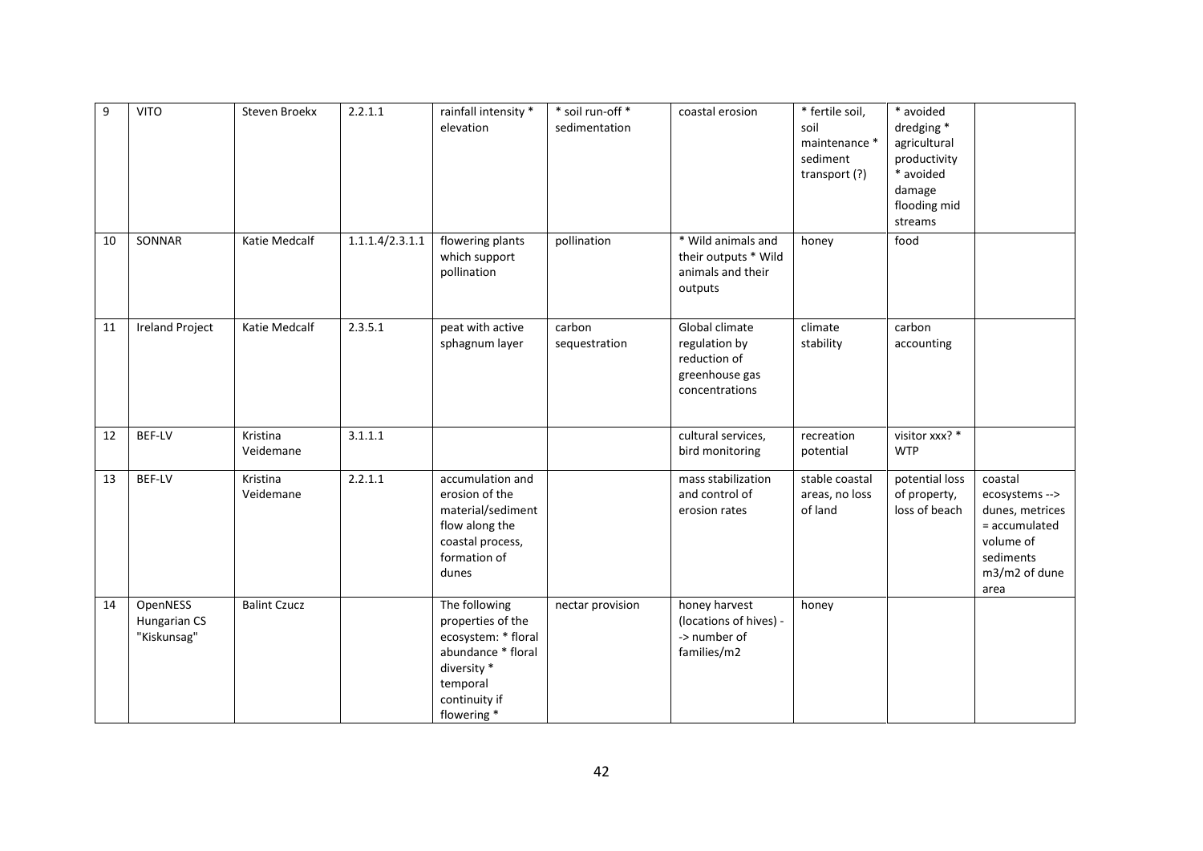| 9 | VITO | Steven Broekx | 2.2.1.1 | rainfall intensity * elevation | * soil run-off * sedimentation | coastal erosion | * fertile soil, soil maintenance * sediment transport (?) | * avoided dredging * agricultural productivity * avoided damage flooding mid streams | |
|---|---|---|---|---|---|---|---|---|---|
| 10 | SONNAR | Katie Medcalf | 1.1.1.4/2.3.1.1 | flowering plants which support pollination | pollination | * Wild animals and their outputs * Wild animals and their outputs | honey | food | |
| 11 | Ireland Project | Katie Medcalf | 2.3.5.1 | peat with active sphagnum layer | carbon sequestration | Global climate regulation by reduction of greenhouse gas concentrations | climate stability | carbon accounting | |
| 12 | BEF-LV | Kristina Veidemane | 3.1.1.1 | | | cultural services, bird monitoring | recreation potential | visitor xxx? * WTP | |
| 13 | BEF-LV | Kristina Veidemane | 2.2.1.1 | accumulation and erosion of the material/sediment flow along the coastal process, formation of dunes | | mass stabilization and control of erosion rates | stable coastal areas, no loss of land | potential loss of property, loss of beach | coastal ecosystems --> dunes, metrices = accumulated volume of sediments m3/m2 of dune area |
| 14 | OpenNESS Hungarian CS "Kiskunsag" | Balint Czucz | | The following properties of the ecosystem: * floral abundance * floral diversity * temporal continuity if flowering * | nectar provision | honey harvest (locations of hives) -> number of families/m2 | honey | | |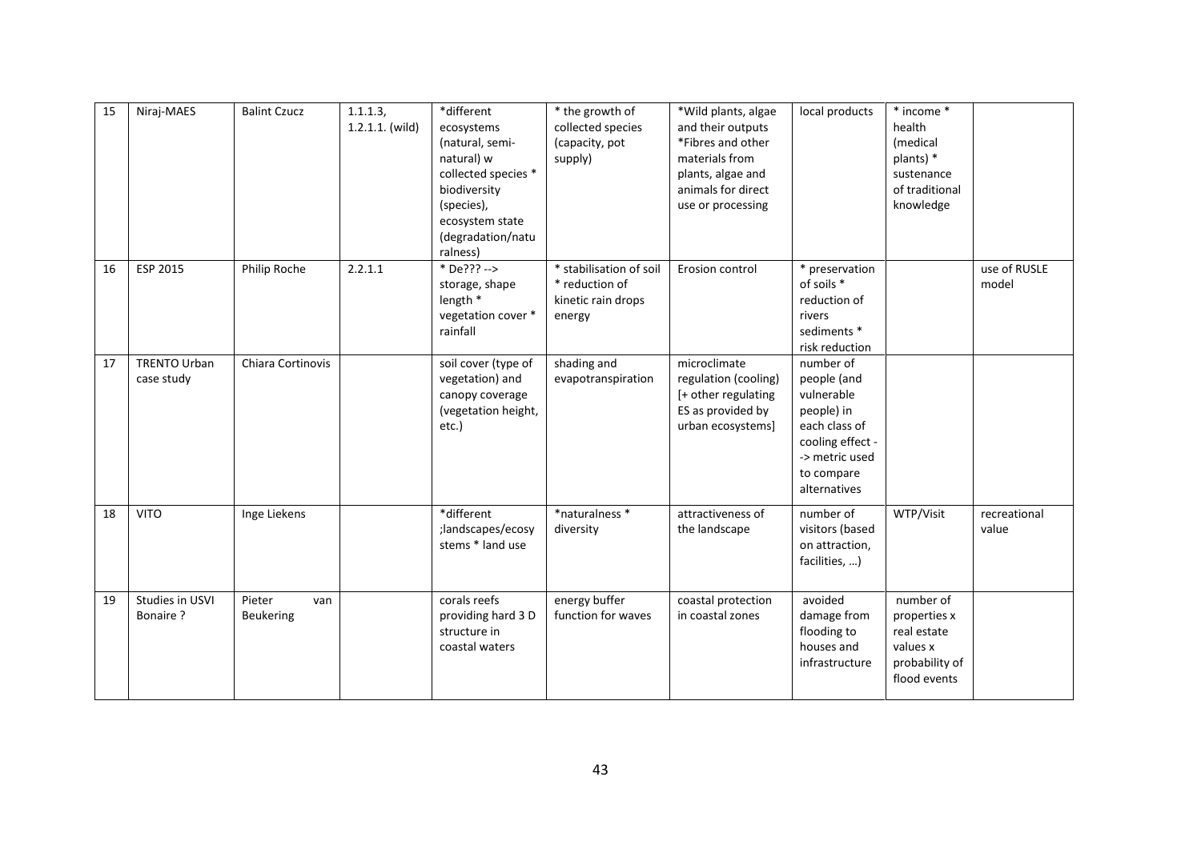| 15 | Niraj-MAES | Balint Czucz | 1.1.1.3, 1.2.1.1. (wild) | *different ecosystems (natural, semi-natural) w collected species * biodiversity (species), ecosystem state (degradation/naturalness) | * the growth of collected species (capacity, pot supply) | *Wild plants, algae and their outputs *Fibres and other materials from plants, algae and animals for direct use or processing | local products | * income * health (medical plants) * sustenance of traditional knowledge | |
|---|---|---|---|---|---|---|---|---|---|
| 16 | ESP 2015 | Philip Roche | 2.2.1.1 | * De??? --> storage, shape length * vegetation cover * rainfall | * stabilisation of soil * reduction of kinetic rain drops energy | Erosion control | * preservation of soils * reduction of rivers sediments * risk reduction | | use of RUSLE model |
| 17 | TRENTO Urban case study | Chiara Cortinovis | | soil cover (type of vegetation) and canopy coverage (vegetation height, etc.) | shading and evapotranspiration | microclimate regulation (cooling) [+ other regulating ES as provided by urban ecosystems] | number of people (and vulnerable people) in each class of cooling effect -> metric used to compare alternatives | | |
| 18 | VITO | Inge Liekens | | *different ;landscapes/ecosystems * land use | *naturalness * diversity | attractiveness of the landscape | number of visitors (based on attraction, facilities, …) | WTP/Visit | recreational value |
| 19 | Studies in USVI Bonaire ? | Pieter van Beukering | | corals reefs providing hard 3 D structure in coastal waters | energy buffer function for waves | coastal protection in coastal zones | avoided damage from flooding to houses and infrastructure | number of properties x real estate values x probability of flood events | |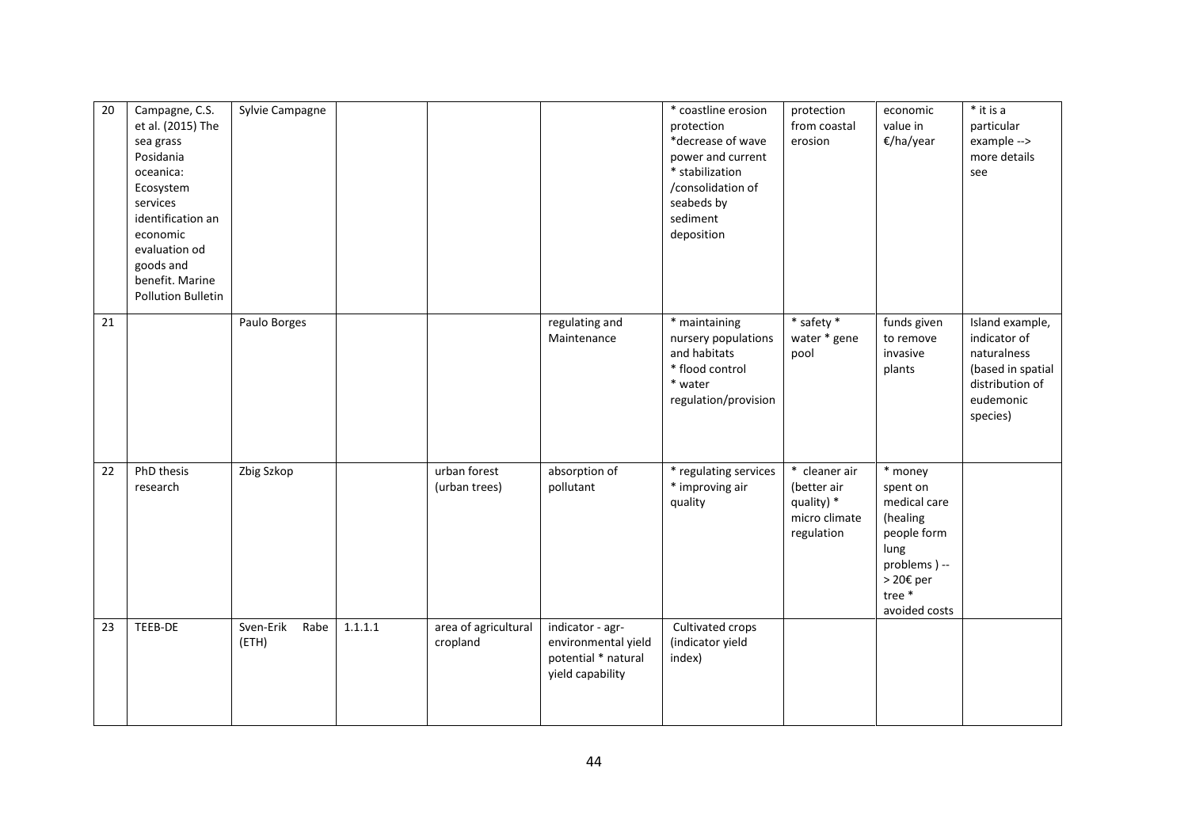| 20 | Campagne, C.S. et al. (2015) The sea grass Posidania oceanica: Ecosystem services identification an economic evaluation od goods and benefit. Marine Pollution Bulletin | Sylvie Campagne | | | | * coastline erosion protection *decrease of wave power and current * stabilization /consolidation of seabeds by sediment deposition | protection from coastal erosion | economic value in €/ha/year | * it is a particular example --> more details see |
|---|---|---|---|---|---|---|---|---|---|
| 21 | | Paulo Borges | | | regulating and Maintenance | * maintaining nursery populations and habitats * flood control * water regulation/provision | * safety * water * gene pool | funds given to remove invasive plants | Island example, indicator of naturalness (based in spatial distribution of eudemonic species) |
| 22 | PhD thesis research | Zbig Szkop | | urban forest (urban trees) | absorption of pollutant | * regulating services * improving air quality | * cleaner air (better air quality) * micro climate regulation | * money spent on medical care (healing people form lung problems ) --> 20€ per tree * avoided costs | |
| 23 | TEEB-DE | Sven-Erik Rabe (ETH) | 1.1.1.1 | area of agricultural cropland | indicator - agr-environmental yield potential * natural yield capability | Cultivated crops (indicator yield index) | | | |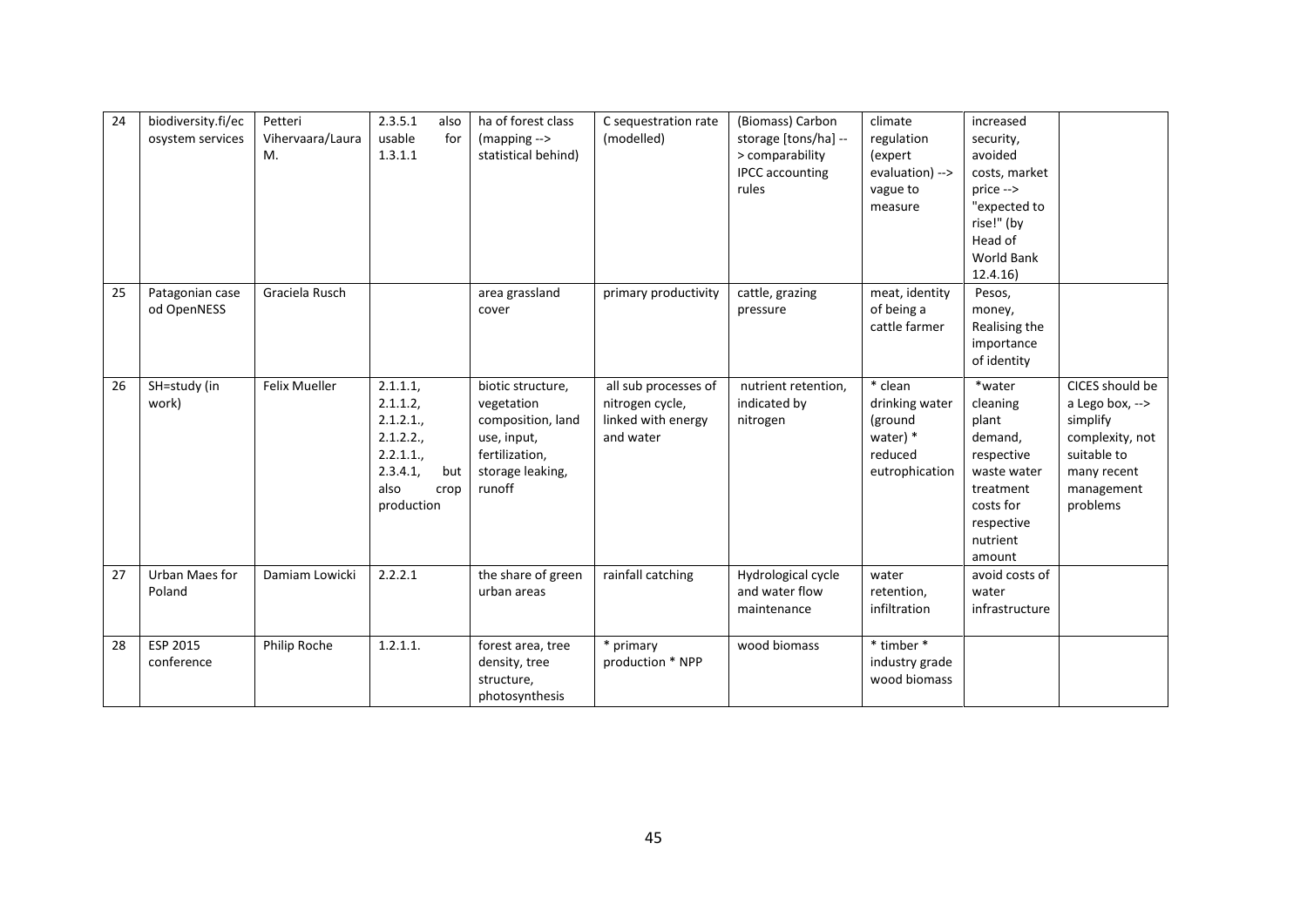| | | | | | | | | | |
|---|---|---|---|---|---|---|---|---|---|
| 24 | biodiversity.fi/ecosystem services | Petteri Vihervaara/Laura M. | 2.3.5.1 also usable for 1.3.1.1 | ha of forest class (mapping --> statistical behind) | C sequestration rate (modelled) | (Biomass) Carbon storage [tons/ha] --> comparability IPCC accounting rules | climate regulation (expert evaluation) --> vague to measure | increased security, avoided costs, market price --> "expected to rise!" (by Head of World Bank 12.4.16) | |
| 25 | Patagonian case od OpenNESS | Graciela Rusch | | area grassland cover | primary productivity | cattle, grazing pressure | meat, identity of being a cattle farmer | Pesos, money, Realising the importance of identity | |
| 26 | SH=study (in work) | Felix Mueller | 2.1.1.1, 2.1.1.2, 2.1.2.1., 2.1.2.2., 2.2.1.1., 2.3.4.1, but also crop production | biotic structure, vegetation composition, land use, input, fertilization, storage leaking, runoff | all sub processes of nitrogen cycle, linked with energy and water | nutrient retention, indicated by nitrogen | * clean drinking water (ground water) * reduced eutrophication | *water cleaning plant demand, respective waste water treatment costs for respective nutrient amount | CICES should be a Lego box, --> simplify complexity, not suitable to many recent management problems |
| 27 | Urban Maes for Poland | Damiam Lowicki | 2.2.2.1 | the share of green urban areas | rainfall catching | Hydrological cycle and water flow maintenance | water retention, infiltration | avoid costs of water infrastructure | |
| 28 | ESP 2015 conference | Philip Roche | 1.2.1.1. | forest area, tree density, tree structure, photosynthesis | * primary production * NPP | wood biomass | * timber * industry grade wood biomass | | |